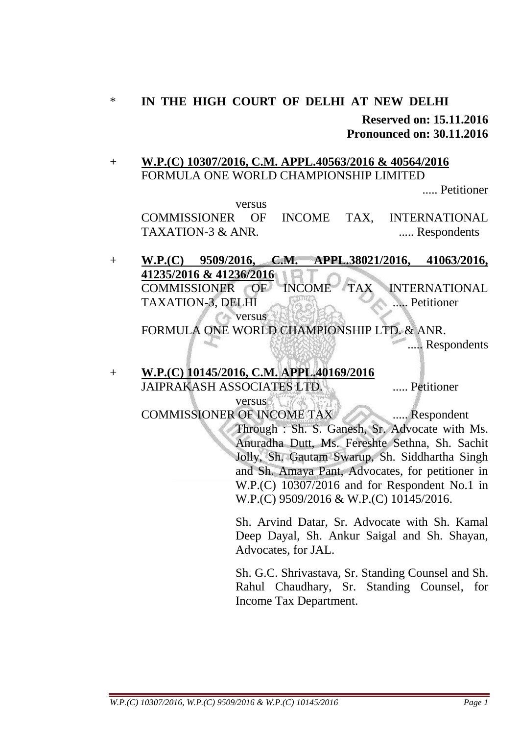\* **IN THE HIGH COURT OF DELHI AT NEW DELHI**

**Reserved on: 15.11.2016**
**Pronounced on: 30.11.2016**

\+ **W.P.(C) 10307/2016, C.M. APPL.40563/2016 & 40564/2016**
FORMULA ONE WORLD CHAMPIONSHIP LIMITED ..... Petitioner

versus

COMMISSIONER OF INCOME TAX, INTERNATIONAL TAXATION-3 & ANR. ..... Respondents

\+ **W.P.(C) 9509/2016, C.M. APPL.38021/2016, 41063/2016, 41235/2016 & 41236/2016**
COMMISSIONER OF INCOME TAX INTERNATIONAL TAXATION-3, DELHI ..... Petitioner

versus

FORMULA ONE WORLD CHAMPIONSHIP LTD. & ANR. ..... Respondents

\+ **W.P.(C) 10145/2016, C.M. APPL.40169/2016**
JAIPRAKASH ASSOCIATES LTD. ..... Petitioner

versus

COMMISSIONER OF INCOME TAX ..... Respondent

Through : Sh. S. Ganesh, Sr. Advocate with Ms. Anuradha Dutt, Ms. Fereshte Sethna, Sh. Sachit Jolly, Sh. Gautam Swarup, Sh. Siddhartha Singh and Sh. Amaya Pant, Advocates, for petitioner in W.P.(C) 10307/2016 and for Respondent No.1 in W.P.(C) 9509/2016 & W.P.(C) 10145/2016.

Sh. Arvind Datar, Sr. Advocate with Sh. Kamal Deep Dayal, Sh. Ankur Saigal and Sh. Shayan, Advocates, for JAL.

Sh. G.C. Shrivastava, Sr. Standing Counsel and Sh. Rahul Chaudhary, Sr. Standing Counsel, for Income Tax Department.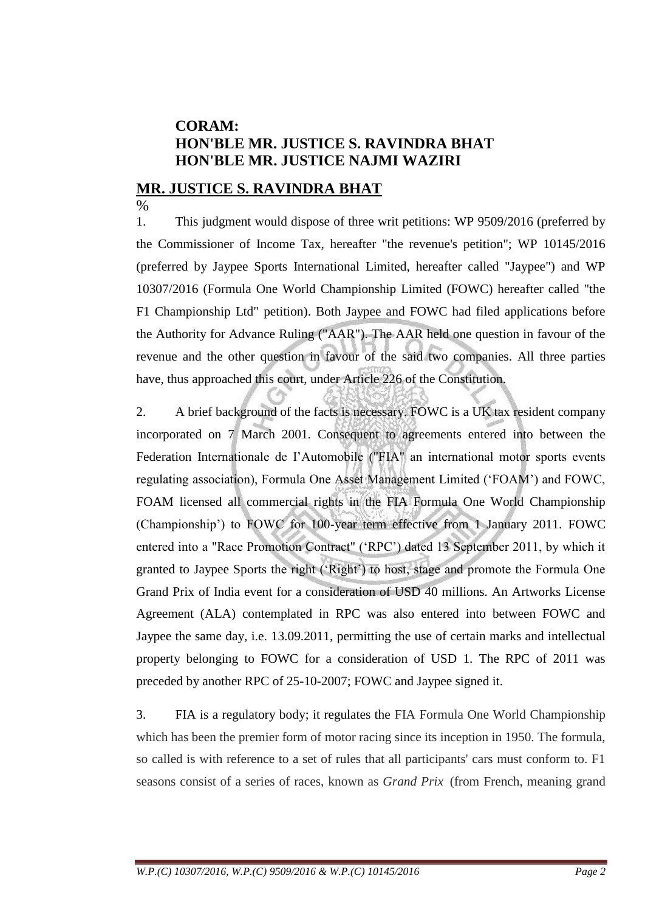**CORAM:**
**HON'BLE MR. JUSTICE S. RAVINDRA BHAT**
**HON'BLE MR. JUSTICE NAJMI WAZIRI**

## MR. JUSTICE S. RAVINDRA BHAT

%

1. This judgment would dispose of three writ petitions: WP 9509/2016 (preferred by the Commissioner of Income Tax, hereafter "the revenue's petition"; WP 10145/2016 (preferred by Jaypee Sports International Limited, hereafter called "Jaypee") and WP 10307/2016 (Formula One World Championship Limited (FOWC) hereafter called "the F1 Championship Ltd" petition). Both Jaypee and FOWC had filed applications before the Authority for Advance Ruling ("AAR"). The AAR held one question in favour of the revenue and the other question in favour of the said two companies. All three parties have, thus approached this court, under Article 226 of the Constitution.

2. A brief background of the facts is necessary. FOWC is a UK tax resident company incorporated on 7 March 2001. Consequent to agreements entered into between the Federation Internationale de I'Automobile ("FIA" an international motor sports events regulating association), Formula One Asset Management Limited ('FOAM') and FOWC, FOAM licensed all commercial rights in the FIA Formula One World Championship (Championship') to FOWC for 100-year term effective from 1 January 2011. FOWC entered into a "Race Promotion Contract" ('RPC') dated 13 September 2011, by which it granted to Jaypee Sports the right ('Right') to host, stage and promote the Formula One Grand Prix of India event for a consideration of USD 40 millions. An Artworks License Agreement (ALA) contemplated in RPC was also entered into between FOWC and Jaypee the same day, i.e. 13.09.2011, permitting the use of certain marks and intellectual property belonging to FOWC for a consideration of USD 1. The RPC of 2011 was preceded by another RPC of 25-10-2007; FOWC and Jaypee signed it.

3. FIA is a regulatory body; it regulates the FIA Formula One World Championship which has been the premier form of motor racing since its inception in 1950. The formula, so called is with reference to a set of rules that all participants' cars must conform to. F1 seasons consist of a series of races, known as *Grand Prix* (from French, meaning grand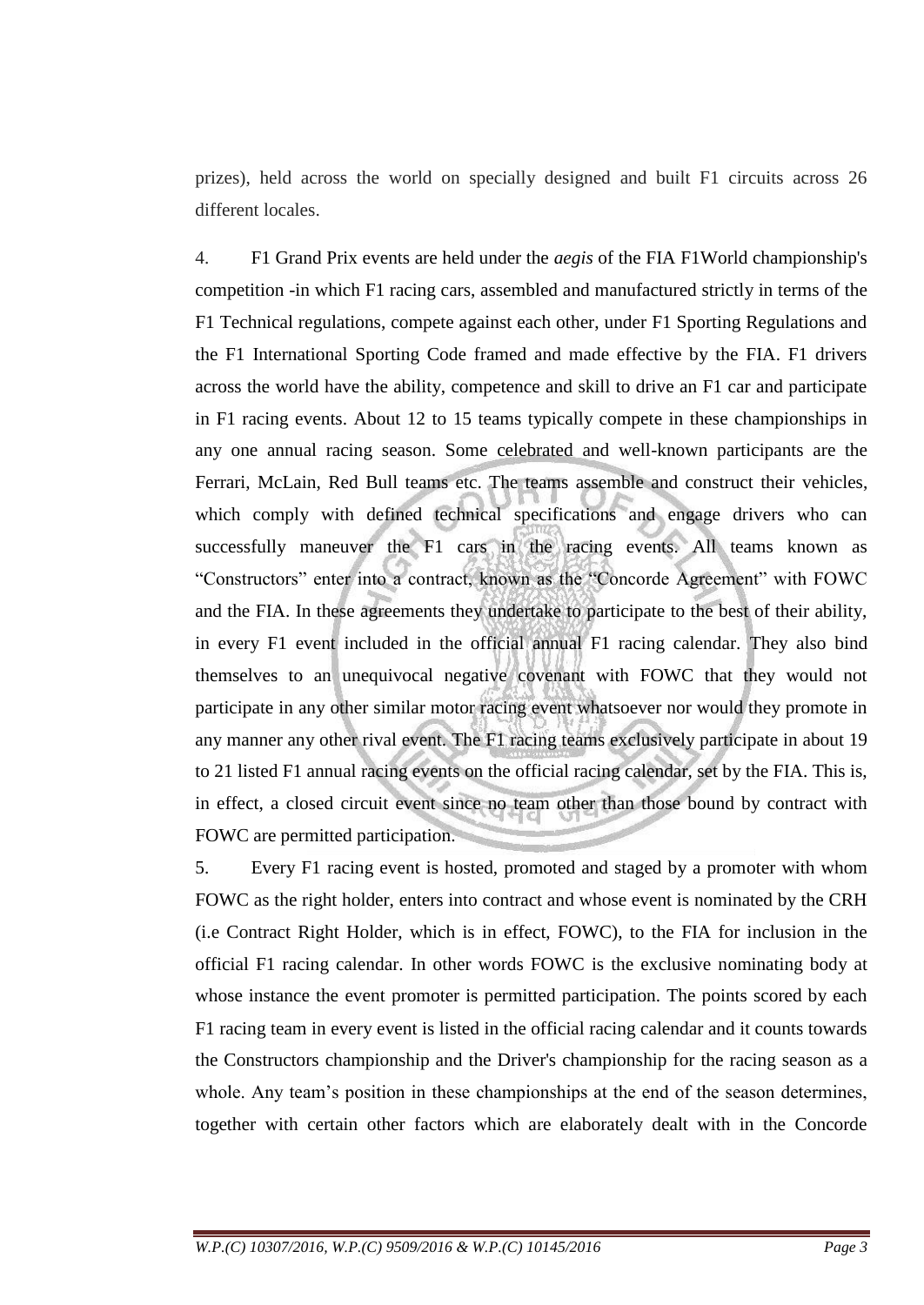prizes), held across the world on specially designed and built F1 circuits across 26 different locales.

4. F1 Grand Prix events are held under the *aegis* of the FIA F1World championship's competition -in which F1 racing cars, assembled and manufactured strictly in terms of the F1 Technical regulations, compete against each other, under F1 Sporting Regulations and the F1 International Sporting Code framed and made effective by the FIA. F1 drivers across the world have the ability, competence and skill to drive an F1 car and participate in F1 racing events. About 12 to 15 teams typically compete in these championships in any one annual racing season. Some celebrated and well-known participants are the Ferrari, McLain, Red Bull teams etc. The teams assemble and construct their vehicles, which comply with defined technical specifications and engage drivers who can successfully maneuver the F1 cars in the racing events. All teams known as "Constructors" enter into a contract, known as the "Concorde Agreement" with FOWC and the FIA. In these agreements they undertake to participate to the best of their ability, in every F1 event included in the official annual F1 racing calendar. They also bind themselves to an unequivocal negative covenant with FOWC that they would not participate in any other similar motor racing event whatsoever nor would they promote in any manner any other rival event. The F1 racing teams exclusively participate in about 19 to 21 listed F1 annual racing events on the official racing calendar, set by the FIA. This is, in effect, a closed circuit event since no team other than those bound by contract with FOWC are permitted participation.

5. Every F1 racing event is hosted, promoted and staged by a promoter with whom FOWC as the right holder, enters into contract and whose event is nominated by the CRH (i.e Contract Right Holder, which is in effect, FOWC), to the FIA for inclusion in the official F1 racing calendar. In other words FOWC is the exclusive nominating body at whose instance the event promoter is permitted participation. The points scored by each F1 racing team in every event is listed in the official racing calendar and it counts towards the Constructors championship and the Driver's championship for the racing season as a whole. Any team's position in these championships at the end of the season determines, together with certain other factors which are elaborately dealt with in the Concorde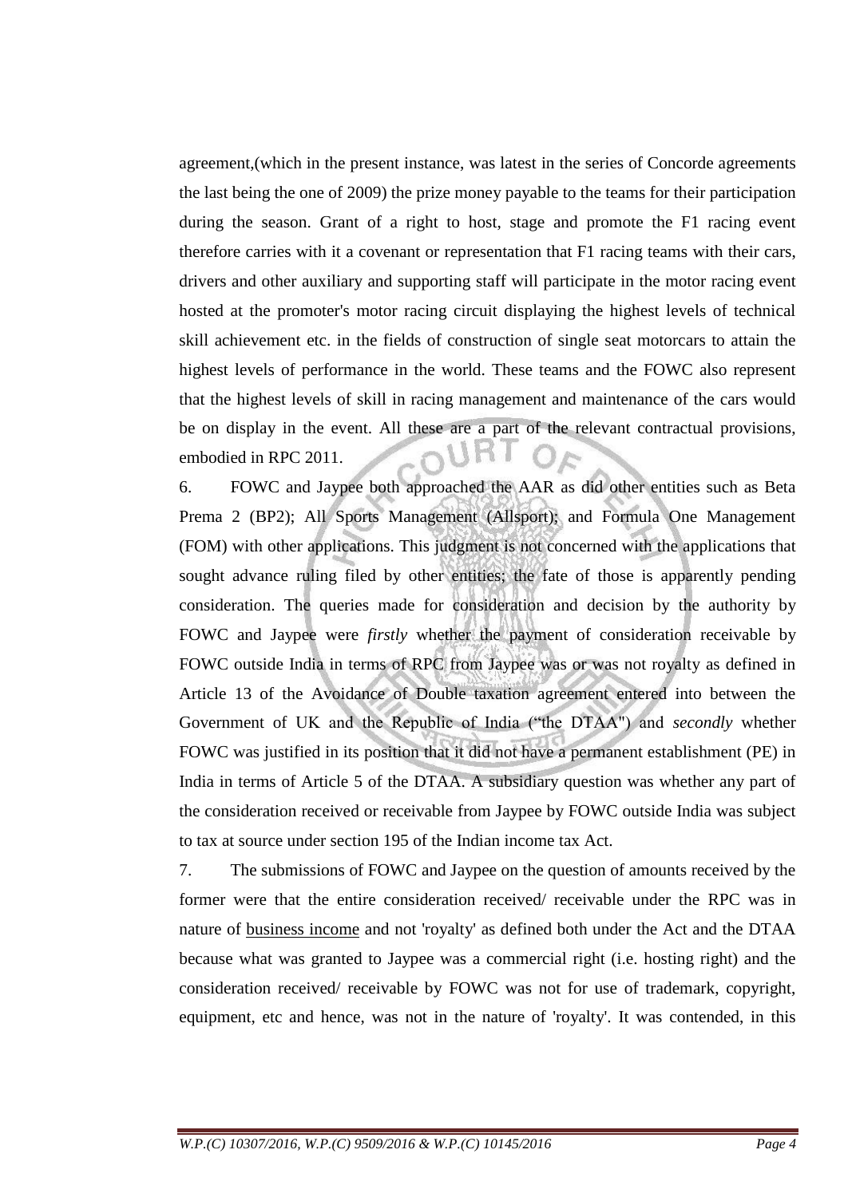agreement,(which in the present instance, was latest in the series of Concorde agreements the last being the one of 2009) the prize money payable to the teams for their participation during the season. Grant of a right to host, stage and promote the F1 racing event therefore carries with it a covenant or representation that F1 racing teams with their cars, drivers and other auxiliary and supporting staff will participate in the motor racing event hosted at the promoter's motor racing circuit displaying the highest levels of technical skill achievement etc. in the fields of construction of single seat motorcars to attain the highest levels of performance in the world. These teams and the FOWC also represent that the highest levels of skill in racing management and maintenance of the cars would be on display in the event. All these are a part of the relevant contractual provisions, embodied in RPC 2011.

6. FOWC and Jaypee both approached the AAR as did other entities such as Beta Prema 2 (BP2); All Sports Management (Allsport); and Formula One Management (FOM) with other applications. This judgment is not concerned with the applications that sought advance ruling filed by other entities; the fate of those is apparently pending consideration. The queries made for consideration and decision by the authority by FOWC and Jaypee were *firstly* whether the payment of consideration receivable by FOWC outside India in terms of RPC from Jaypee was or was not royalty as defined in Article 13 of the Avoidance of Double taxation agreement entered into between the Government of UK and the Republic of India ("the DTAA") and *secondly* whether FOWC was justified in its position that it did not have a permanent establishment (PE) in India in terms of Article 5 of the DTAA. A subsidiary question was whether any part of the consideration received or receivable from Jaypee by FOWC outside India was subject to tax at source under section 195 of the Indian income tax Act.

7. The submissions of FOWC and Jaypee on the question of amounts received by the former were that the entire consideration received/ receivable under the RPC was in nature of <u>business income</u> and not 'royalty' as defined both under the Act and the DTAA because what was granted to Jaypee was a commercial right (i.e. hosting right) and the consideration received/ receivable by FOWC was not for use of trademark, copyright, equipment, etc and hence, was not in the nature of 'royalty'. It was contended, in this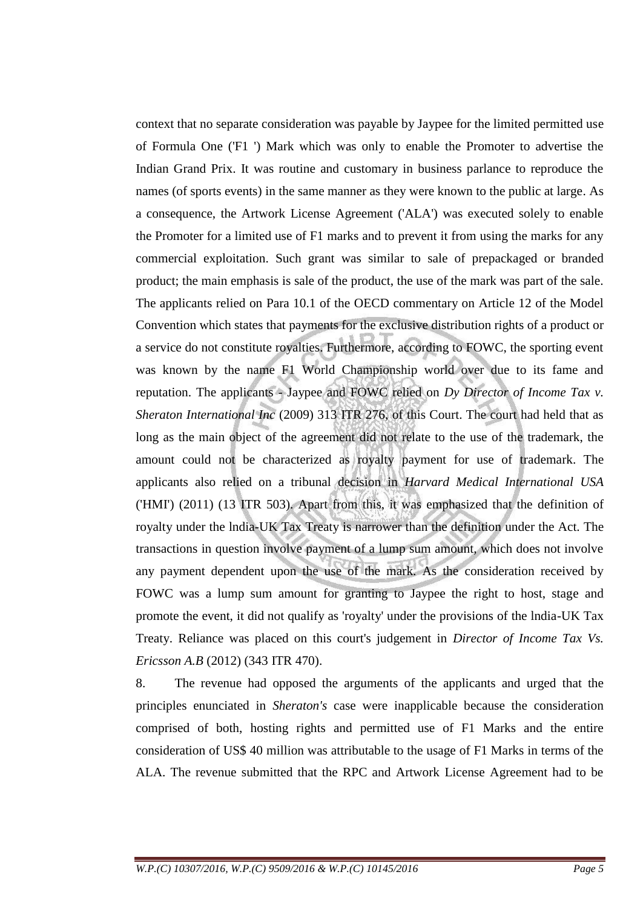context that no separate consideration was payable by Jaypee for the limited permitted use of Formula One ('F1 ') Mark which was only to enable the Promoter to advertise the Indian Grand Prix. It was routine and customary in business parlance to reproduce the names (of sports events) in the same manner as they were known to the public at large. As a consequence, the Artwork License Agreement ('ALA') was executed solely to enable the Promoter for a limited use of F1 marks and to prevent it from using the marks for any commercial exploitation. Such grant was similar to sale of prepackaged or branded product; the main emphasis is sale of the product, the use of the mark was part of the sale. The applicants relied on Para 10.1 of the OECD commentary on Article 12 of the Model Convention which states that payments for the exclusive distribution rights of a product or a service do not constitute royalties. Furthermore, according to FOWC, the sporting event was known by the name F1 World Championship world over due to its fame and reputation. The applicants - Jaypee and FOWC relied on *Dy Director of Income Tax v. Sheraton International Inc* (2009) 313 ITR 276, of this Court. The court had held that as long as the main object of the agreement did not relate to the use of the trademark, the amount could not be characterized as royalty payment for use of trademark. The applicants also relied on a tribunal decision in *Harvard Medical International USA* ('HMI') (2011) (13 ITR 503). Apart from this, it was emphasized that the definition of royalty under the lndia-UK Tax Treaty is narrower than the definition under the Act. The transactions in question involve payment of a lump sum amount, which does not involve any payment dependent upon the use of the mark. As the consideration received by FOWC was a lump sum amount for granting to Jaypee the right to host, stage and promote the event, it did not qualify as 'royalty' under the provisions of the lndia-UK Tax Treaty. Reliance was placed on this court's judgement in *Director of Income Tax Vs. Ericsson A.B* (2012) (343 ITR 470).

8. The revenue had opposed the arguments of the applicants and urged that the principles enunciated in *Sheraton's* case were inapplicable because the consideration comprised of both, hosting rights and permitted use of F1 Marks and the entire consideration of US$ 40 million was attributable to the usage of F1 Marks in terms of the ALA. The revenue submitted that the RPC and Artwork License Agreement had to be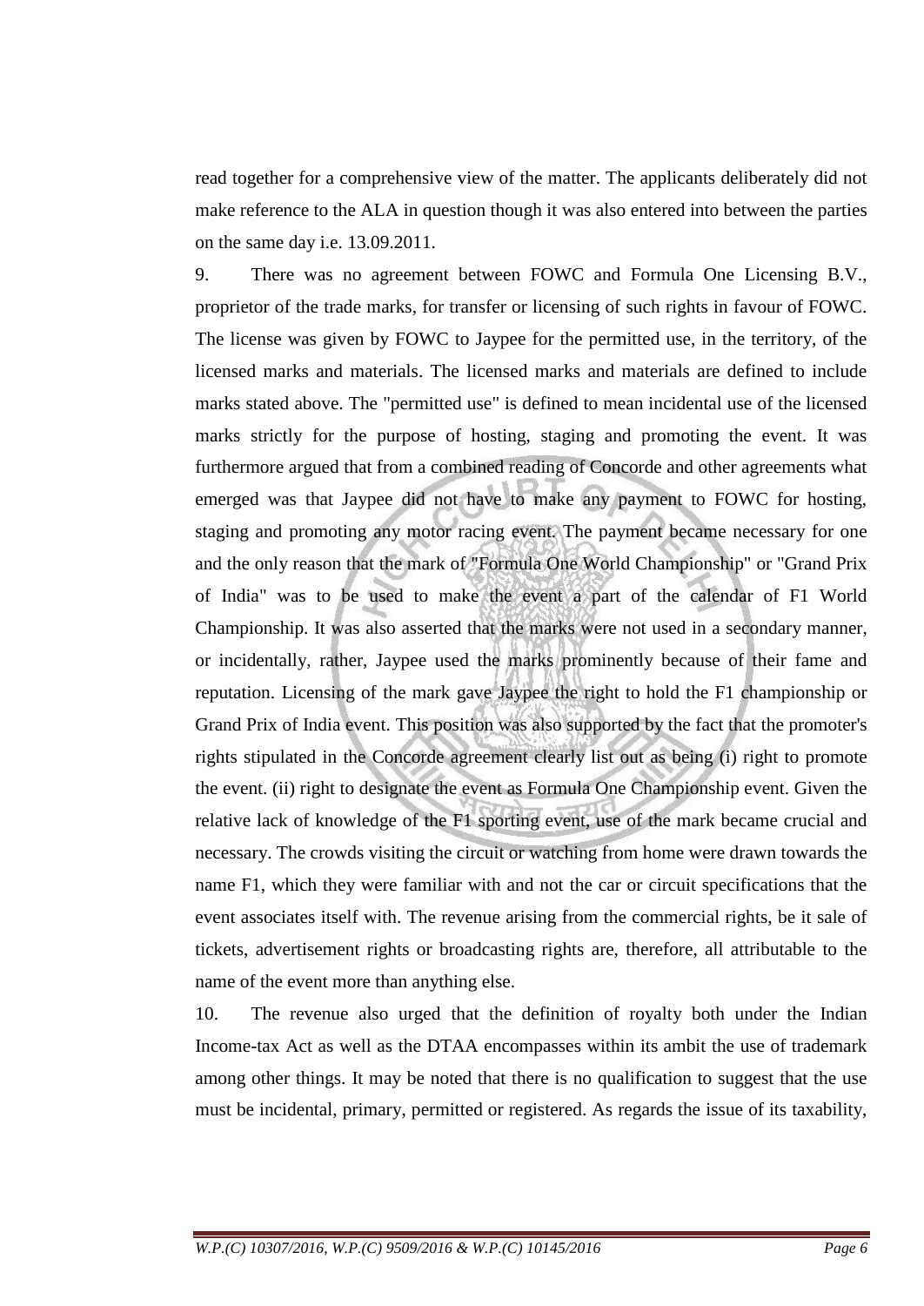read together for a comprehensive view of the matter. The applicants deliberately did not make reference to the ALA in question though it was also entered into between the parties on the same day i.e. 13.09.2011.

9. There was no agreement between FOWC and Formula One Licensing B.V., proprietor of the trade marks, for transfer or licensing of such rights in favour of FOWC. The license was given by FOWC to Jaypee for the permitted use, in the territory, of the licensed marks and materials. The licensed marks and materials are defined to include marks stated above. The "permitted use" is defined to mean incidental use of the licensed marks strictly for the purpose of hosting, staging and promoting the event. It was furthermore argued that from a combined reading of Concorde and other agreements what emerged was that Jaypee did not have to make any payment to FOWC for hosting, staging and promoting any motor racing event. The payment became necessary for one and the only reason that the mark of "Formula One World Championship" or "Grand Prix of India" was to be used to make the event a part of the calendar of F1 World Championship. It was also asserted that the marks were not used in a secondary manner, or incidentally, rather, Jaypee used the marks prominently because of their fame and reputation. Licensing of the mark gave Jaypee the right to hold the F1 championship or Grand Prix of India event. This position was also supported by the fact that the promoter's rights stipulated in the Concorde agreement clearly list out as being (i) right to promote the event. (ii) right to designate the event as Formula One Championship event. Given the relative lack of knowledge of the F1 sporting event, use of the mark became crucial and necessary. The crowds visiting the circuit or watching from home were drawn towards the name F1, which they were familiar with and not the car or circuit specifications that the event associates itself with. The revenue arising from the commercial rights, be it sale of tickets, advertisement rights or broadcasting rights are, therefore, all attributable to the name of the event more than anything else.

10. The revenue also urged that the definition of royalty both under the Indian Income-tax Act as well as the DTAA encompasses within its ambit the use of trademark among other things. It may be noted that there is no qualification to suggest that the use must be incidental, primary, permitted or registered. As regards the issue of its taxability,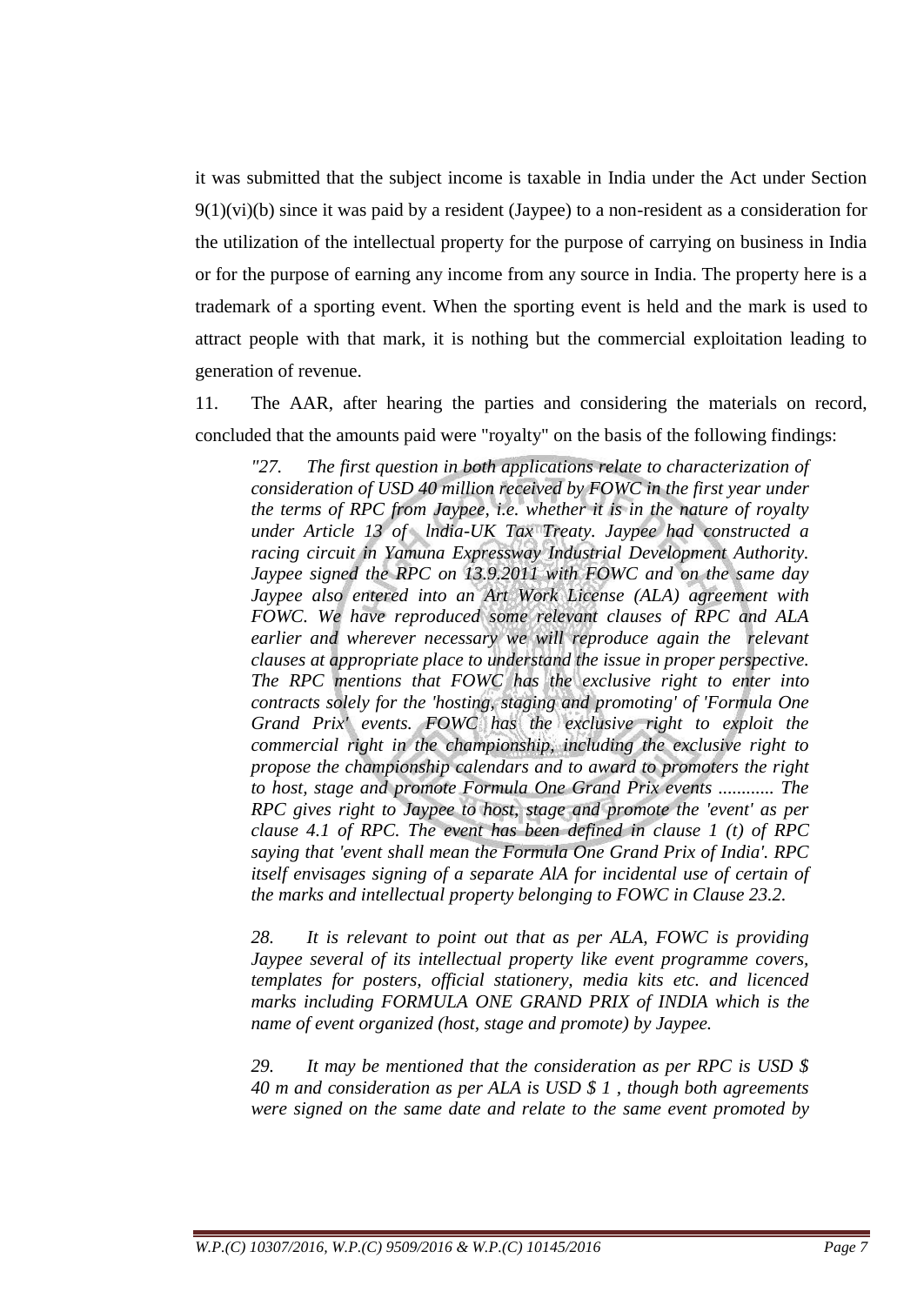it was submitted that the subject income is taxable in India under the Act under Section 9(1)(vi)(b) since it was paid by a resident (Jaypee) to a non-resident as a consideration for the utilization of the intellectual property for the purpose of carrying on business in India or for the purpose of earning any income from any source in India. The property here is a trademark of a sporting event. When the sporting event is held and the mark is used to attract people with that mark, it is nothing but the commercial exploitation leading to generation of revenue.

11. The AAR, after hearing the parties and considering the materials on record, concluded that the amounts paid were "royalty" on the basis of the following findings:

> *"27. The first question in both applications relate to characterization of consideration of USD 40 million received by FOWC in the first year under the terms of RPC from Jaypee, i.e. whether it is in the nature of royalty under Article 13 of India-UK Tax Treaty. Jaypee had constructed a racing circuit in Yamuna Expressway Industrial Development Authority. Jaypee signed the RPC on 13.9.2011 with FOWC and on the same day Jaypee also entered into an Art Work License (ALA) agreement with FOWC. We have reproduced some relevant clauses of RPC and ALA earlier and wherever necessary we will reproduce again the relevant clauses at appropriate place to understand the issue in proper perspective. The RPC mentions that FOWC has the exclusive right to enter into contracts solely for the 'hosting, staging and promoting' of 'Formula One Grand Prix' events. FOWC has the exclusive right to exploit the commercial right in the championship, including the exclusive right to propose the championship calendars and to award to promoters the right to host, stage and promote Formula One Grand Prix events ............ The RPC gives right to Jaypee to host, stage and promote the 'event' as per clause 4.1 of RPC. The event has been defined in clause 1 (t) of RPC saying that 'event shall mean the Formula One Grand Prix of India'. RPC itself envisages signing of a separate AlA for incidental use of certain of the marks and intellectual property belonging to FOWC in Clause 23.2.*
>
> *28. It is relevant to point out that as per ALA, FOWC is providing Jaypee several of its intellectual property like event programme covers, templates for posters, official stationery, media kits etc. and licenced marks including FORMULA ONE GRAND PRIX of INDIA which is the name of event organized (host, stage and promote) by Jaypee.*
>
> *29. It may be mentioned that the consideration as per RPC is USD $ 40 m and consideration as per ALA is USD $ 1 , though both agreements were signed on the same date and relate to the same event promoted by*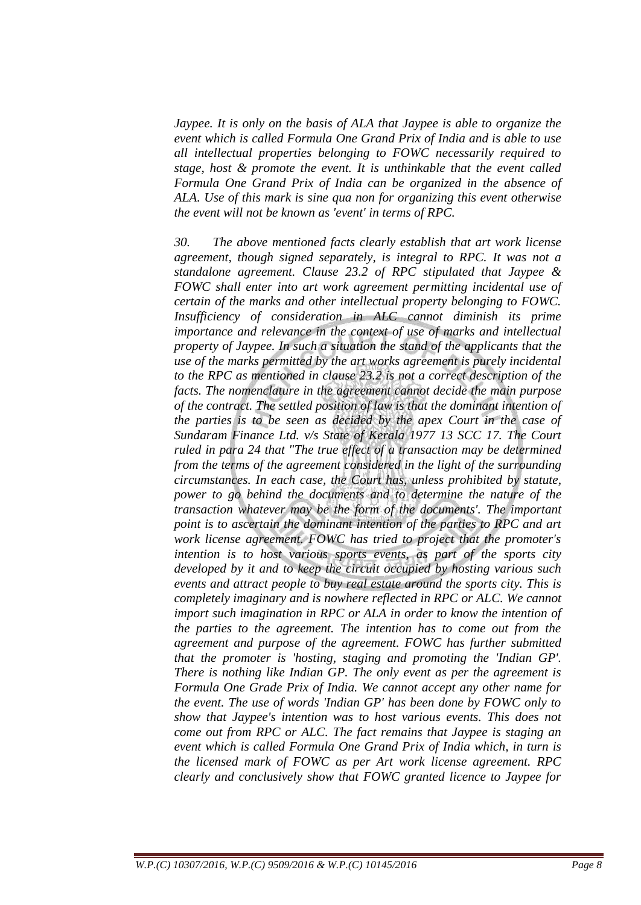*Jaypee. It is only on the basis of ALA that Jaypee is able to organize the event which is called Formula One Grand Prix of India and is able to use all intellectual properties belonging to FOWC necessarily required to stage, host & promote the event. It is unthinkable that the event called Formula One Grand Prix of India can be organized in the absence of ALA. Use of this mark is sine qua non for organizing this event otherwise the event will not be known as 'event' in terms of RPC.*

*30. The above mentioned facts clearly establish that art work license agreement, though signed separately, is integral to RPC. It was not a standalone agreement. Clause 23.2 of RPC stipulated that Jaypee & FOWC shall enter into art work agreement permitting incidental use of certain of the marks and other intellectual property belonging to FOWC. Insufficiency of consideration in ALC cannot diminish its prime importance and relevance in the context of use of marks and intellectual property of Jaypee. In such a situation the stand of the applicants that the use of the marks permitted by the art works agreement is purely incidental to the RPC as mentioned in clause 23.2 is not a correct description of the facts. The nomenclature in the agreement cannot decide the main purpose of the contract. The settled position of law is that the dominant intention of the parties is to be seen as decided by the apex Court in the case of Sundaram Finance Ltd. v/s State of Kerala 1977 13 SCC 17. The Court ruled in para 24 that "The true effect of a transaction may be determined from the terms of the agreement considered in the light of the surrounding circumstances. In each case, the Court has, unless prohibited by statute, power to go behind the documents and to determine the nature of the transaction whatever may be the form of the documents'. The important point is to ascertain the dominant intention of the parties to RPC and art work license agreement. FOWC has tried to project that the promoter's intention is to host various sports events, as part of the sports city developed by it and to keep the circuit occupied by hosting various such events and attract people to buy real estate around the sports city. This is completely imaginary and is nowhere reflected in RPC or ALC. We cannot import such imagination in RPC or ALA in order to know the intention of the parties to the agreement. The intention has to come out from the agreement and purpose of the agreement. FOWC has further submitted that the promoter is 'hosting, staging and promoting the 'Indian GP'. There is nothing like Indian GP. The only event as per the agreement is Formula One Grade Prix of India. We cannot accept any other name for the event. The use of words 'Indian GP' has been done by FOWC only to show that Jaypee's intention was to host various events. This does not come out from RPC or ALC. The fact remains that Jaypee is staging an event which is called Formula One Grand Prix of India which, in turn is the licensed mark of FOWC as per Art work license agreement. RPC clearly and conclusively show that FOWC granted licence to Jaypee for*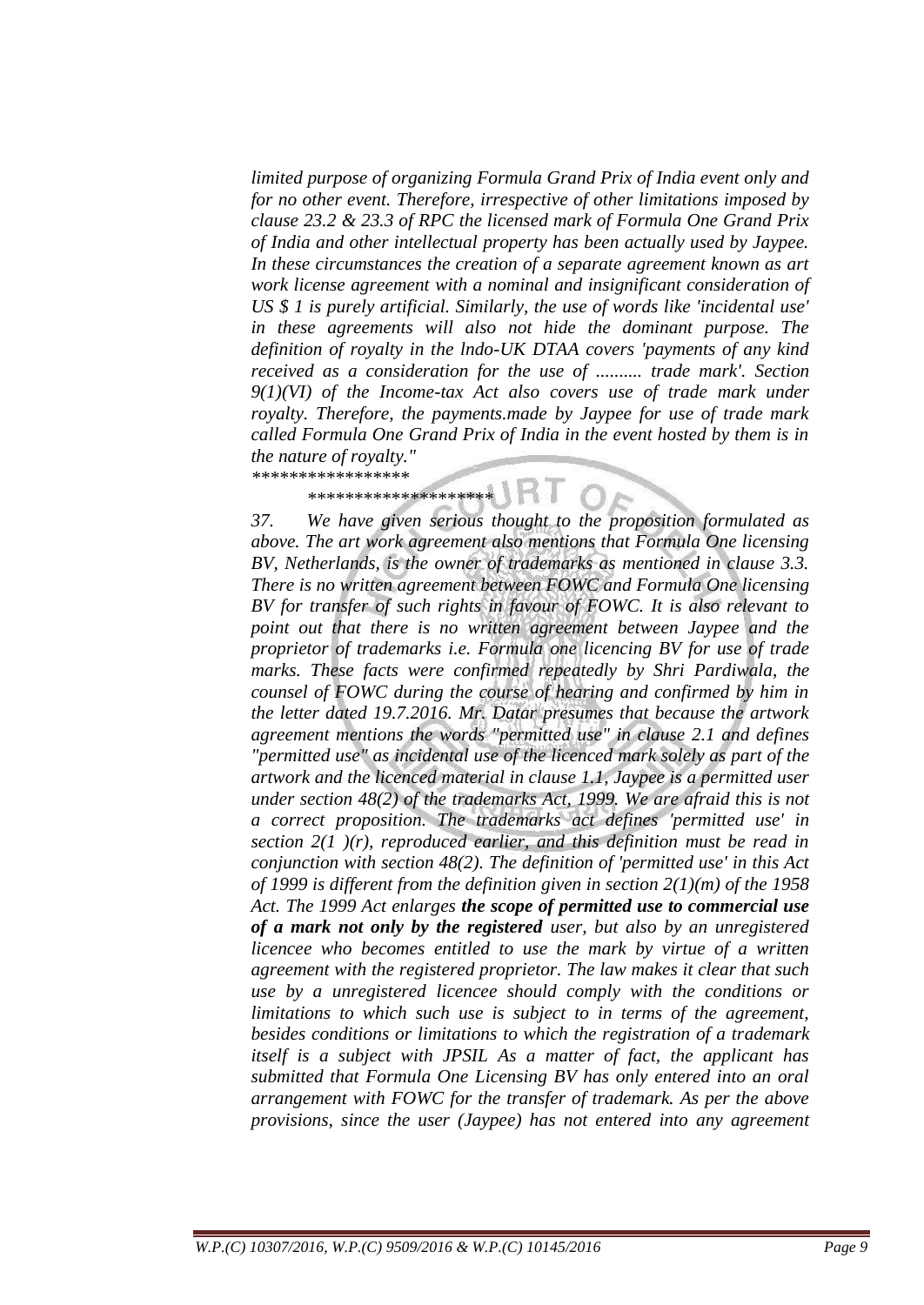*limited purpose of organizing Formula Grand Prix of India event only and for no other event. Therefore, irrespective of other limitations imposed by clause 23.2 & 23.3 of RPC the licensed mark of Formula One Grand Prix of India and other intellectual property has been actually used by Jaypee. In these circumstances the creation of a separate agreement known as art work license agreement with a nominal and insignificant consideration of US $ 1 is purely artificial. Similarly, the use of words like 'incidental use' in these agreements will also not hide the dominant purpose. The definition of royalty in the lndo-UK DTAA covers 'payments of any kind received as a consideration for the use of .......... trade mark'. Section 9(1)(VI) of the Income-tax Act also covers use of trade mark under royalty. Therefore, the payments.made by Jaypee for use of trade mark called Formula One Grand Prix of India in the event hosted by them is in the nature of royalty."*

*****************

*******************

*37. We have given serious thought to the proposition formulated as above. The art work agreement also mentions that Formula One licensing BV, Netherlands, is the owner of trademarks as mentioned in clause 3.3. There is no written agreement between FOWC and Formula One licensing BV for transfer of such rights in favour of FOWC. It is also relevant to point out that there is no written agreement between Jaypee and the proprietor of trademarks i.e. Formula one licencing BV for use of trade marks. These facts were confirmed repeatedly by Shri Pardiwala, the counsel of FOWC during the course of hearing and confirmed by him in the letter dated 19.7.2016. Mr. Datar presumes that because the artwork agreement mentions the words "permitted use" in clause 2.1 and defines "permitted use" as incidental use of the licenced mark solely as part of the artwork and the licenced material in clause 1.1, Jaypee is a permitted user under section 48(2) of the trademarks Act, 1999. We are afraid this is not a correct proposition. The trademarks act defines 'permitted use' in section 2(1 )(r), reproduced earlier, and this definition must be read in conjunction with section 48(2). The definition of 'permitted use' in this Act of 1999 is different from the definition given in section 2(1)(m) of the 1958 Act. The 1999 Act enlarges* ***the scope of permitted use to commercial use of a mark not only by the registered*** *user, but also by an unregistered licencee who becomes entitled to use the mark by virtue of a written agreement with the registered proprietor. The law makes it clear that such use by a unregistered licencee should comply with the conditions or limitations to which such use is subject to in terms of the agreement, besides conditions or limitations to which the registration of a trademark itself is a subject with JPSIL As a matter of fact, the applicant has submitted that Formula One Licensing BV has only entered into an oral arrangement with FOWC for the transfer of trademark. As per the above provisions, since the user (Jaypee) has not entered into any agreement*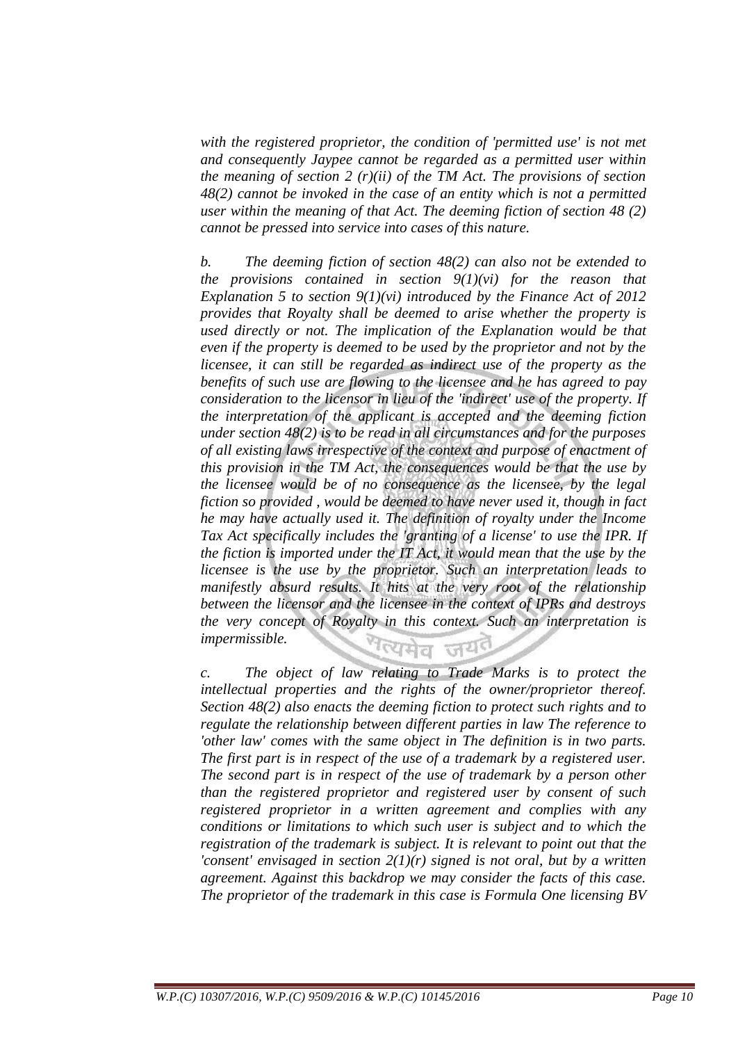*with the registered proprietor, the condition of 'permitted use' is not met and consequently Jaypee cannot be regarded as a permitted user within the meaning of section 2 (r)(ii) of the TM Act. The provisions of section 48(2) cannot be invoked in the case of an entity which is not a permitted user within the meaning of that Act. The deeming fiction of section 48 (2) cannot be pressed into service into cases of this nature.*

*b. The deeming fiction of section 48(2) can also not be extended to the provisions contained in section 9(1)(vi) for the reason that Explanation 5 to section 9(1)(vi) introduced by the Finance Act of 2012 provides that Royalty shall be deemed to arise whether the property is used directly or not. The implication of the Explanation would be that even if the property is deemed to be used by the proprietor and not by the licensee, it can still be regarded as indirect use of the property as the benefits of such use are flowing to the licensee and he has agreed to pay consideration to the licensor in lieu of the 'indirect' use of the property. If the interpretation of the applicant is accepted and the deeming fiction under section 48(2) is to be read in all circumstances and for the purposes of all existing laws irrespective of the context and purpose of enactment of this provision in the TM Act, the consequences would be that the use by the licensee would be of no consequence as the licensee, by the legal fiction so provided , would be deemed to have never used it, though in fact he may have actually used it. The definition of royalty under the Income Tax Act specifically includes the 'granting of a license' to use the IPR. If the fiction is imported under the IT Act, it would mean that the use by the licensee is the use by the proprietor. Such an interpretation leads to manifestly absurd results. It hits at the very root of the relationship between the licensor and the licensee in the context of IPRs and destroys the very concept of Royalty in this context. Such an interpretation is impermissible.*

*c. The object of law relating to Trade Marks is to protect the intellectual properties and the rights of the owner/proprietor thereof. Section 48(2) also enacts the deeming fiction to protect such rights and to regulate the relationship between different parties in law The reference to 'other law' comes with the same object in The definition is in two parts. The first part is in respect of the use of a trademark by a registered user. The second part is in respect of the use of trademark by a person other than the registered proprietor and registered user by consent of such registered proprietor in a written agreement and complies with any conditions or limitations to which such user is subject and to which the registration of the trademark is subject. It is relevant to point out that the 'consent' envisaged in section 2(1)(r) signed is not oral, but by a written agreement. Against this backdrop we may consider the facts of this case. The proprietor of the trademark in this case is Formula One licensing BV*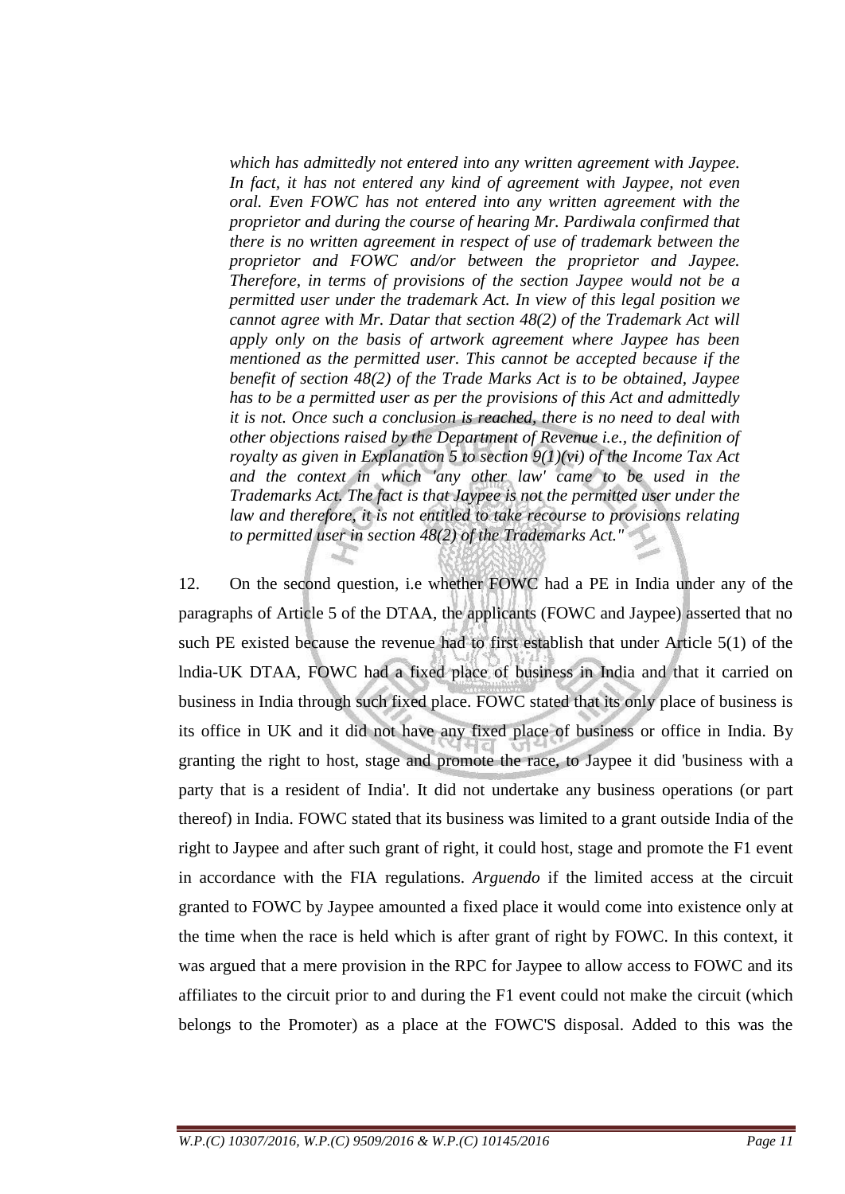*which has admittedly not entered into any written agreement with Jaypee. In fact, it has not entered any kind of agreement with Jaypee, not even oral. Even FOWC has not entered into any written agreement with the proprietor and during the course of hearing Mr. Pardiwala confirmed that there is no written agreement in respect of use of trademark between the proprietor and FOWC and/or between the proprietor and Jaypee. Therefore, in terms of provisions of the section Jaypee would not be a permitted user under the trademark Act. In view of this legal position we cannot agree with Mr. Datar that section 48(2) of the Trademark Act will apply only on the basis of artwork agreement where Jaypee has been mentioned as the permitted user. This cannot be accepted because if the benefit of section 48(2) of the Trade Marks Act is to be obtained, Jaypee has to be a permitted user as per the provisions of this Act and admittedly it is not. Once such a conclusion is reached, there is no need to deal with other objections raised by the Department of Revenue i.e., the definition of royalty as given in Explanation 5 to section 9(1)(vi) of the Income Tax Act and the context in which 'any other law' came to be used in the Trademarks Act. The fact is that Jaypee is not the permitted user under the law and therefore, it is not entitled to take recourse to provisions relating to permitted user in section 48(2) of the Trademarks Act."*

12. On the second question, i.e whether FOWC had a PE in India under any of the paragraphs of Article 5 of the DTAA, the applicants (FOWC and Jaypee) asserted that no such PE existed because the revenue had to first establish that under Article 5(1) of the lndia-UK DTAA, FOWC had a fixed place of business in India and that it carried on business in India through such fixed place. FOWC stated that its only place of business is its office in UK and it did not have any fixed place of business or office in India. By granting the right to host, stage and promote the race, to Jaypee it did 'business with a party that is a resident of India'. It did not undertake any business operations (or part thereof) in India. FOWC stated that its business was limited to a grant outside India of the right to Jaypee and after such grant of right, it could host, stage and promote the F1 event in accordance with the FIA regulations. *Arguendo* if the limited access at the circuit granted to FOWC by Jaypee amounted a fixed place it would come into existence only at the time when the race is held which is after grant of right by FOWC. In this context, it was argued that a mere provision in the RPC for Jaypee to allow access to FOWC and its affiliates to the circuit prior to and during the F1 event could not make the circuit (which belongs to the Promoter) as a place at the FOWC'S disposal. Added to this was the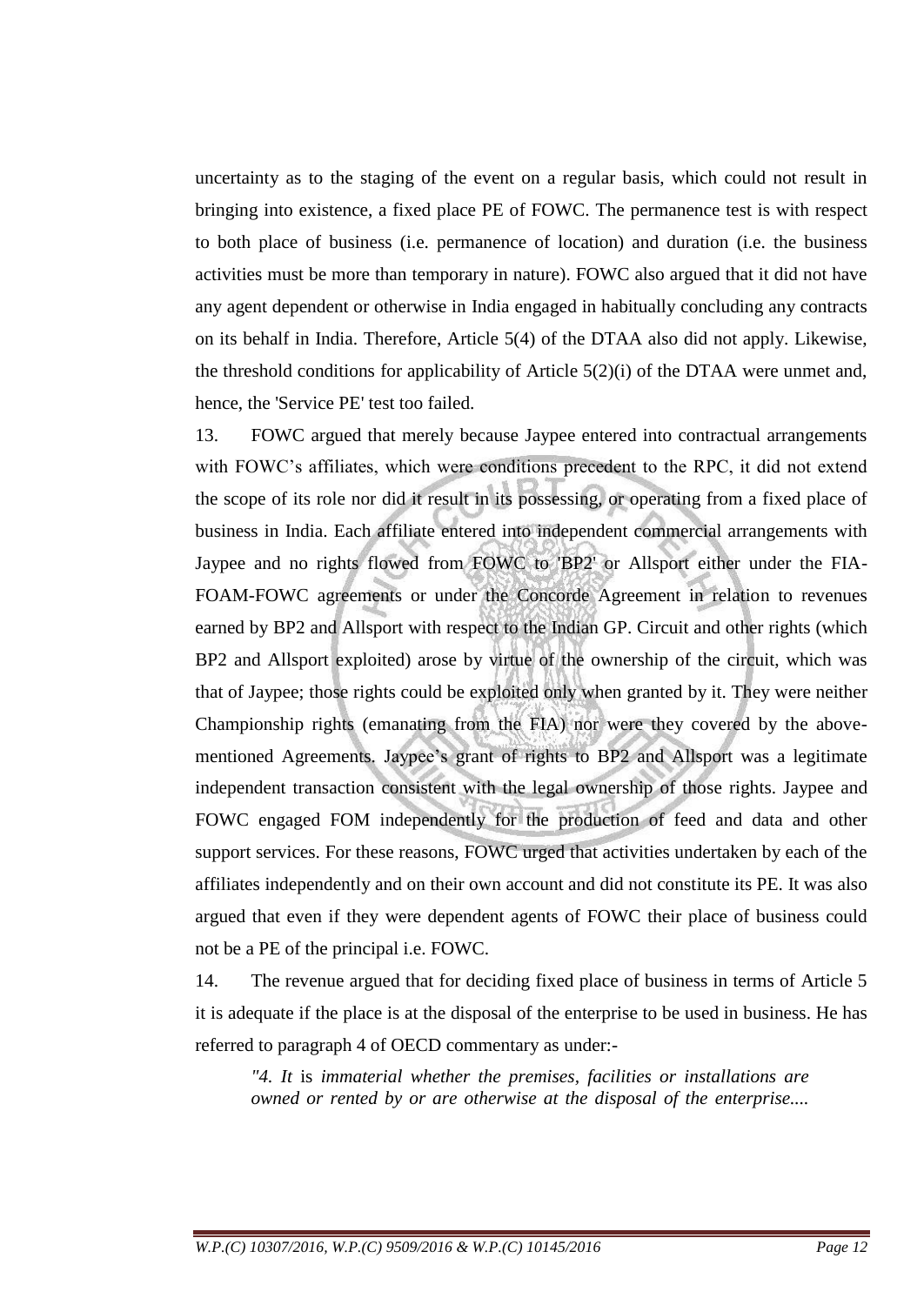uncertainty as to the staging of the event on a regular basis, which could not result in bringing into existence, a fixed place PE of FOWC. The permanence test is with respect to both place of business (i.e. permanence of location) and duration (i.e. the business activities must be more than temporary in nature). FOWC also argued that it did not have any agent dependent or otherwise in India engaged in habitually concluding any contracts on its behalf in India. Therefore, Article 5(4) of the DTAA also did not apply. Likewise, the threshold conditions for applicability of Article 5(2)(i) of the DTAA were unmet and, hence, the 'Service PE' test too failed.

13. FOWC argued that merely because Jaypee entered into contractual arrangements with FOWC's affiliates, which were conditions precedent to the RPC, it did not extend the scope of its role nor did it result in its possessing, or operating from a fixed place of business in India. Each affiliate entered into independent commercial arrangements with Jaypee and no rights flowed from FOWC to 'BP2' or Allsport either under the FIA-FOAM-FOWC agreements or under the Concorde Agreement in relation to revenues earned by BP2 and Allsport with respect to the Indian GP. Circuit and other rights (which BP2 and Allsport exploited) arose by virtue of the ownership of the circuit, which was that of Jaypee; those rights could be exploited only when granted by it. They were neither Championship rights (emanating from the FIA) nor were they covered by the above-mentioned Agreements. Jaypee's grant of rights to BP2 and Allsport was a legitimate independent transaction consistent with the legal ownership of those rights. Jaypee and FOWC engaged FOM independently for the production of feed and data and other support services. For these reasons, FOWC urged that activities undertaken by each of the affiliates independently and on their own account and did not constitute its PE. It was also argued that even if they were dependent agents of FOWC their place of business could not be a PE of the principal i.e. FOWC.

14. The revenue argued that for deciding fixed place of business in terms of Article 5 it is adequate if the place is at the disposal of the enterprise to be used in business. He has referred to paragraph 4 of OECD commentary as under:-

> *"4. It is immaterial whether the premises, facilities or installations are owned or rented by or are otherwise at the disposal of the enterprise....*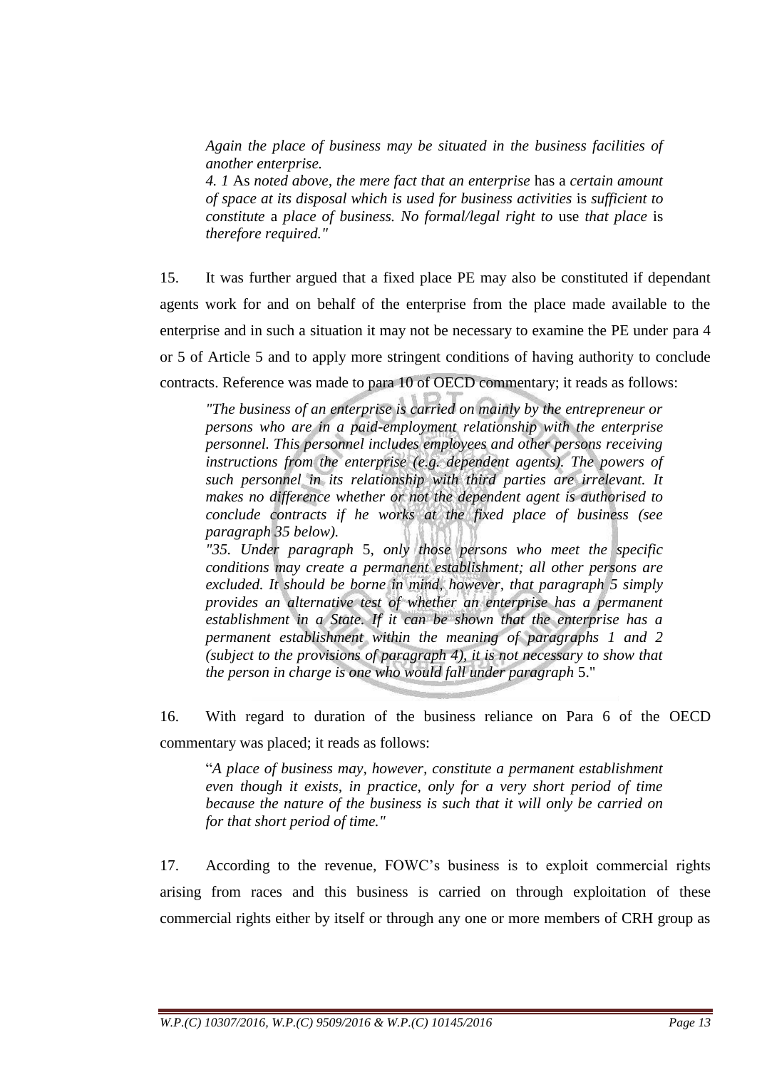*Again the place of business may be situated in the business facilities of another enterprise.*

*4. 1 As noted above, the mere fact that an enterprise has a certain amount of space at its disposal which is used for business activities is sufficient to constitute a place of business. No formal/legal right to use that place is therefore required."*

15. It was further argued that a fixed place PE may also be constituted if dependant agents work for and on behalf of the enterprise from the place made available to the enterprise and in such a situation it may not be necessary to examine the PE under para 4 or 5 of Article 5 and to apply more stringent conditions of having authority to conclude contracts. Reference was made to para 10 of OECD commentary; it reads as follows:

> *"The business of an enterprise is carried on mainly by the entrepreneur or persons who are in a paid-employment relationship with the enterprise personnel. This personnel includes employees and other persons receiving instructions from the enterprise (e.g. dependent agents). The powers of such personnel in its relationship with third parties are irrelevant. It makes no difference whether or not the dependent agent is authorised to conclude contracts if he works at the fixed place of business (see paragraph 35 below).*
>
> *"35. Under paragraph 5, only those persons who meet the specific conditions may create a permanent establishment; all other persons are excluded. It should be borne in mind, however, that paragraph 5 simply provides an alternative test of whether an enterprise has a permanent establishment in a State. If it can be shown that the enterprise has a permanent establishment within the meaning of paragraphs 1 and 2 (subject to the provisions of paragraph 4), it is not necessary to show that the person in charge is one who would fall under paragraph 5."*

16. With regard to duration of the business reliance on Para 6 of the OECD commentary was placed; it reads as follows:

> "*A place of business may, however, constitute a permanent establishment even though it exists, in practice, only for a very short period of time because the nature of the business is such that it will only be carried on for that short period of time."*

17. According to the revenue, FOWC's business is to exploit commercial rights arising from races and this business is carried on through exploitation of these commercial rights either by itself or through any one or more members of CRH group as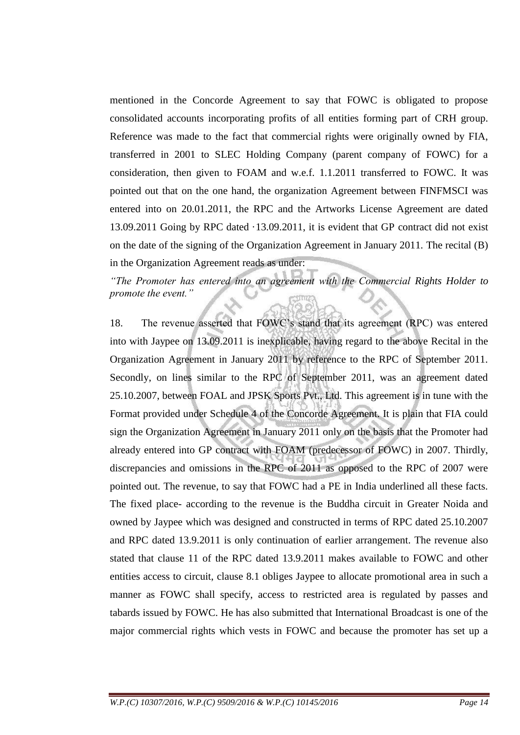mentioned in the Concorde Agreement to say that FOWC is obligated to propose consolidated accounts incorporating profits of all entities forming part of CRH group. Reference was made to the fact that commercial rights were originally owned by FIA, transferred in 2001 to SLEC Holding Company (parent company of FOWC) for a consideration, then given to FOAM and w.e.f. 1.1.2011 transferred to FOWC. It was pointed out that on the one hand, the organization Agreement between FINFMSCI was entered into on 20.01.2011, the RPC and the Artworks License Agreement are dated 13.09.2011 Going by RPC dated ·13.09.2011, it is evident that GP contract did not exist on the date of the signing of the Organization Agreement in January 2011. The recital (B) in the Organization Agreement reads as under:

*"The Promoter has entered into an agreement with the Commercial Rights Holder to promote the event."*

18. The revenue asserted that FOWC's stand that its agreement (RPC) was entered into with Jaypee on 13.09.2011 is inexplicable, having regard to the above Recital in the Organization Agreement in January 2011 by reference to the RPC of September 2011. Secondly, on lines similar to the RPC of September 2011, was an agreement dated 25.10.2007, between FOAL and JPSK Sports Pvt., Ltd. This agreement is in tune with the Format provided under Schedule 4 of the Concorde Agreement. It is plain that FIA could sign the Organization Agreement in January 2011 only on the basis that the Promoter had already entered into GP contract with FOAM (predecessor of FOWC) in 2007. Thirdly, discrepancies and omissions in the RPC of 2011 as opposed to the RPC of 2007 were pointed out. The revenue, to say that FOWC had a PE in India underlined all these facts. The fixed place- according to the revenue is the Buddha circuit in Greater Noida and owned by Jaypee which was designed and constructed in terms of RPC dated 25.10.2007 and RPC dated 13.9.2011 is only continuation of earlier arrangement. The revenue also stated that clause 11 of the RPC dated 13.9.2011 makes available to FOWC and other entities access to circuit, clause 8.1 obliges Jaypee to allocate promotional area in such a manner as FOWC shall specify, access to restricted area is regulated by passes and tabards issued by FOWC. He has also submitted that International Broadcast is one of the major commercial rights which vests in FOWC and because the promoter has set up a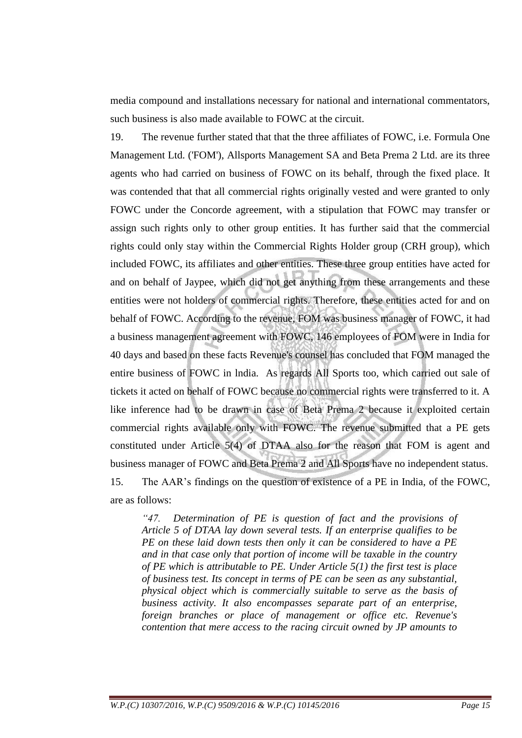media compound and installations necessary for national and international commentators, such business is also made available to FOWC at the circuit.

19. The revenue further stated that that the three affiliates of FOWC, i.e. Formula One Management Ltd. ('FOM'), Allsports Management SA and Beta Prema 2 Ltd. are its three agents who had carried on business of FOWC on its behalf, through the fixed place. It was contended that that all commercial rights originally vested and were granted to only FOWC under the Concorde agreement, with a stipulation that FOWC may transfer or assign such rights only to other group entities. It has further said that the commercial rights could only stay within the Commercial Rights Holder group (CRH group), which included FOWC, its affiliates and other entities. These three group entities have acted for and on behalf of Jaypee, which did not get anything from these arrangements and these entities were not holders of commercial rights. Therefore, these entities acted for and on behalf of FOWC. According to the revenue, FOM was business manager of FOWC, it had a business management agreement with FOWC, 146 employees of FOM were in India for 40 days and based on these facts Revenue's counsel has concluded that FOM managed the entire business of FOWC in lndia. As regards All Sports too, which carried out sale of tickets it acted on behalf of FOWC because no commercial rights were transferred to it. A like inference had to be drawn in case of Beta Prema 2 because it exploited certain commercial rights available only with FOWC. The revenue submitted that a PE gets constituted under Article 5(4) of DTAA also for the reason that FOM is agent and business manager of FOWC and Beta Prema 2 and All Sports have no independent status.

15. The AAR's findings on the question of existence of a PE in India, of the FOWC, are as follows:

> *"47. Determination of PE is question of fact and the provisions of Article 5 of DTAA lay down several tests. If an enterprise qualifies to be PE on these laid down tests then only it can be considered to have a PE and in that case only that portion of income will be taxable in the country of PE which is attributable to PE. Under Article 5(1) the first test is place of business test. Its concept in terms of PE can be seen as any substantial, physical object which is commercially suitable to serve as the basis of business activity. It also encompasses separate part of an enterprise, foreign branches or place of management or office etc. Revenue's contention that mere access to the racing circuit owned by JP amounts to*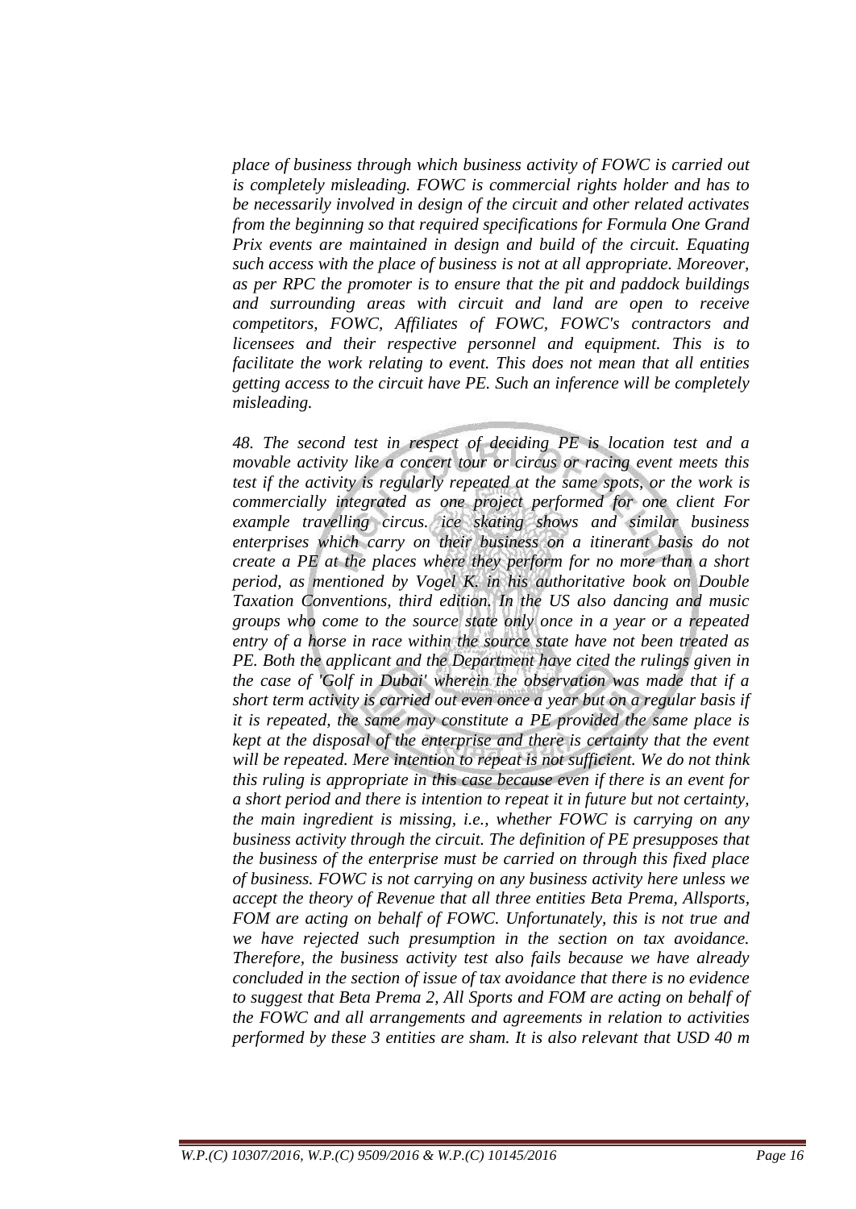*place of business through which business activity of FOWC is carried out is completely misleading. FOWC is commercial rights holder and has to be necessarily involved in design of the circuit and other related activates from the beginning so that required specifications for Formula One Grand Prix events are maintained in design and build of the circuit. Equating such access with the place of business is not at all appropriate. Moreover, as per RPC the promoter is to ensure that the pit and paddock buildings and surrounding areas with circuit and land are open to receive competitors, FOWC, Affiliates of FOWC, FOWC's contractors and licensees and their respective personnel and equipment. This is to facilitate the work relating to event. This does not mean that all entities getting access to the circuit have PE. Such an inference will be completely misleading.*

*48. The second test in respect of deciding PE is location test and a movable activity like a concert tour or circus or racing event meets this test if the activity is regularly repeated at the same spots, or the work is commercially integrated as one project performed for one client For example travelling circus. ice skating shows and similar business enterprises which carry on their business on a itinerant basis do not create a PE at the places where they perform for no more than a short period, as mentioned by Vogel K. in his authoritative book on Double Taxation Conventions, third edition. In the US also dancing and music groups who come to the source state only once in a year or a repeated entry of a horse in race within the source state have not been treated as PE. Both the applicant and the Department have cited the rulings given in the case of 'Golf in Dubai' wherein the observation was made that if a short term activity is carried out even once a year but on a regular basis if it is repeated, the same may constitute a PE provided the same place is kept at the disposal of the enterprise and there is certainty that the event will be repeated. Mere intention to repeat is not sufficient. We do not think this ruling is appropriate in this case because even if there is an event for a short period and there is intention to repeat it in future but not certainty, the main ingredient is missing, i.e., whether FOWC is carrying on any business activity through the circuit. The definition of PE presupposes that the business of the enterprise must be carried on through this fixed place of business. FOWC is not carrying on any business activity here unless we accept the theory of Revenue that all three entities Beta Prema, Allsports, FOM are acting on behalf of FOWC. Unfortunately, this is not true and we have rejected such presumption in the section on tax avoidance. Therefore, the business activity test also fails because we have already concluded in the section of issue of tax avoidance that there is no evidence to suggest that Beta Prema 2, All Sports and FOM are acting on behalf of the FOWC and all arrangements and agreements in relation to activities performed by these 3 entities are sham. It is also relevant that USD 40 m*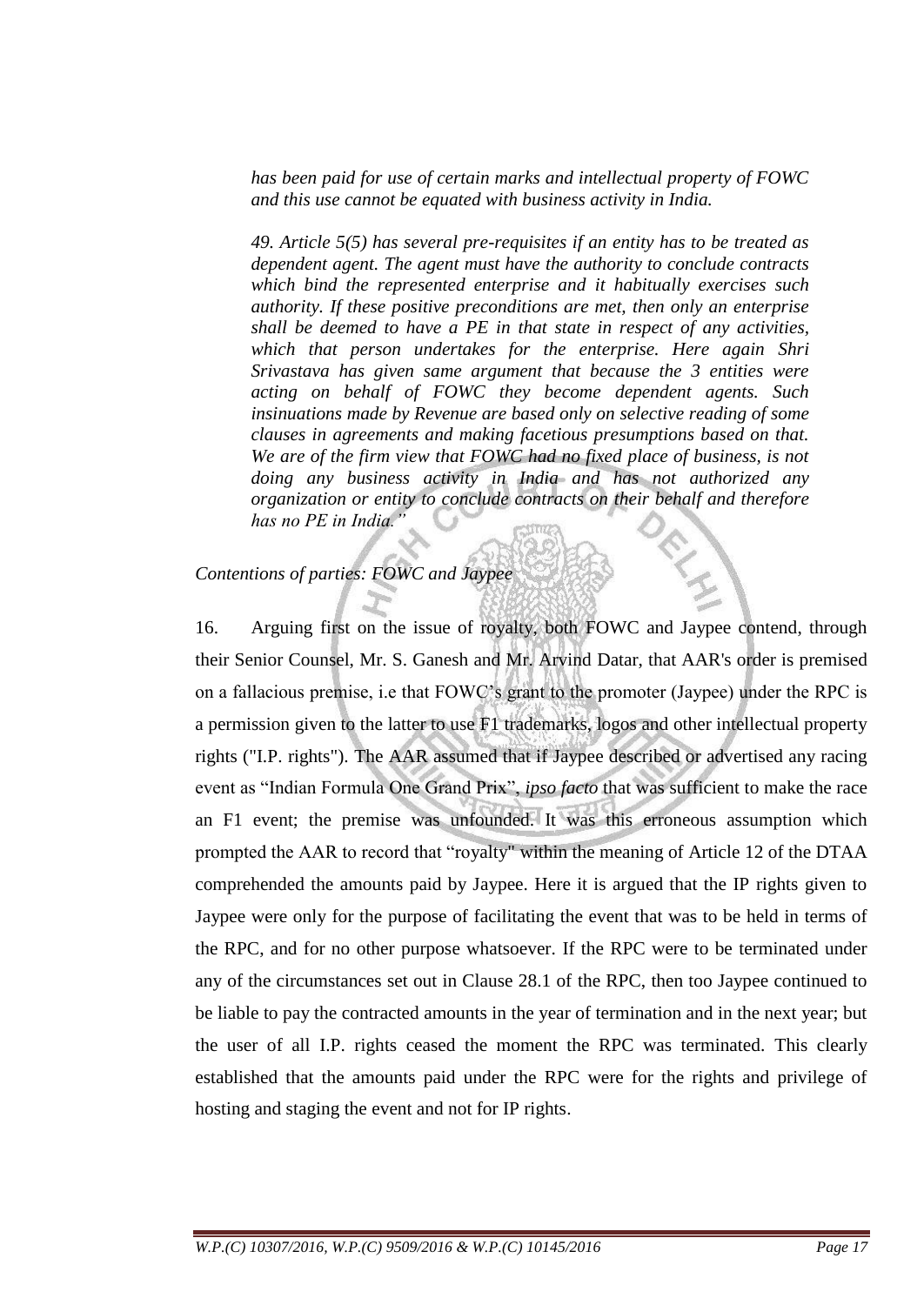*has been paid for use of certain marks and intellectual property of FOWC and this use cannot be equated with business activity in India.*

*49. Article 5(5) has several pre-requisites if an entity has to be treated as dependent agent. The agent must have the authority to conclude contracts which bind the represented enterprise and it habitually exercises such authority. If these positive preconditions are met, then only an enterprise shall be deemed to have a PE in that state in respect of any activities, which that person undertakes for the enterprise. Here again Shri Srivastava has given same argument that because the 3 entities were acting on behalf of FOWC they become dependent agents. Such insinuations made by Revenue are based only on selective reading of some clauses in agreements and making facetious presumptions based on that. We are of the firm view that FOWC had no fixed place of business, is not doing any business activity in India and has not authorized any organization or entity to conclude contracts on their behalf and therefore has no PE in India."*

*Contentions of parties: FOWC and Jaypee*

16. Arguing first on the issue of royalty, both FOWC and Jaypee contend, through their Senior Counsel, Mr. S. Ganesh and Mr. Arvind Datar, that AAR's order is premised on a fallacious premise, i.e that FOWC's grant to the promoter (Jaypee) under the RPC is a permission given to the latter to use F1 trademarks, logos and other intellectual property rights ("I.P. rights"). The AAR assumed that if Jaypee described or advertised any racing event as "Indian Formula One Grand Prix", *ipso facto* that was sufficient to make the race an F1 event; the premise was unfounded. It was this erroneous assumption which prompted the AAR to record that "royalty" within the meaning of Article 12 of the DTAA comprehended the amounts paid by Jaypee. Here it is argued that the IP rights given to Jaypee were only for the purpose of facilitating the event that was to be held in terms of the RPC, and for no other purpose whatsoever. If the RPC were to be terminated under any of the circumstances set out in Clause 28.1 of the RPC, then too Jaypee continued to be liable to pay the contracted amounts in the year of termination and in the next year; but the user of all I.P. rights ceased the moment the RPC was terminated. This clearly established that the amounts paid under the RPC were for the rights and privilege of hosting and staging the event and not for IP rights.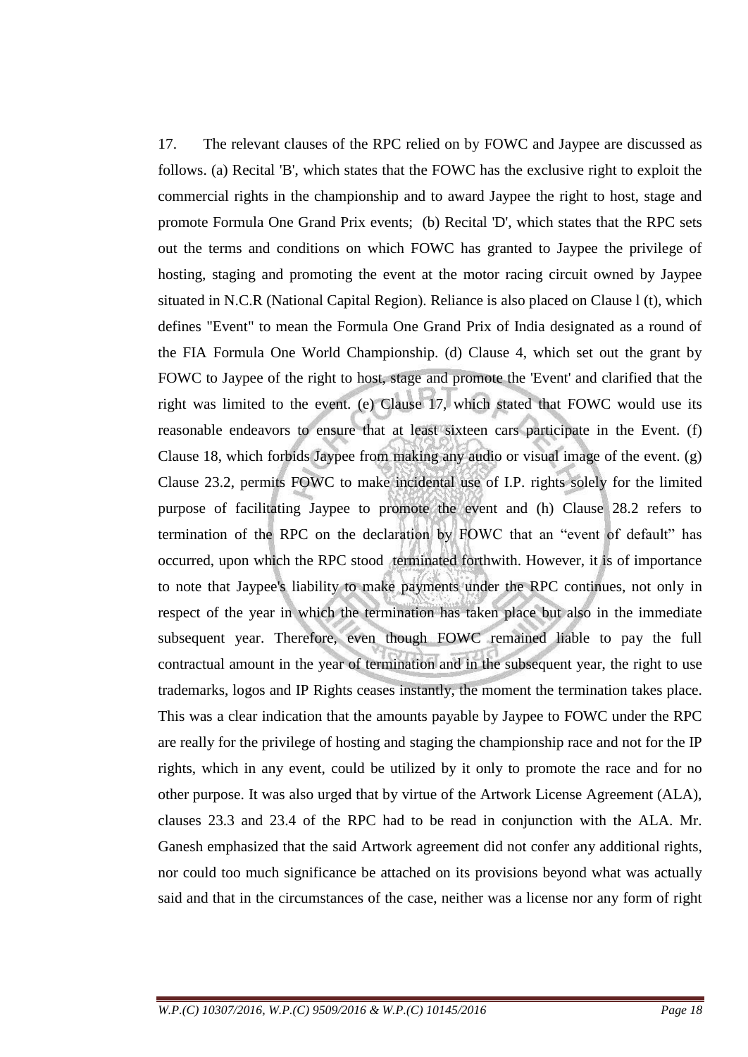17. The relevant clauses of the RPC relied on by FOWC and Jaypee are discussed as follows. (a) Recital 'B', which states that the FOWC has the exclusive right to exploit the commercial rights in the championship and to award Jaypee the right to host, stage and promote Formula One Grand Prix events; (b) Recital 'D', which states that the RPC sets out the terms and conditions on which FOWC has granted to Jaypee the privilege of hosting, staging and promoting the event at the motor racing circuit owned by Jaypee situated in N.C.R (National Capital Region). Reliance is also placed on Clause l (t), which defines "Event" to mean the Formula One Grand Prix of India designated as a round of the FIA Formula One World Championship. (d) Clause 4, which set out the grant by FOWC to Jaypee of the right to host, stage and promote the 'Event' and clarified that the right was limited to the event. (e) Clause 17, which stated that FOWC would use its reasonable endeavors to ensure that at least sixteen cars participate in the Event. (f) Clause 18, which forbids Jaypee from making any audio or visual image of the event. (g) Clause 23.2, permits FOWC to make incidental use of I.P. rights solely for the limited purpose of facilitating Jaypee to promote the event and (h) Clause 28.2 refers to termination of the RPC on the declaration by FOWC that an "event of default" has occurred, upon which the RPC stood terminated forthwith. However, it is of importance to note that Jaypee's liability to make payments under the RPC continues, not only in respect of the year in which the termination has taken place but also in the immediate subsequent year. Therefore, even though FOWC remained liable to pay the full contractual amount in the year of termination and in the subsequent year, the right to use trademarks, logos and IP Rights ceases instantly, the moment the termination takes place. This was a clear indication that the amounts payable by Jaypee to FOWC under the RPC are really for the privilege of hosting and staging the championship race and not for the IP rights, which in any event, could be utilized by it only to promote the race and for no other purpose. It was also urged that by virtue of the Artwork License Agreement (ALA), clauses 23.3 and 23.4 of the RPC had to be read in conjunction with the ALA. Mr. Ganesh emphasized that the said Artwork agreement did not confer any additional rights, nor could too much significance be attached on its provisions beyond what was actually said and that in the circumstances of the case, neither was a license nor any form of right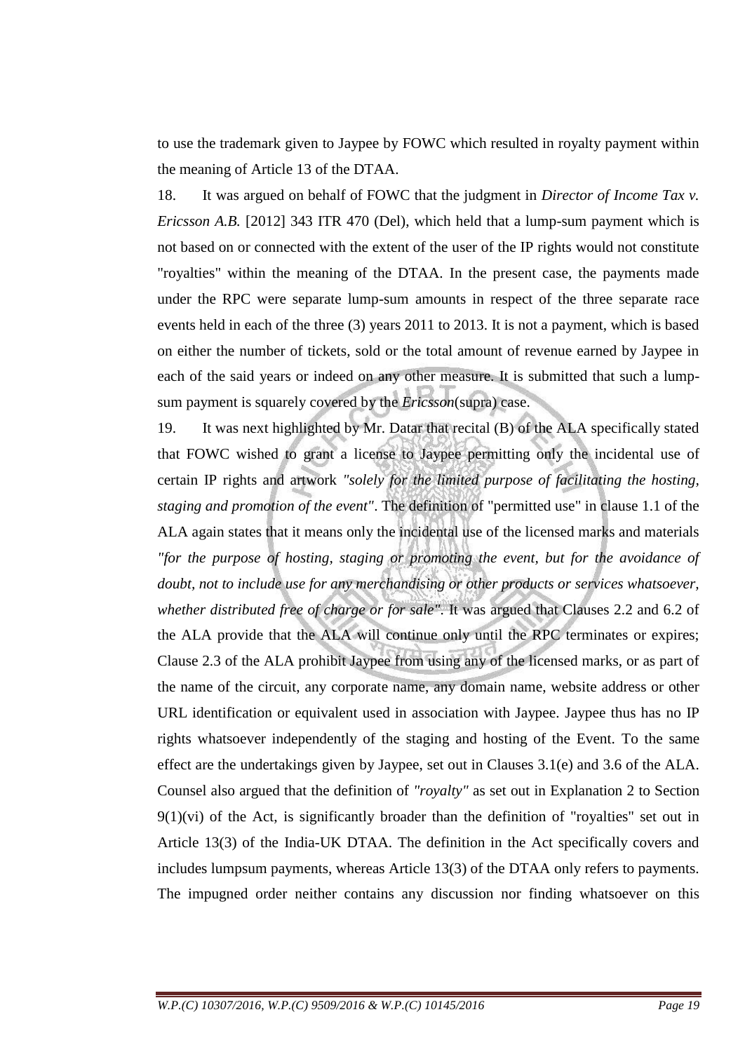to use the trademark given to Jaypee by FOWC which resulted in royalty payment within the meaning of Article 13 of the DTAA.

18. It was argued on behalf of FOWC that the judgment in *Director of Income Tax v. Ericsson A.B.* [2012] 343 ITR 470 (Del), which held that a lump-sum payment which is not based on or connected with the extent of the user of the IP rights would not constitute "royalties" within the meaning of the DTAA. In the present case, the payments made under the RPC were separate lump-sum amounts in respect of the three separate race events held in each of the three (3) years 2011 to 2013. It is not a payment, which is based on either the number of tickets, sold or the total amount of revenue earned by Jaypee in each of the said years or indeed on any other measure. It is submitted that such a lump-sum payment is squarely covered by the *Ericsson*(supra) case.

19. It was next highlighted by Mr. Datar that recital (B) of the ALA specifically stated that FOWC wished to grant a license to Jaypee permitting only the incidental use of certain IP rights and artwork *"solely for the limited purpose of facilitating the hosting, staging and promotion of the event"*. The definition of "permitted use" in clause 1.1 of the ALA again states that it means only the incidental use of the licensed marks and materials *"for the purpose of hosting, staging or promoting the event, but for the avoidance of doubt, not to include use for any merchandising or other products or services whatsoever, whether distributed free of charge or for sale"*. It was argued that Clauses 2.2 and 6.2 of the ALA provide that the ALA will continue only until the RPC terminates or expires; Clause 2.3 of the ALA prohibit Jaypee from using any of the licensed marks, or as part of the name of the circuit, any corporate name, any domain name, website address or other URL identification or equivalent used in association with Jaypee. Jaypee thus has no IP rights whatsoever independently of the staging and hosting of the Event. To the same effect are the undertakings given by Jaypee, set out in Clauses 3.1(e) and 3.6 of the ALA. Counsel also argued that the definition of *"royalty"* as set out in Explanation 2 to Section 9(1)(vi) of the Act, is significantly broader than the definition of "royalties" set out in Article 13(3) of the India-UK DTAA. The definition in the Act specifically covers and includes lumpsum payments, whereas Article 13(3) of the DTAA only refers to payments. The impugned order neither contains any discussion nor finding whatsoever on this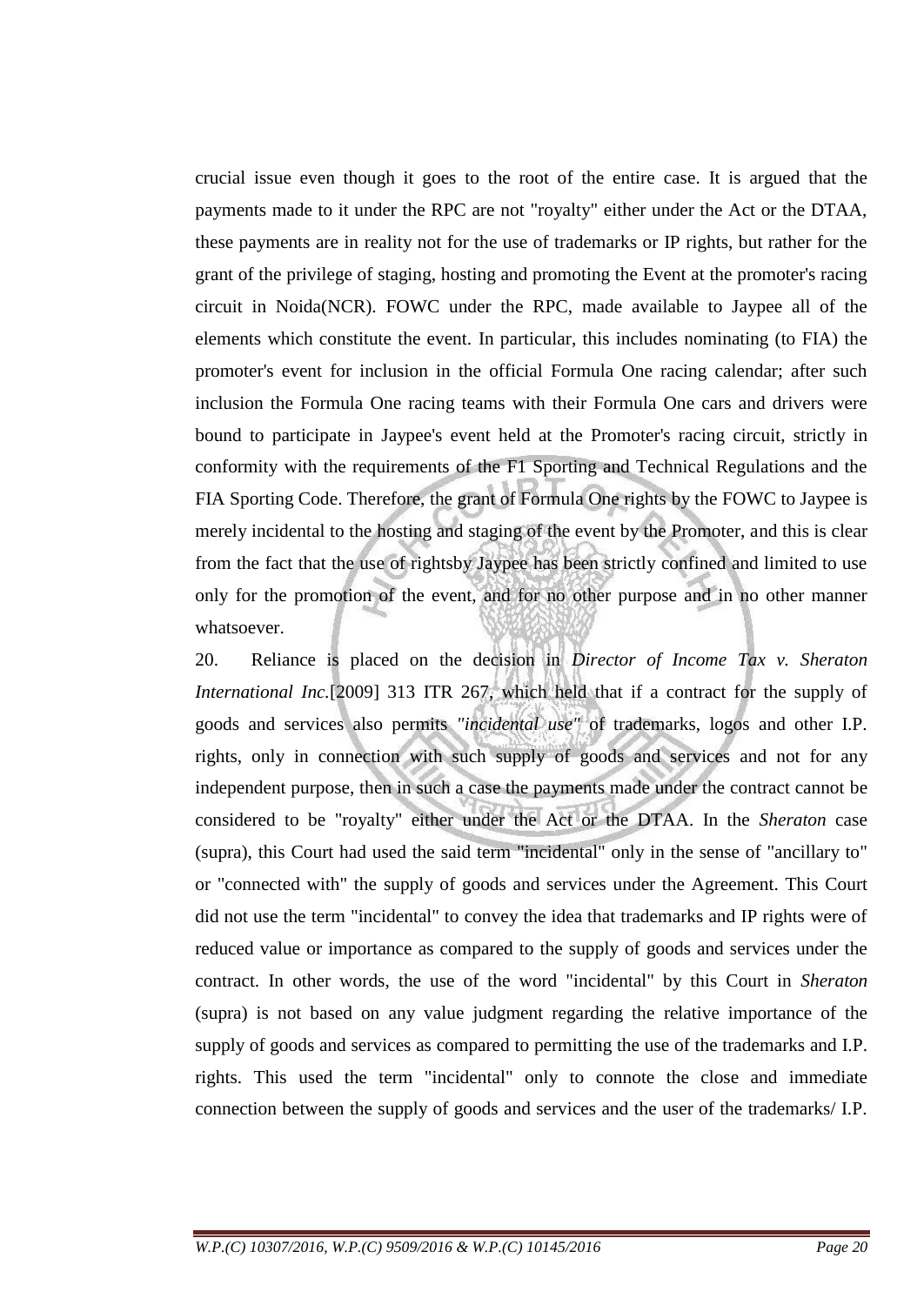crucial issue even though it goes to the root of the entire case. It is argued that the payments made to it under the RPC are not "royalty" either under the Act or the DTAA, these payments are in reality not for the use of trademarks or IP rights, but rather for the grant of the privilege of staging, hosting and promoting the Event at the promoter's racing circuit in Noida(NCR). FOWC under the RPC, made available to Jaypee all of the elements which constitute the event. In particular, this includes nominating (to FIA) the promoter's event for inclusion in the official Formula One racing calendar; after such inclusion the Formula One racing teams with their Formula One cars and drivers were bound to participate in Jaypee's event held at the Promoter's racing circuit, strictly in conformity with the requirements of the F1 Sporting and Technical Regulations and the FIA Sporting Code. Therefore, the grant of Formula One rights by the FOWC to Jaypee is merely incidental to the hosting and staging of the event by the Promoter, and this is clear from the fact that the use of rightsby Jaypee has been strictly confined and limited to use only for the promotion of the event, and for no other purpose and in no other manner whatsoever.

20. Reliance is placed on the decision in *Director of Income Tax v. Sheraton International Inc.*[2009] 313 ITR 267, which held that if a contract for the supply of goods and services also permits *"incidental use"* of trademarks, logos and other I.P. rights, only in connection with such supply of goods and services and not for any independent purpose, then in such a case the payments made under the contract cannot be considered to be "royalty" either under the Act or the DTAA. In the *Sheraton* case (supra), this Court had used the said term "incidental" only in the sense of "ancillary to" or "connected with" the supply of goods and services under the Agreement. This Court did not use the term "incidental" to convey the idea that trademarks and IP rights were of reduced value or importance as compared to the supply of goods and services under the contract. In other words, the use of the word "incidental" by this Court in *Sheraton* (supra) is not based on any value judgment regarding the relative importance of the supply of goods and services as compared to permitting the use of the trademarks and I.P. rights. This used the term "incidental" only to connote the close and immediate connection between the supply of goods and services and the user of the trademarks/ I.P.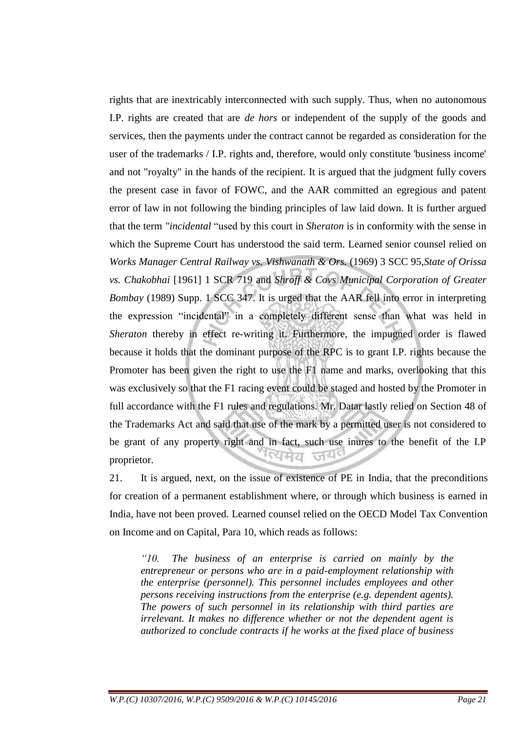rights that are inextricably interconnected with such supply. Thus, when no autonomous I.P. rights are created that are *de hors* or independent of the supply of the goods and services, then the payments under the contract cannot be regarded as consideration for the user of the trademarks / I.P. rights and, therefore, would only constitute 'business income' and not "royalty" in the hands of the recipient. It is argued that the judgment fully covers the present case in favor of FOWC, and the AAR committed an egregious and patent error of law in not following the binding principles of law laid down. It is further argued that the term *"incidental* "used by this court in *Sheraton* is in conformity with the sense in which the Supreme Court has understood the said term. Learned senior counsel relied on *Works Manager Central Railway vs. Vishwanath & Ors.* (1969) 3 SCC 95,*State of Orissa vs. Chakobhai* [1961] 1 SCR 719 and *Shroff & Covs Municipal Corporation of Greater Bombay* (1989) Supp. 1 SCC 347. It is urged that the AAR fell into error in interpreting the expression "incidental" in a completely different sense than what was held in *Sheraton* thereby in effect re-writing it. Furthermore, the impugned order is flawed because it holds that the dominant purpose of the RPC is to grant I.P. rights because the Promoter has been given the right to use the F1 name and marks, overlooking that this was exclusively so that the F1 racing event could be staged and hosted by the Promoter in full accordance with the F1 rules and regulations. Mr. Datar lastly relied on Section 48 of the Trademarks Act and said that use of the mark by a permitted user is not considered to be grant of any property right and in fact, such use inures to the benefit of the I.P proprietor.

21. It is argued, next, on the issue of existence of PE in India, that the preconditions for creation of a permanent establishment where, or through which business is earned in India, have not been proved. Learned counsel relied on the OECD Model Tax Convention on Income and on Capital, Para 10, which reads as follows:

> *"10. The business of an enterprise is carried on mainly by the entrepreneur or persons who are in a paid-employment relationship with the enterprise (personnel). This personnel includes employees and other persons receiving instructions from the enterprise (e.g. dependent agents). The powers of such personnel in its relationship with third parties are irrelevant. It makes no difference whether or not the dependent agent is authorized to conclude contracts if he works at the fixed place of business*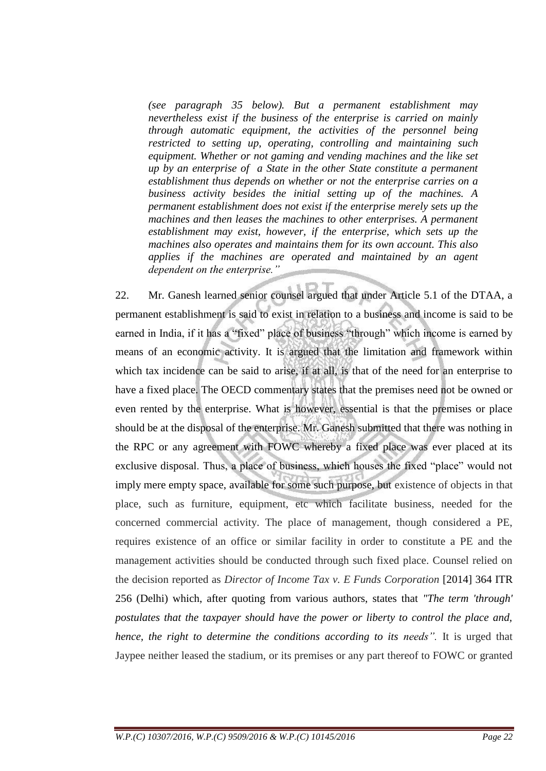*(see paragraph 35 below). But a permanent establishment may nevertheless exist if the business of the enterprise is carried on mainly through automatic equipment, the activities of the personnel being restricted to setting up, operating, controlling and maintaining such equipment. Whether or not gaming and vending machines and the like set up by an enterprise of a State in the other State constitute a permanent establishment thus depends on whether or not the enterprise carries on a business activity besides the initial setting up of the machines. A permanent establishment does not exist if the enterprise merely sets up the machines and then leases the machines to other enterprises. A permanent establishment may exist, however, if the enterprise, which sets up the machines also operates and maintains them for its own account. This also applies if the machines are operated and maintained by an agent dependent on the enterprise."*

22. Mr. Ganesh learned senior counsel argued that under Article 5.1 of the DTAA, a permanent establishment is said to exist in relation to a business and income is said to be earned in India, if it has a "fixed" place of business "through" which income is earned by means of an economic activity. It is argued that the limitation and framework within which tax incidence can be said to arise, if at all, is that of the need for an enterprise to have a fixed place. The OECD commentary states that the premises need not be owned or even rented by the enterprise. What is however, essential is that the premises or place should be at the disposal of the enterprise. Mr. Ganesh submitted that there was nothing in the RPC or any agreement with FOWC whereby a fixed place was ever placed at its exclusive disposal. Thus, a place of business, which houses the fixed "place" would not imply mere empty space, available for some such purpose, but existence of objects in that place, such as furniture, equipment, etc which facilitate business, needed for the concerned commercial activity. The place of management, though considered a PE, requires existence of an office or similar facility in order to constitute a PE and the management activities should be conducted through such fixed place. Counsel relied on the decision reported as *Director of Income Tax v. E Funds Corporation* [2014] 364 ITR 256 (Delhi) which, after quoting from various authors, states that *"The term 'through' postulates that the taxpayer should have the power or liberty to control the place and, hence, the right to determine the conditions according to its needs".* It is urged that Jaypee neither leased the stadium, or its premises or any part thereof to FOWC or granted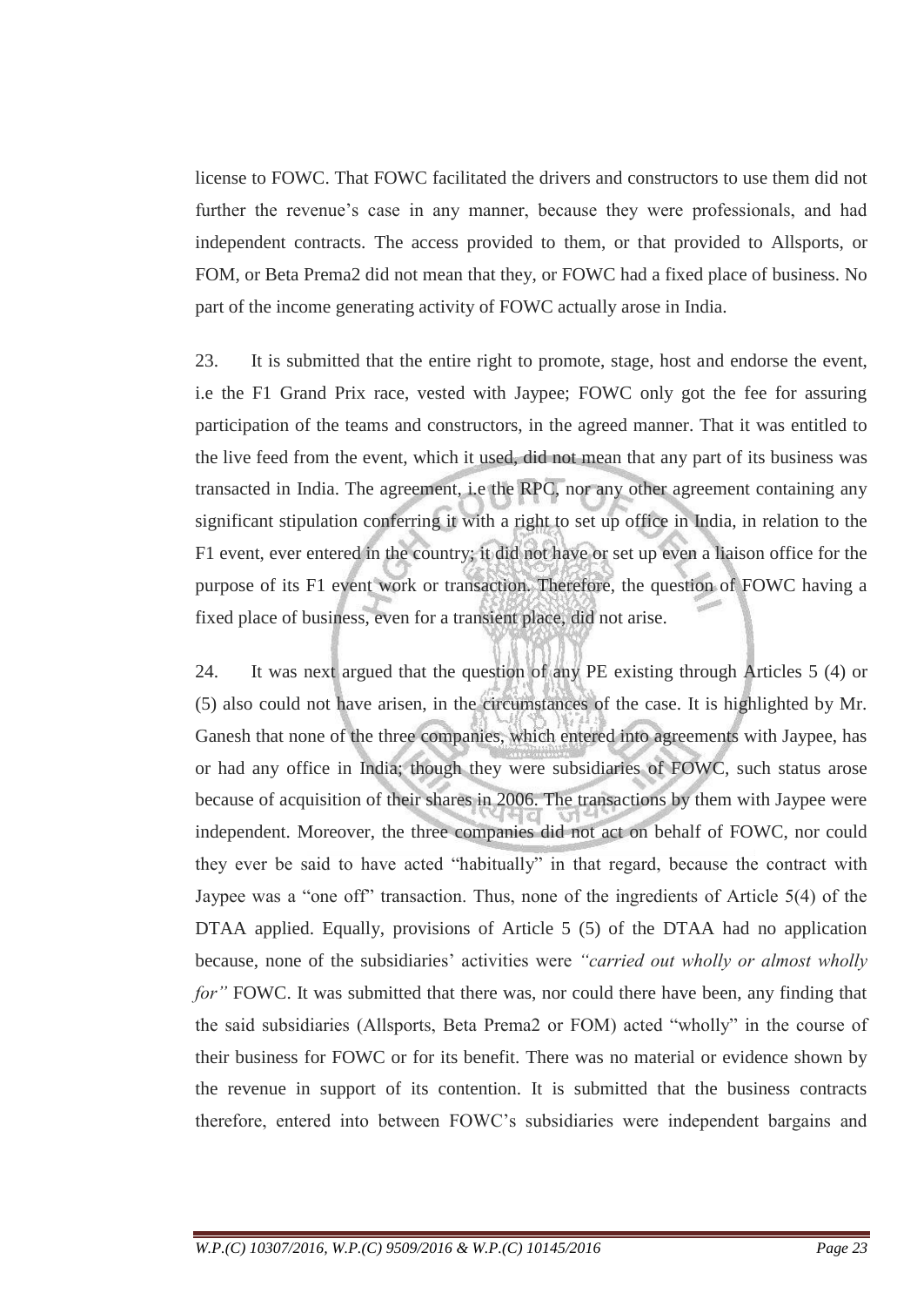license to FOWC. That FOWC facilitated the drivers and constructors to use them did not further the revenue's case in any manner, because they were professionals, and had independent contracts. The access provided to them, or that provided to Allsports, or FOM, or Beta Prema2 did not mean that they, or FOWC had a fixed place of business. No part of the income generating activity of FOWC actually arose in India.

23. It is submitted that the entire right to promote, stage, host and endorse the event, i.e the F1 Grand Prix race, vested with Jaypee; FOWC only got the fee for assuring participation of the teams and constructors, in the agreed manner. That it was entitled to the live feed from the event, which it used, did not mean that any part of its business was transacted in India. The agreement, i.e the RPC, nor any other agreement containing any significant stipulation conferring it with a right to set up office in India, in relation to the F1 event, ever entered in the country; it did not have or set up even a liaison office for the purpose of its F1 event work or transaction. Therefore, the question of FOWC having a fixed place of business, even for a transient place, did not arise.

24. It was next argued that the question of any PE existing through Articles 5 (4) or (5) also could not have arisen, in the circumstances of the case. It is highlighted by Mr. Ganesh that none of the three companies, which entered into agreements with Jaypee, has or had any office in India; though they were subsidiaries of FOWC, such status arose because of acquisition of their shares in 2006. The transactions by them with Jaypee were independent. Moreover, the three companies did not act on behalf of FOWC, nor could they ever be said to have acted "habitually" in that regard, because the contract with Jaypee was a "one off" transaction. Thus, none of the ingredients of Article 5(4) of the DTAA applied. Equally, provisions of Article 5 (5) of the DTAA had no application because, none of the subsidiaries' activities were *"carried out wholly or almost wholly for"* FOWC. It was submitted that there was, nor could there have been, any finding that the said subsidiaries (Allsports, Beta Prema2 or FOM) acted "wholly" in the course of their business for FOWC or for its benefit. There was no material or evidence shown by the revenue in support of its contention. It is submitted that the business contracts therefore, entered into between FOWC's subsidiaries were independent bargains and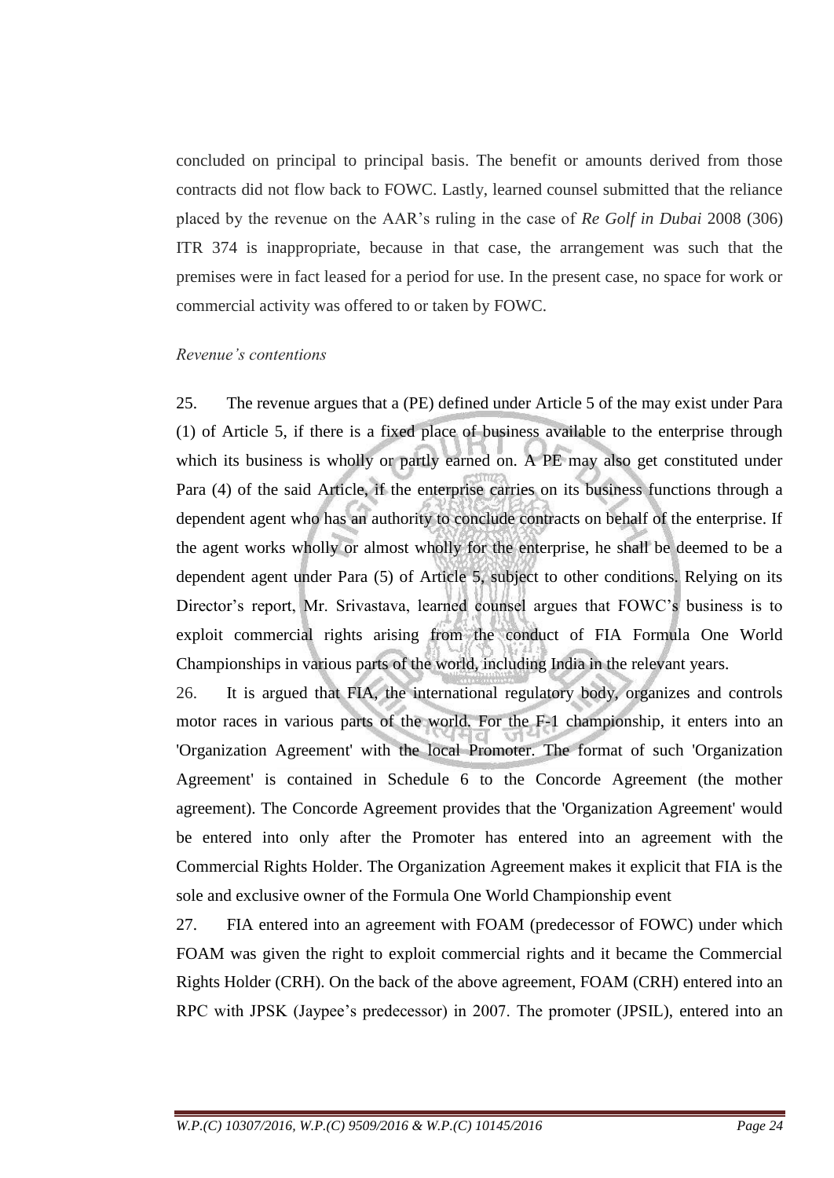concluded on principal to principal basis. The benefit or amounts derived from those contracts did not flow back to FOWC. Lastly, learned counsel submitted that the reliance placed by the revenue on the AAR's ruling in the case of *Re Golf in Dubai* 2008 (306) ITR 374 is inappropriate, because in that case, the arrangement was such that the premises were in fact leased for a period for use. In the present case, no space for work or commercial activity was offered to or taken by FOWC.

*Revenue's contentions*

25. The revenue argues that a (PE) defined under Article 5 of the may exist under Para (1) of Article 5, if there is a fixed place of business available to the enterprise through which its business is wholly or partly earned on. A PE may also get constituted under Para (4) of the said Article, if the enterprise carries on its business functions through a dependent agent who has an authority to conclude contracts on behalf of the enterprise. If the agent works wholly or almost wholly for the enterprise, he shall be deemed to be a dependent agent under Para (5) of Article 5, subject to other conditions. Relying on its Director's report, Mr. Srivastava, learned counsel argues that FOWC's business is to exploit commercial rights arising from the conduct of FIA Formula One World Championships in various parts of the world, including India in the relevant years.

26. It is argued that FIA, the international regulatory body, organizes and controls motor races in various parts of the world. For the F-1 championship, it enters into an 'Organization Agreement' with the local Promoter. The format of such 'Organization Agreement' is contained in Schedule 6 to the Concorde Agreement (the mother agreement). The Concorde Agreement provides that the 'Organization Agreement' would be entered into only after the Promoter has entered into an agreement with the Commercial Rights Holder. The Organization Agreement makes it explicit that FIA is the sole and exclusive owner of the Formula One World Championship event

27. FIA entered into an agreement with FOAM (predecessor of FOWC) under which FOAM was given the right to exploit commercial rights and it became the Commercial Rights Holder (CRH). On the back of the above agreement, FOAM (CRH) entered into an RPC with JPSK (Jaypee's predecessor) in 2007. The promoter (JPSIL), entered into an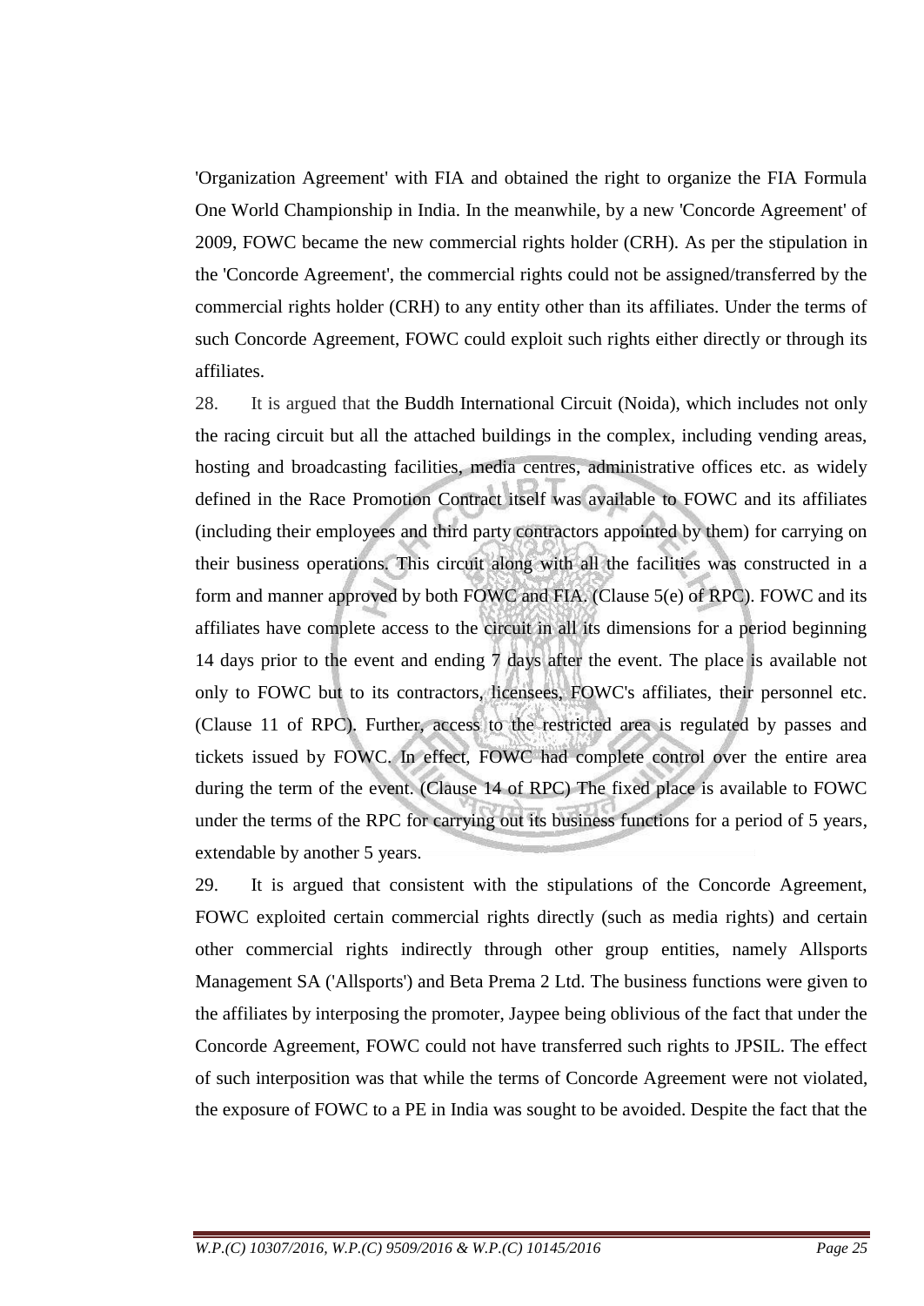'Organization Agreement' with FIA and obtained the right to organize the FIA Formula One World Championship in India. In the meanwhile, by a new 'Concorde Agreement' of 2009, FOWC became the new commercial rights holder (CRH). As per the stipulation in the 'Concorde Agreement', the commercial rights could not be assigned/transferred by the commercial rights holder (CRH) to any entity other than its affiliates. Under the terms of such Concorde Agreement, FOWC could exploit such rights either directly or through its affiliates.

28. It is argued that the Buddh International Circuit (Noida), which includes not only the racing circuit but all the attached buildings in the complex, including vending areas, hosting and broadcasting facilities, media centres, administrative offices etc. as widely defined in the Race Promotion Contract itself was available to FOWC and its affiliates (including their employees and third party contractors appointed by them) for carrying on their business operations. This circuit along with all the facilities was constructed in a form and manner approved by both FOWC and FIA. (Clause 5(e) of RPC). FOWC and its affiliates have complete access to the circuit in all its dimensions for a period beginning 14 days prior to the event and ending 7 days after the event. The place is available not only to FOWC but to its contractors, licensees, FOWC's affiliates, their personnel etc. (Clause 11 of RPC). Further, access to the restricted area is regulated by passes and tickets issued by FOWC. In effect, FOWC had complete control over the entire area during the term of the event. (Clause 14 of RPC) The fixed place is available to FOWC under the terms of the RPC for carrying out its business functions for a period of 5 years, extendable by another 5 years.

29. It is argued that consistent with the stipulations of the Concorde Agreement, FOWC exploited certain commercial rights directly (such as media rights) and certain other commercial rights indirectly through other group entities, namely Allsports Management SA ('Allsports') and Beta Prema 2 Ltd. The business functions were given to the affiliates by interposing the promoter, Jaypee being oblivious of the fact that under the Concorde Agreement, FOWC could not have transferred such rights to JPSIL. The effect of such interposition was that while the terms of Concorde Agreement were not violated, the exposure of FOWC to a PE in India was sought to be avoided. Despite the fact that the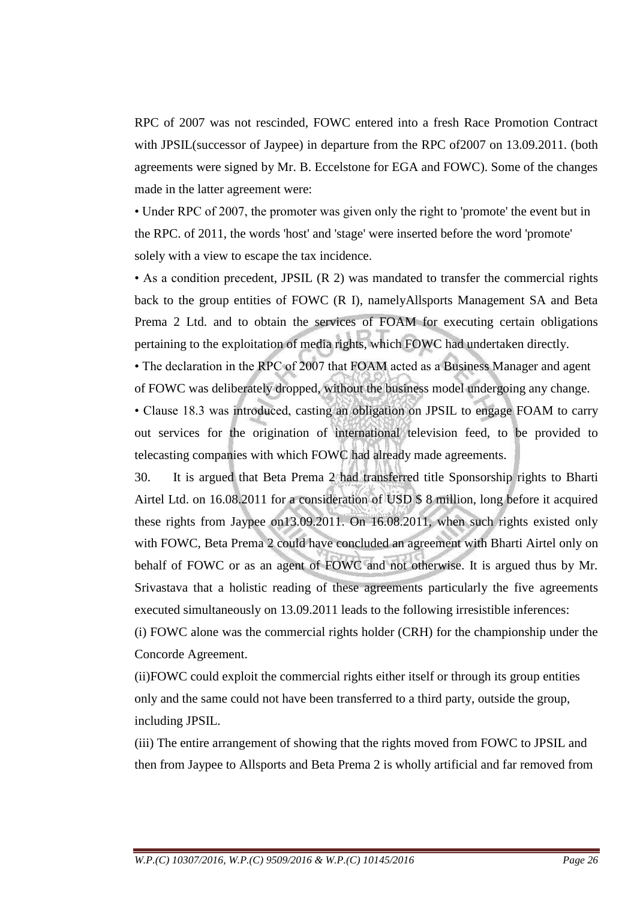RPC of 2007 was not rescinded, FOWC entered into a fresh Race Promotion Contract with JPSIL(successor of Jaypee) in departure from the RPC of2007 on 13.09.2011. (both agreements were signed by Mr. B. Eccelstone for EGA and FOWC). Some of the changes made in the latter agreement were:

• Under RPC of 2007, the promoter was given only the right to 'promote' the event but in the RPC. of 2011, the words 'host' and 'stage' were inserted before the word 'promote' solely with a view to escape the tax incidence.

• As a condition precedent, JPSIL (R 2) was mandated to transfer the commercial rights back to the group entities of FOWC (R I), namelyAllsports Management SA and Beta Prema 2 Ltd. and to obtain the services of FOAM for executing certain obligations pertaining to the exploitation of media rights, which FOWC had undertaken directly.

• The declaration in the RPC of 2007 that FOAM acted as a Business Manager and agent of FOWC was deliberately dropped, without the business model undergoing any change.

• Clause 18.3 was introduced, casting an obligation on JPSIL to engage FOAM to carry out services for the origination of international television feed, to be provided to telecasting companies with which FOWC had already made agreements.

30. It is argued that Beta Prema 2 had transferred title Sponsorship rights to Bharti Airtel Ltd. on 16.08.2011 for a consideration of USD $ 8 million, long before it acquired these rights from Jaypee on13.09.2011. On 16.08.2011, when such rights existed only with FOWC, Beta Prema 2 could have concluded an agreement with Bharti Airtel only on behalf of FOWC or as an agent of FOWC and not otherwise. It is argued thus by Mr. Srivastava that a holistic reading of these agreements particularly the five agreements executed simultaneously on 13.09.2011 leads to the following irresistible inferences:

(i) FOWC alone was the commercial rights holder (CRH) for the championship under the Concorde Agreement.

(ii)FOWC could exploit the commercial rights either itself or through its group entities only and the same could not have been transferred to a third party, outside the group, including JPSIL.

(iii) The entire arrangement of showing that the rights moved from FOWC to JPSIL and then from Jaypee to Allsports and Beta Prema 2 is wholly artificial and far removed from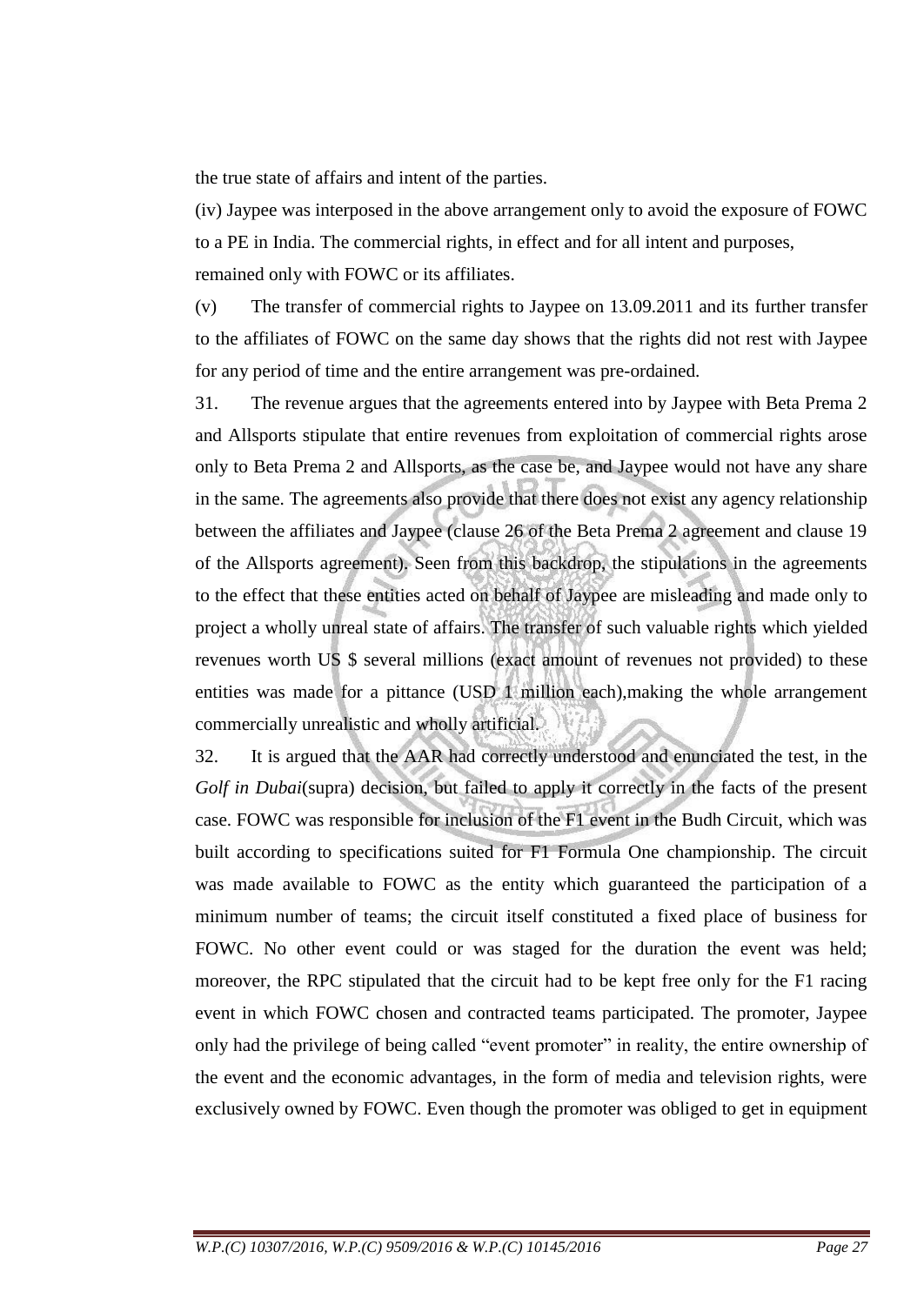the true state of affairs and intent of the parties.

(iv) Jaypee was interposed in the above arrangement only to avoid the exposure of FOWC to a PE in India. The commercial rights, in effect and for all intent and purposes, remained only with FOWC or its affiliates.

(v) The transfer of commercial rights to Jaypee on 13.09.2011 and its further transfer to the affiliates of FOWC on the same day shows that the rights did not rest with Jaypee for any period of time and the entire arrangement was pre-ordained.

31. The revenue argues that the agreements entered into by Jaypee with Beta Prema 2 and Allsports stipulate that entire revenues from exploitation of commercial rights arose only to Beta Prema 2 and Allsports, as the case be, and Jaypee would not have any share in the same. The agreements also provide that there does not exist any agency relationship between the affiliates and Jaypee (clause 26 of the Beta Prema 2 agreement and clause 19 of the Allsports agreement). Seen from this backdrop, the stipulations in the agreements to the effect that these entities acted on behalf of Jaypee are misleading and made only to project a wholly unreal state of affairs. The transfer of such valuable rights which yielded revenues worth US $ several millions (exact amount of revenues not provided) to these entities was made for a pittance (USD 1 million each),making the whole arrangement commercially unrealistic and wholly artificial.

32. It is argued that the AAR had correctly understood and enunciated the test, in the *Golf in Dubai*(supra) decision, but failed to apply it correctly in the facts of the present case. FOWC was responsible for inclusion of the F1 event in the Budh Circuit, which was built according to specifications suited for F1 Formula One championship. The circuit was made available to FOWC as the entity which guaranteed the participation of a minimum number of teams; the circuit itself constituted a fixed place of business for FOWC. No other event could or was staged for the duration the event was held; moreover, the RPC stipulated that the circuit had to be kept free only for the F1 racing event in which FOWC chosen and contracted teams participated. The promoter, Jaypee only had the privilege of being called "event promoter" in reality, the entire ownership of the event and the economic advantages, in the form of media and television rights, were exclusively owned by FOWC. Even though the promoter was obliged to get in equipment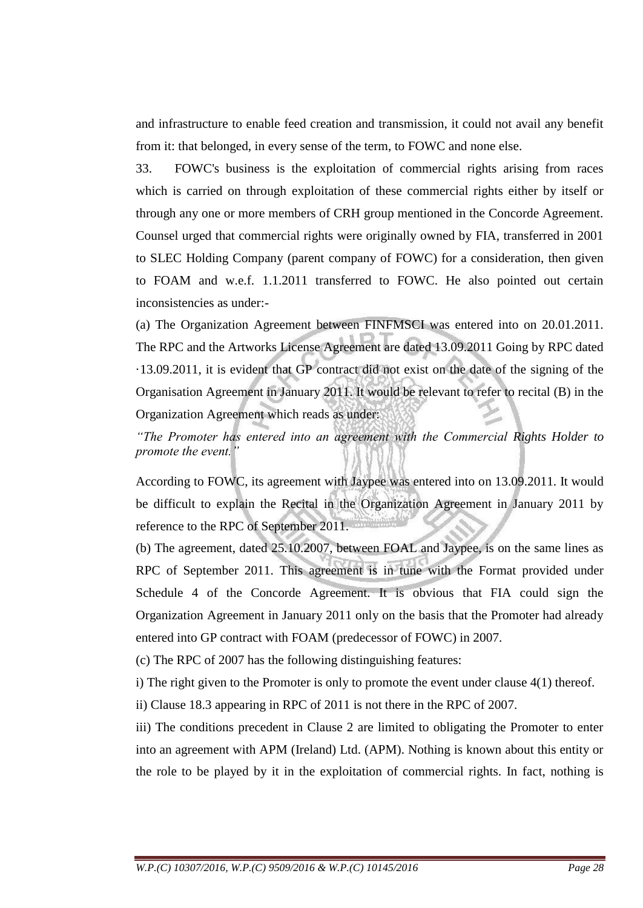and infrastructure to enable feed creation and transmission, it could not avail any benefit from it: that belonged, in every sense of the term, to FOWC and none else.

33. FOWC's business is the exploitation of commercial rights arising from races which is carried on through exploitation of these commercial rights either by itself or through any one or more members of CRH group mentioned in the Concorde Agreement. Counsel urged that commercial rights were originally owned by FIA, transferred in 2001 to SLEC Holding Company (parent company of FOWC) for a consideration, then given to FOAM and w.e.f. 1.1.2011 transferred to FOWC. He also pointed out certain inconsistencies as under:-

(a) The Organization Agreement between FINFMSCI was entered into on 20.01.2011. The RPC and the Artworks License Agreement are dated 13.09.2011 Going by RPC dated ·13.09.2011, it is evident that GP contract did not exist on the date of the signing of the Organisation Agreement in January 2011. It would be relevant to refer to recital (B) in the Organization Agreement which reads as under:

*"The Promoter has entered into an agreement with the Commercial Rights Holder to promote the event."*

According to FOWC, its agreement with Jaypee was entered into on 13.09.2011. It would be difficult to explain the Recital in the Organization Agreement in January 2011 by reference to the RPC of September 2011.

(b) The agreement, dated 25.10.2007, between FOAL and Jaypee, is on the same lines as RPC of September 2011. This agreement is in tune with the Format provided under Schedule 4 of the Concorde Agreement. It is obvious that FIA could sign the Organization Agreement in January 2011 only on the basis that the Promoter had already entered into GP contract with FOAM (predecessor of FOWC) in 2007.

(c) The RPC of 2007 has the following distinguishing features:

i) The right given to the Promoter is only to promote the event under clause 4(1) thereof.

ii) Clause 18.3 appearing in RPC of 2011 is not there in the RPC of 2007.

iii) The conditions precedent in Clause 2 are limited to obligating the Promoter to enter into an agreement with APM (Ireland) Ltd. (APM). Nothing is known about this entity or the role to be played by it in the exploitation of commercial rights. In fact, nothing is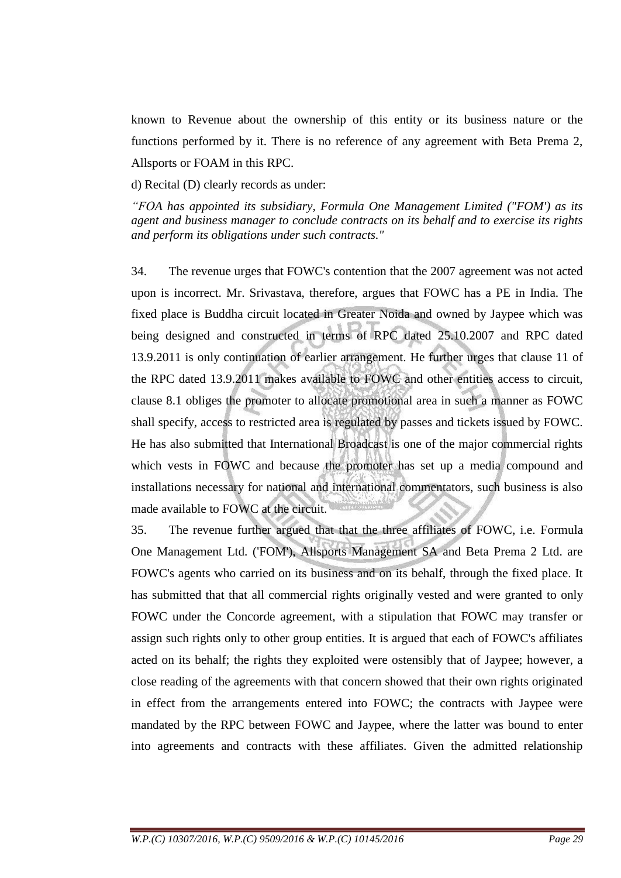known to Revenue about the ownership of this entity or its business nature or the functions performed by it. There is no reference of any agreement with Beta Prema 2, Allsports or FOAM in this RPC.

d) Recital (D) clearly records as under:

*"FOA has appointed its subsidiary, Formula One Management Limited ("FOM') as its agent and business manager to conclude contracts on its behalf and to exercise its rights and perform its obligations under such contracts."*

34. The revenue urges that FOWC's contention that the 2007 agreement was not acted upon is incorrect. Mr. Srivastava, therefore, argues that FOWC has a PE in India. The fixed place is Buddha circuit located in Greater Noida and owned by Jaypee which was being designed and constructed in terms of RPC dated 25.10.2007 and RPC dated 13.9.2011 is only continuation of earlier arrangement. He further urges that clause 11 of the RPC dated 13.9.2011 makes available to FOWC and other entities access to circuit, clause 8.1 obliges the promoter to allocate promotional area in such a manner as FOWC shall specify, access to restricted area is regulated by passes and tickets issued by FOWC. He has also submitted that International Broadcast is one of the major commercial rights which vests in FOWC and because the promoter has set up a media compound and installations necessary for national and international commentators, such business is also made available to FOWC at the circuit.

35. The revenue further argued that that the three affiliates of FOWC, i.e. Formula One Management Ltd. ('FOM'), Allsports Management SA and Beta Prema 2 Ltd. are FOWC's agents who carried on its business and on its behalf, through the fixed place. It has submitted that that all commercial rights originally vested and were granted to only FOWC under the Concorde agreement, with a stipulation that FOWC may transfer or assign such rights only to other group entities. It is argued that each of FOWC's affiliates acted on its behalf; the rights they exploited were ostensibly that of Jaypee; however, a close reading of the agreements with that concern showed that their own rights originated in effect from the arrangements entered into FOWC; the contracts with Jaypee were mandated by the RPC between FOWC and Jaypee, where the latter was bound to enter into agreements and contracts with these affiliates. Given the admitted relationship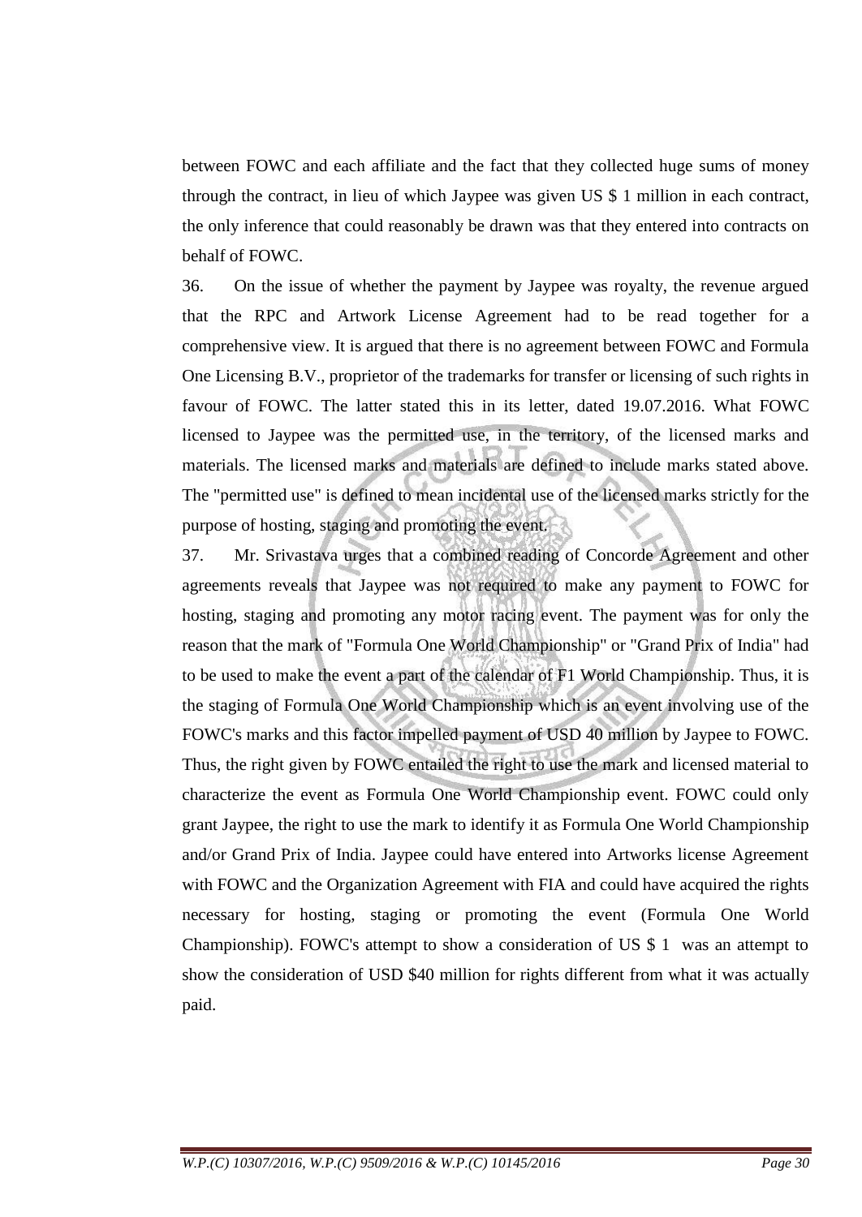between FOWC and each affiliate and the fact that they collected huge sums of money through the contract, in lieu of which Jaypee was given US $ 1 million in each contract, the only inference that could reasonably be drawn was that they entered into contracts on behalf of FOWC.

36. On the issue of whether the payment by Jaypee was royalty, the revenue argued that the RPC and Artwork License Agreement had to be read together for a comprehensive view. It is argued that there is no agreement between FOWC and Formula One Licensing B.V., proprietor of the trademarks for transfer or licensing of such rights in favour of FOWC. The latter stated this in its letter, dated 19.07.2016. What FOWC licensed to Jaypee was the permitted use, in the territory, of the licensed marks and materials. The licensed marks and materials are defined to include marks stated above. The "permitted use" is defined to mean incidental use of the licensed marks strictly for the purpose of hosting, staging and promoting the event.

37. Mr. Srivastava urges that a combined reading of Concorde Agreement and other agreements reveals that Jaypee was not required to make any payment to FOWC for hosting, staging and promoting any motor racing event. The payment was for only the reason that the mark of "Formula One World Championship" or "Grand Prix of India" had to be used to make the event a part of the calendar of F1 World Championship. Thus, it is the staging of Formula One World Championship which is an event involving use of the FOWC's marks and this factor impelled payment of USD 40 million by Jaypee to FOWC. Thus, the right given by FOWC entailed the right to use the mark and licensed material to characterize the event as Formula One World Championship event. FOWC could only grant Jaypee, the right to use the mark to identify it as Formula One World Championship and/or Grand Prix of India. Jaypee could have entered into Artworks license Agreement with FOWC and the Organization Agreement with FIA and could have acquired the rights necessary for hosting, staging or promoting the event (Formula One World Championship). FOWC's attempt to show a consideration of US $ 1 was an attempt to show the consideration of USD $40 million for rights different from what it was actually paid.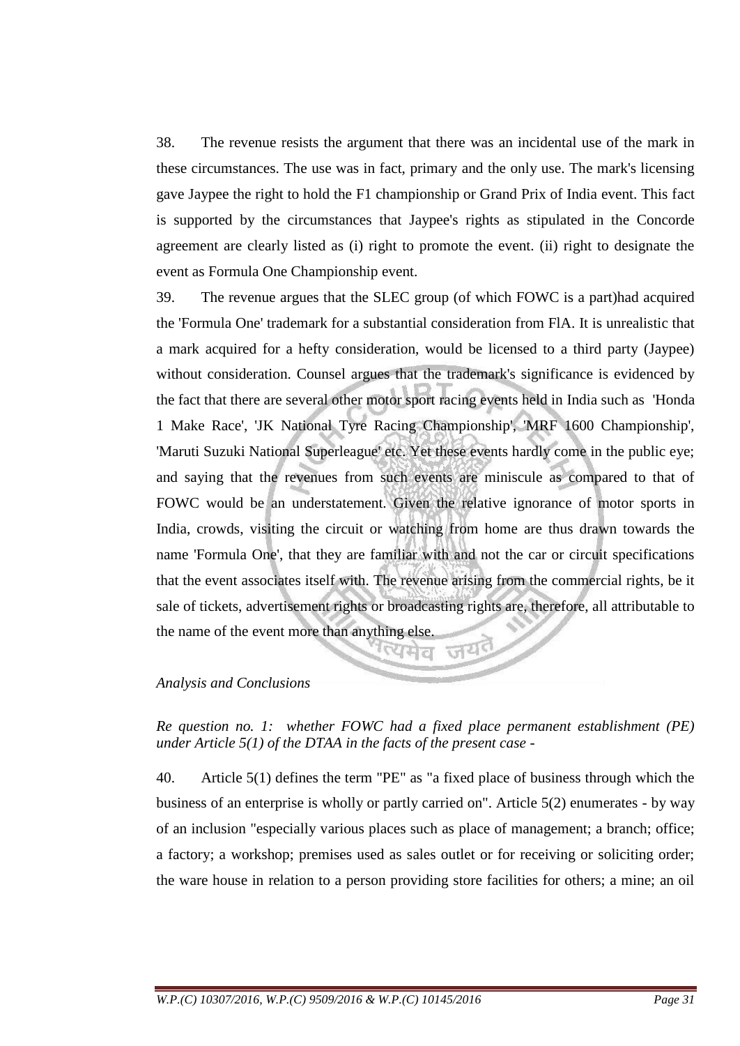38. The revenue resists the argument that there was an incidental use of the mark in these circumstances. The use was in fact, primary and the only use. The mark's licensing gave Jaypee the right to hold the F1 championship or Grand Prix of India event. This fact is supported by the circumstances that Jaypee's rights as stipulated in the Concorde agreement are clearly listed as (i) right to promote the event. (ii) right to designate the event as Formula One Championship event.

39. The revenue argues that the SLEC group (of which FOWC is a part)had acquired the 'Formula One' trademark for a substantial consideration from FIA. It is unrealistic that a mark acquired for a hefty consideration, would be licensed to a third party (Jaypee) without consideration. Counsel argues that the trademark's significance is evidenced by the fact that there are several other motor sport racing events held in India such as 'Honda 1 Make Race', 'JK National Tyre Racing Championship', 'MRF 1600 Championship', 'Maruti Suzuki National Superleague' etc. Yet these events hardly come in the public eye; and saying that the revenues from such events are miniscule as compared to that of FOWC would be an understatement. Given the relative ignorance of motor sports in India, crowds, visiting the circuit or watching from home are thus drawn towards the name 'Formula One', that they are familiar with and not the car or circuit specifications that the event associates itself with. The revenue arising from the commercial rights, be it sale of tickets, advertisement rights or broadcasting rights are, therefore, all attributable to the name of the event more than anything else.

*Analysis and Conclusions*

*Re question no. 1: whether FOWC had a fixed place permanent establishment (PE) under Article 5(1) of the DTAA in the facts of the present case -*

40. Article 5(1) defines the term "PE" as "a fixed place of business through which the business of an enterprise is wholly or partly carried on". Article 5(2) enumerates - by way of an inclusion "especially various places such as place of management; a branch; office; a factory; a workshop; premises used as sales outlet or for receiving or soliciting order; the ware house in relation to a person providing store facilities for others; a mine; an oil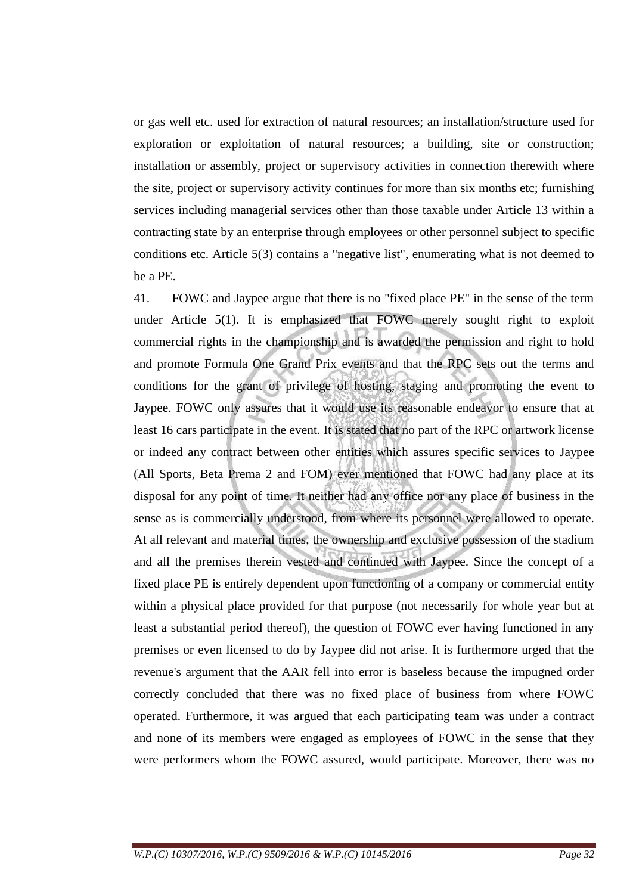or gas well etc. used for extraction of natural resources; an installation/structure used for exploration or exploitation of natural resources; a building, site or construction; installation or assembly, project or supervisory activities in connection therewith where the site, project or supervisory activity continues for more than six months etc; furnishing services including managerial services other than those taxable under Article 13 within a contracting state by an enterprise through employees or other personnel subject to specific conditions etc. Article 5(3) contains a "negative list", enumerating what is not deemed to be a PE.

41. FOWC and Jaypee argue that there is no "fixed place PE" in the sense of the term under Article 5(1). It is emphasized that FOWC merely sought right to exploit commercial rights in the championship and is awarded the permission and right to hold and promote Formula One Grand Prix events and that the RPC sets out the terms and conditions for the grant of privilege of hosting, staging and promoting the event to Jaypee. FOWC only assures that it would use its reasonable endeavor to ensure that at least 16 cars participate in the event. It is stated that no part of the RPC or artwork license or indeed any contract between other entities which assures specific services to Jaypee (All Sports, Beta Prema 2 and FOM) ever mentioned that FOWC had any place at its disposal for any point of time. It neither had any office nor any place of business in the sense as is commercially understood, from where its personnel were allowed to operate. At all relevant and material times, the ownership and exclusive possession of the stadium and all the premises therein vested and continued with Jaypee. Since the concept of a fixed place PE is entirely dependent upon functioning of a company or commercial entity within a physical place provided for that purpose (not necessarily for whole year but at least a substantial period thereof), the question of FOWC ever having functioned in any premises or even licensed to do by Jaypee did not arise. It is furthermore urged that the revenue's argument that the AAR fell into error is baseless because the impugned order correctly concluded that there was no fixed place of business from where FOWC operated. Furthermore, it was argued that each participating team was under a contract and none of its members were engaged as employees of FOWC in the sense that they were performers whom the FOWC assured, would participate. Moreover, there was no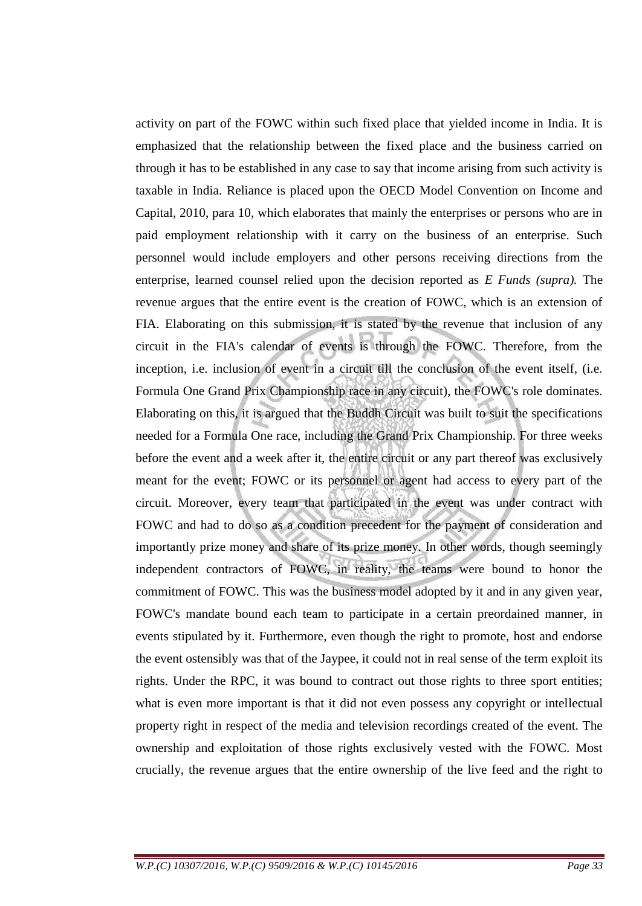activity on part of the FOWC within such fixed place that yielded income in India. It is emphasized that the relationship between the fixed place and the business carried on through it has to be established in any case to say that income arising from such activity is taxable in India. Reliance is placed upon the OECD Model Convention on Income and Capital, 2010, para 10, which elaborates that mainly the enterprises or persons who are in paid employment relationship with it carry on the business of an enterprise. Such personnel would include employers and other persons receiving directions from the enterprise, learned counsel relied upon the decision reported as *E Funds (supra).* The revenue argues that the entire event is the creation of FOWC, which is an extension of FIA. Elaborating on this submission, it is stated by the revenue that inclusion of any circuit in the FIA's calendar of events is through the FOWC. Therefore, from the inception, i.e. inclusion of event in a circuit till the conclusion of the event itself, (i.e. Formula One Grand Prix Championship race in any circuit), the FOWC's role dominates. Elaborating on this, it is argued that the Buddh Circuit was built to suit the specifications needed for a Formula One race, including the Grand Prix Championship. For three weeks before the event and a week after it, the entire circuit or any part thereof was exclusively meant for the event; FOWC or its personnel or agent had access to every part of the circuit. Moreover, every team that participated in the event was under contract with FOWC and had to do so as a condition precedent for the payment of consideration and importantly prize money and share of its prize money. In other words, though seemingly independent contractors of FOWC, in reality, the teams were bound to honor the commitment of FOWC. This was the business model adopted by it and in any given year, FOWC's mandate bound each team to participate in a certain preordained manner, in events stipulated by it. Furthermore, even though the right to promote, host and endorse the event ostensibly was that of the Jaypee, it could not in real sense of the term exploit its rights. Under the RPC, it was bound to contract out those rights to three sport entities; what is even more important is that it did not even possess any copyright or intellectual property right in respect of the media and television recordings created of the event. The ownership and exploitation of those rights exclusively vested with the FOWC. Most crucially, the revenue argues that the entire ownership of the live feed and the right to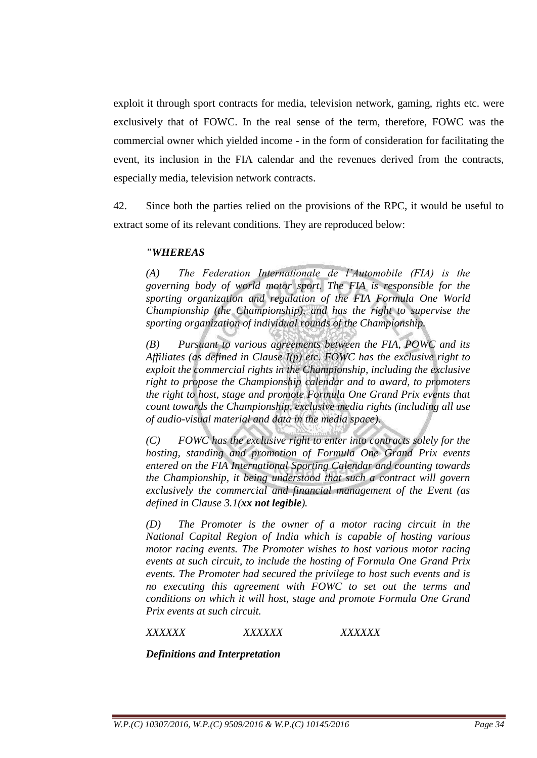exploit it through sport contracts for media, television network, gaming, rights etc. were exclusively that of FOWC. In the real sense of the term, therefore, FOWC was the commercial owner which yielded income - in the form of consideration for facilitating the event, its inclusion in the FIA calendar and the revenues derived from the contracts, especially media, television network contracts.

42. Since both the parties relied on the provisions of the RPC, it would be useful to extract some of its relevant conditions. They are reproduced below:

> ***"WHEREAS***
>
> *(A) The Federation Internationale de l'Automobile (FIA) is the governing body of world motor sport. The FIA is responsible for the sporting organization and regulation of the FIA Formula One World Championship (the Championship), and has the right to supervise the sporting organization of individual rounds of the Championship.*
>
> *(B) Pursuant to various agreements between the FIA, POWC and its Affiliates (as defined in Clause I(p) etc. FOWC has the exclusive right to exploit the commercial rights in the Championship, including the exclusive right to propose the Championship calendar and to award, to promoters the right to host, stage and promote Formula One Grand Prix events that count towards the Championship, exclusive media rights (including all use of audio-visual material and data in the media space).*
>
> *(C) FOWC has the exclusive right to enter into contracts solely for the hosting, standing and promotion of Formula One Grand Prix events entered on the FIA International Sporting Calendar and counting towards the Championship, it being understood that such a contract will govern exclusively the commercial and financial management of the Event (as defined in Clause 3.1(**xx not legible**).*
>
> *(D) The Promoter is the owner of a motor racing circuit in the National Capital Region of India which is capable of hosting various motor racing events. The Promoter wishes to host various motor racing events at such circuit, to include the hosting of Formula One Grand Prix events. The Promoter had secured the privilege to host such events and is no executing this agreement with FOWC to set out the terms and conditions on which it will host, stage and promote Formula One Grand Prix events at such circuit.*
>
> *XXXXXX XXXXXX XXXXXX*
>
> ***Definitions and Interpretation***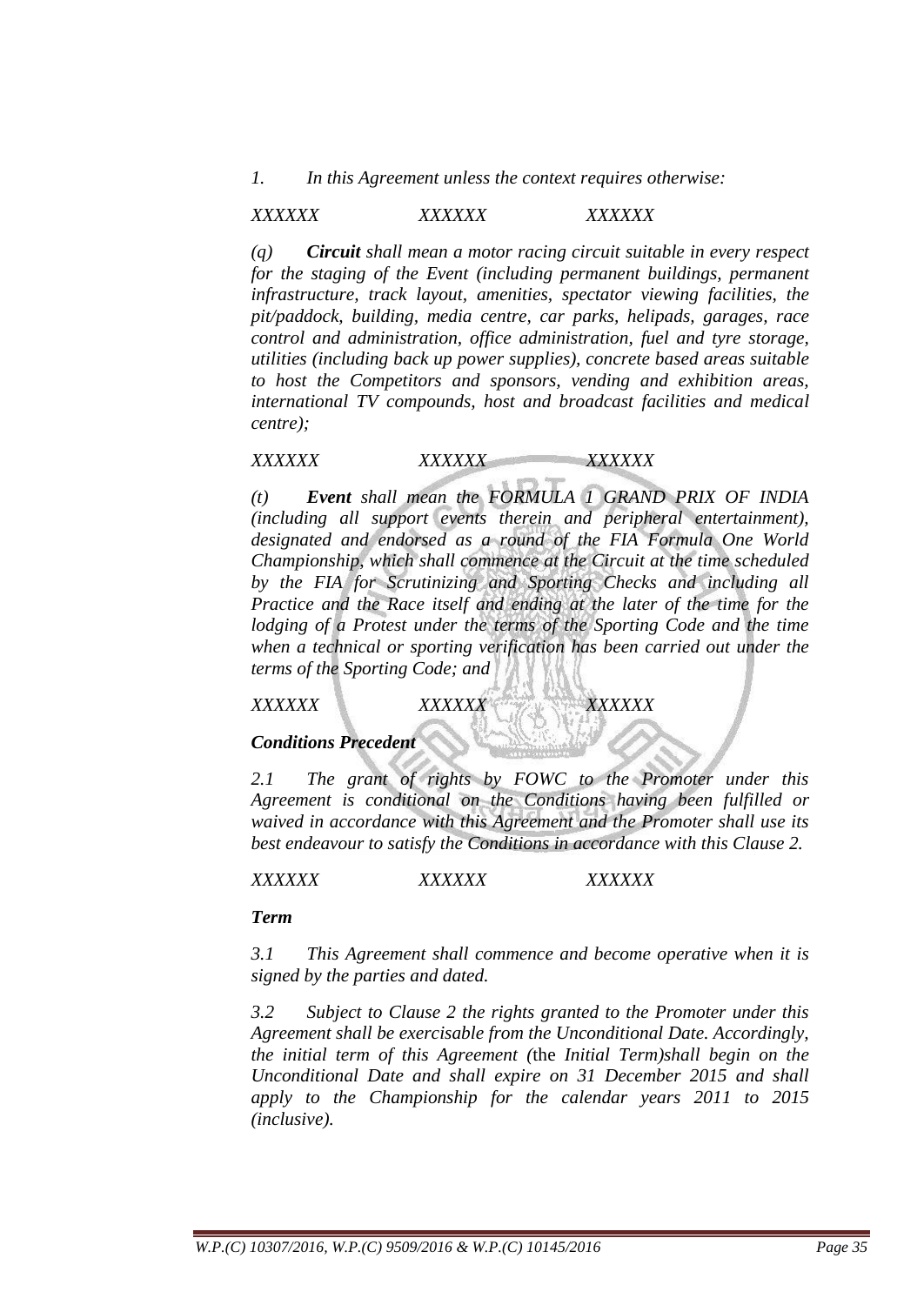*1. In this Agreement unless the context requires otherwise:*

*XXXXXX XXXXXX XXXXXX*

*(q) **Circuit** shall mean a motor racing circuit suitable in every respect for the staging of the Event (including permanent buildings, permanent infrastructure, track layout, amenities, spectator viewing facilities, the pit/paddock, building, media centre, car parks, helipads, garages, race control and administration, office administration, fuel and tyre storage, utilities (including back up power supplies), concrete based areas suitable to host the Competitors and sponsors, vending and exhibition areas, international TV compounds, host and broadcast facilities and medical centre);*

*XXXXXX XXXXXX XXXXXX*

*(t) **Event** shall mean the FORMULA 1 GRAND PRIX OF INDIA (including all support events therein and peripheral entertainment), designated and endorsed as a round of the FIA Formula One World Championship, which shall commence at the Circuit at the time scheduled by the FIA for Scrutinizing and Sporting Checks and including all Practice and the Race itself and ending at the later of the time for the lodging of a Protest under the terms of the Sporting Code and the time when a technical or sporting verification has been carried out under the terms of the Sporting Code; and*

*XXXXXX XXXXXX XXXXXX*

***Conditions Precedent***

*2.1 The grant of rights by FOWC to the Promoter under this Agreement is conditional on the Conditions having been fulfilled or waived in accordance with this Agreement and the Promoter shall use its best endeavour to satisfy the Conditions in accordance with this Clause 2.*

*XXXXXX XXXXXX XXXXXX*

***Term***

*3.1 This Agreement shall commence and become operative when it is signed by the parties and dated.*

*3.2 Subject to Clause 2 the rights granted to the Promoter under this Agreement shall be exercisable from the Unconditional Date. Accordingly, the initial term of this Agreement (*the *Initial Term)shall begin on the Unconditional Date and shall expire on 31 December 2015 and shall apply to the Championship for the calendar years 2011 to 2015 (inclusive).*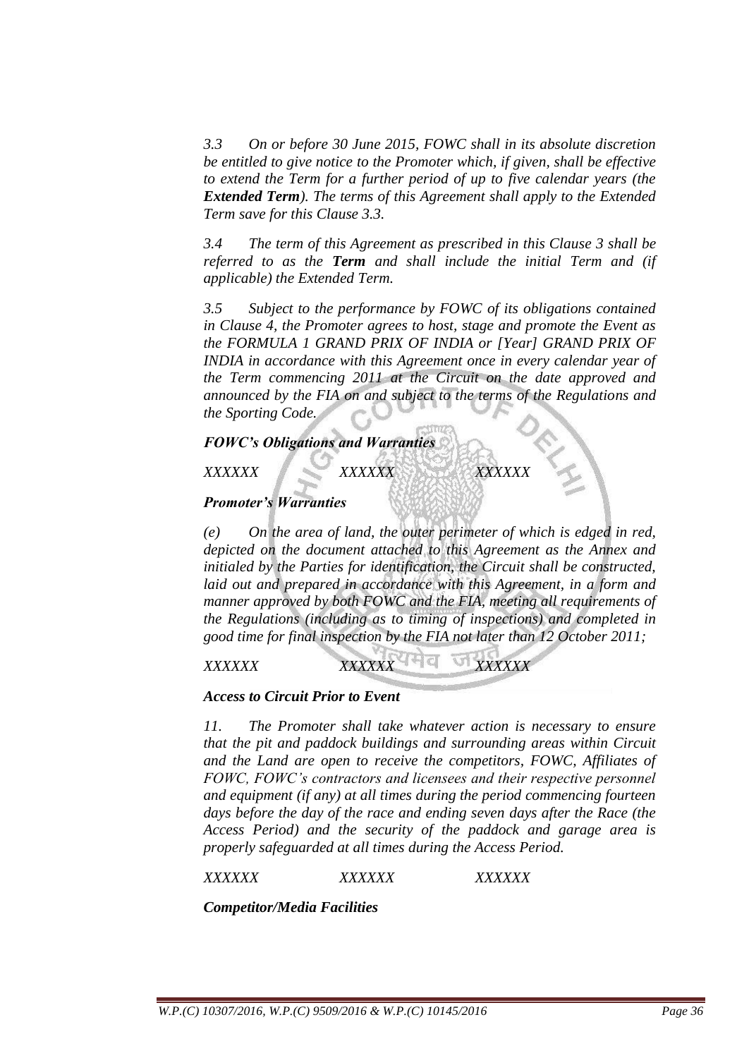*3.3 On or before 30 June 2015, FOWC shall in its absolute discretion be entitled to give notice to the Promoter which, if given, shall be effective to extend the Term for a further period of up to five calendar years (the **Extended Term**). The terms of this Agreement shall apply to the Extended Term save for this Clause 3.3.*

*3.4 The term of this Agreement as prescribed in this Clause 3 shall be referred to as the **Term** and shall include the initial Term and (if applicable) the Extended Term.*

*3.5 Subject to the performance by FOWC of its obligations contained in Clause 4, the Promoter agrees to host, stage and promote the Event as the FORMULA 1 GRAND PRIX OF INDIA or [Year] GRAND PRIX OF INDIA in accordance with this Agreement once in every calendar year of the Term commencing 2011 at the Circuit on the date approved and announced by the FIA on and subject to the terms of the Regulations and the Sporting Code.*

***FOWC's Obligations and Warranties***

*XXXXXX XXXXXX XXXXXX*

***Promoter's Warranties***

*(e) On the area of land, the outer perimeter of which is edged in red, depicted on the document attached to this Agreement as the Annex and initialed by the Parties for identification, the Circuit shall be constructed, laid out and prepared in accordance with this Agreement, in a form and manner approved by both FOWC and the FIA, meeting all requirements of the Regulations (including as to timing of inspections) and completed in good time for final inspection by the FIA not later than 12 October 2011;*

*XXXXXX XXXXXX XXXXXX*

***Access to Circuit Prior to Event***

*11. The Promoter shall take whatever action is necessary to ensure that the pit and paddock buildings and surrounding areas within Circuit and the Land are open to receive the competitors, FOWC, Affiliates of FOWC, FOWC's contractors and licensees and their respective personnel and equipment (if any) at all times during the period commencing fourteen days before the day of the race and ending seven days after the Race (the Access Period) and the security of the paddock and garage area is properly safeguarded at all times during the Access Period.*

*XXXXXX XXXXXX XXXXXX*

***Competitor/Media Facilities***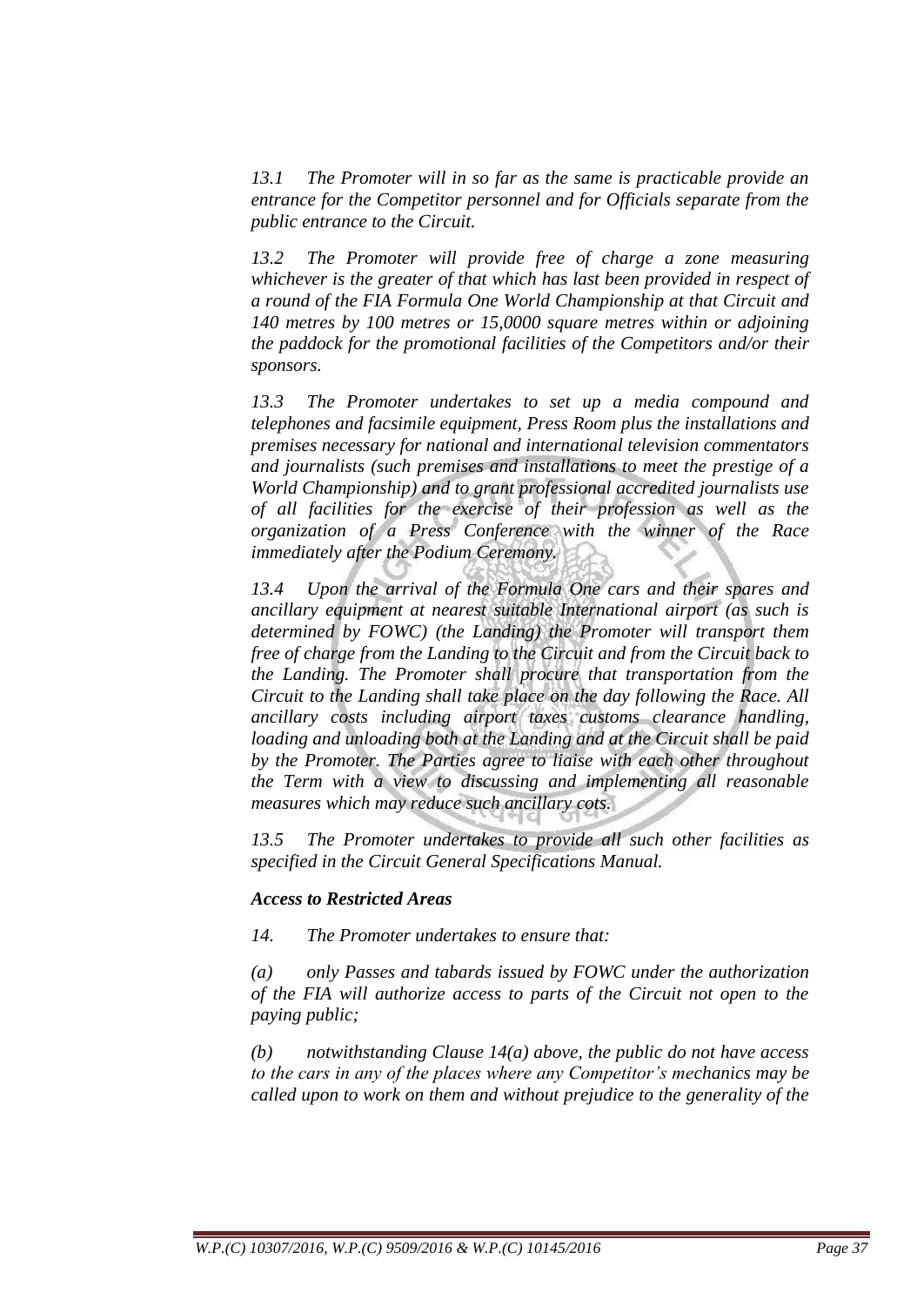*13.1 The Promoter will in so far as the same is practicable provide an entrance for the Competitor personnel and for Officials separate from the public entrance to the Circuit.*

*13.2 The Promoter will provide free of charge a zone measuring whichever is the greater of that which has last been provided in respect of a round of the FIA Formula One World Championship at that Circuit and 140 metres by 100 metres or 15,0000 square metres within or adjoining the paddock for the promotional facilities of the Competitors and/or their sponsors.*

*13.3 The Promoter undertakes to set up a media compound and telephones and facsimile equipment, Press Room plus the installations and premises necessary for national and international television commentators and journalists (such premises and installations to meet the prestige of a World Championship) and to grant professional accredited journalists use of all facilities for the exercise of their profession as well as the organization of a Press Conference with the winner of the Race immediately after the Podium Ceremony.*

*13.4 Upon the arrival of the Formula One cars and their spares and ancillary equipment at nearest suitable International airport (as such is determined by FOWC) (the Landing) the Promoter will transport them free of charge from the Landing to the Circuit and from the Circuit back to the Landing. The Promoter shall procure that transportation from the Circuit to the Landing shall take place on the day following the Race. All ancillary costs including airport taxes customs clearance handling, loading and unloading both at the Landing and at the Circuit shall be paid by the Promoter. The Parties agree to liaise with each other throughout the Term with a view to discussing and implementing all reasonable measures which may reduce such ancillary cots.*

*13.5 The Promoter undertakes to provide all such other facilities as specified in the Circuit General Specifications Manual.*

***Access to Restricted Areas***

*14. The Promoter undertakes to ensure that:*

*(a) only Passes and tabards issued by FOWC under the authorization of the FIA will authorize access to parts of the Circuit not open to the paying public;*

*(b) notwithstanding Clause 14(a) above, the public do not have access to the cars in any of the places where any Competitor's mechanics may be called upon to work on them and without prejudice to the generality of the*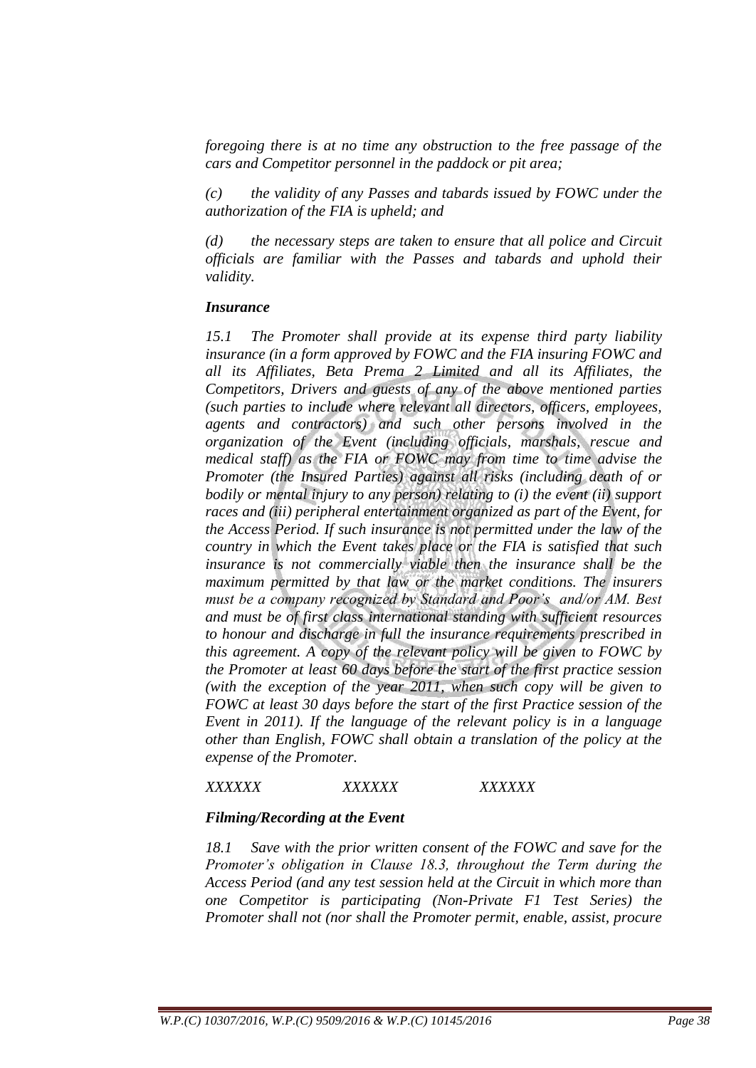*foregoing there is at no time any obstruction to the free passage of the cars and Competitor personnel in the paddock or pit area;*

*(c) the validity of any Passes and tabards issued by FOWC under the authorization of the FIA is upheld; and*

*(d) the necessary steps are taken to ensure that all police and Circuit officials are familiar with the Passes and tabards and uphold their validity.*

***Insurance***

*15.1 The Promoter shall provide at its expense third party liability insurance (in a form approved by FOWC and the FIA insuring FOWC and all its Affiliates, Beta Prema 2 Limited and all its Affiliates, the Competitors, Drivers and guests of any of the above mentioned parties (such parties to include where relevant all directors, officers, employees, agents and contractors) and such other persons involved in the organization of the Event (including officials, marshals, rescue and medical staff) as the FIA or FOWC may from time to time advise the Promoter (the Insured Parties) against all risks (including death of or bodily or mental injury to any person) relating to (i) the event (ii) support races and (iii) peripheral entertainment organized as part of the Event, for the Access Period. If such insurance is not permitted under the law of the country in which the Event takes place or the FIA is satisfied that such insurance is not commercially viable then the insurance shall be the maximum permitted by that law or the market conditions. The insurers must be a company recognized by Standard and Poor's and/or AM. Best and must be of first class international standing with sufficient resources to honour and discharge in full the insurance requirements prescribed in this agreement. A copy of the relevant policy will be given to FOWC by the Promoter at least 60 days before the start of the first practice session (with the exception of the year 2011, when such copy will be given to FOWC at least 30 days before the start of the first Practice session of the Event in 2011). If the language of the relevant policy is in a language other than English, FOWC shall obtain a translation of the policy at the expense of the Promoter.*

*XXXXXX XXXXXX XXXXXX*

***Filming/Recording at the Event***

*18.1 Save with the prior written consent of the FOWC and save for the Promoter's obligation in Clause 18.3, throughout the Term during the Access Period (and any test session held at the Circuit in which more than one Competitor is participating (Non-Private F1 Test Series) the Promoter shall not (nor shall the Promoter permit, enable, assist, procure*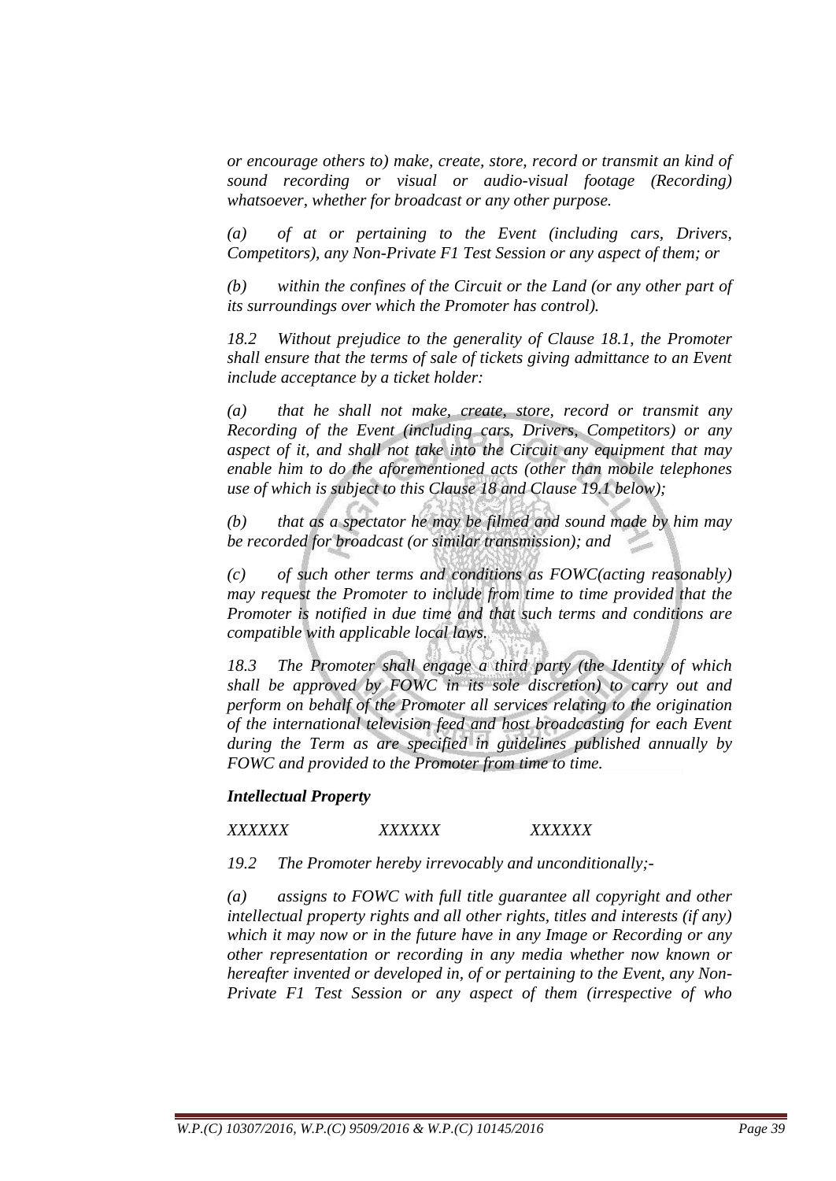*or encourage others to) make, create, store, record or transmit an kind of sound recording or visual or audio-visual footage (Recording) whatsoever, whether for broadcast or any other purpose.*

*(a) of at or pertaining to the Event (including cars, Drivers, Competitors), any Non-Private F1 Test Session or any aspect of them; or*

*(b) within the confines of the Circuit or the Land (or any other part of its surroundings over which the Promoter has control).*

*18.2 Without prejudice to the generality of Clause 18.1, the Promoter shall ensure that the terms of sale of tickets giving admittance to an Event include acceptance by a ticket holder:*

*(a) that he shall not make, create, store, record or transmit any Recording of the Event (including cars, Drivers, Competitors) or any aspect of it, and shall not take into the Circuit any equipment that may enable him to do the aforementioned acts (other than mobile telephones use of which is subject to this Clause 18 and Clause 19.1 below);*

*(b) that as a spectator he may be filmed and sound made by him may be recorded for broadcast (or similar transmission); and*

*(c) of such other terms and conditions as FOWC(acting reasonably) may request the Promoter to include from time to time provided that the Promoter is notified in due time and that such terms and conditions are compatible with applicable local laws.*

*18.3 The Promoter shall engage a third party (the Identity of which shall be approved by FOWC in its sole discretion) to carry out and perform on behalf of the Promoter all services relating to the origination of the international television feed and host broadcasting for each Event during the Term as are specified in guidelines published annually by FOWC and provided to the Promoter from time to time.*

***Intellectual Property***

*XXXXXX XXXXXX XXXXXX*

*19.2 The Promoter hereby irrevocably and unconditionally;-*

*(a) assigns to FOWC with full title guarantee all copyright and other intellectual property rights and all other rights, titles and interests (if any) which it may now or in the future have in any Image or Recording or any other representation or recording in any media whether now known or hereafter invented or developed in, of or pertaining to the Event, any Non-Private F1 Test Session or any aspect of them (irrespective of who*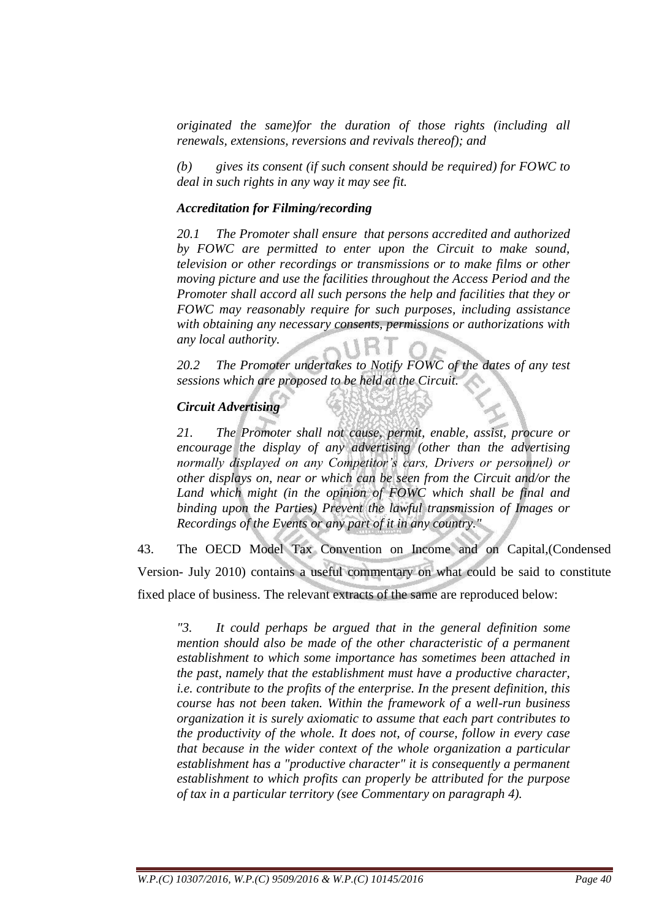*originated the same)for the duration of those rights (including all renewals, extensions, reversions and revivals thereof); and*

*(b) gives its consent (if such consent should be required) for FOWC to deal in such rights in any way it may see fit.*

***Accreditation for Filming/recording***

*20.1 The Promoter shall ensure that persons accredited and authorized by FOWC are permitted to enter upon the Circuit to make sound, television or other recordings or transmissions or to make films or other moving picture and use the facilities throughout the Access Period and the Promoter shall accord all such persons the help and facilities that they or FOWC may reasonably require for such purposes, including assistance with obtaining any necessary consents, permissions or authorizations with any local authority.*

*20.2 The Promoter undertakes to Notify FOWC of the dates of any test sessions which are proposed to be held at the Circuit.*

***Circuit Advertising***

*21. The Promoter shall not cause, permit, enable, assist, procure or encourage the display of any advertising (other than the advertising normally displayed on any Competitor's cars, Drivers or personnel) or other displays on, near or which can be seen from the Circuit and/or the Land which might (in the opinion of FOWC which shall be final and binding upon the Parties) Prevent the lawful transmission of Images or Recordings of the Events or any part of it in any country."*

43. The OECD Model Tax Convention on Income and on Capital,(Condensed Version- July 2010) contains a useful commentary on what could be said to constitute fixed place of business. The relevant extracts of the same are reproduced below:

*"3. It could perhaps be argued that in the general definition some mention should also be made of the other characteristic of a permanent establishment to which some importance has sometimes been attached in the past, namely that the establishment must have a productive character, i.e. contribute to the profits of the enterprise. In the present definition, this course has not been taken. Within the framework of a well-run business organization it is surely axiomatic to assume that each part contributes to the productivity of the whole. It does not, of course, follow in every case that because in the wider context of the whole organization a particular establishment has a "productive character" it is consequently a permanent establishment to which profits can properly be attributed for the purpose of tax in a particular territory (see Commentary on paragraph 4).*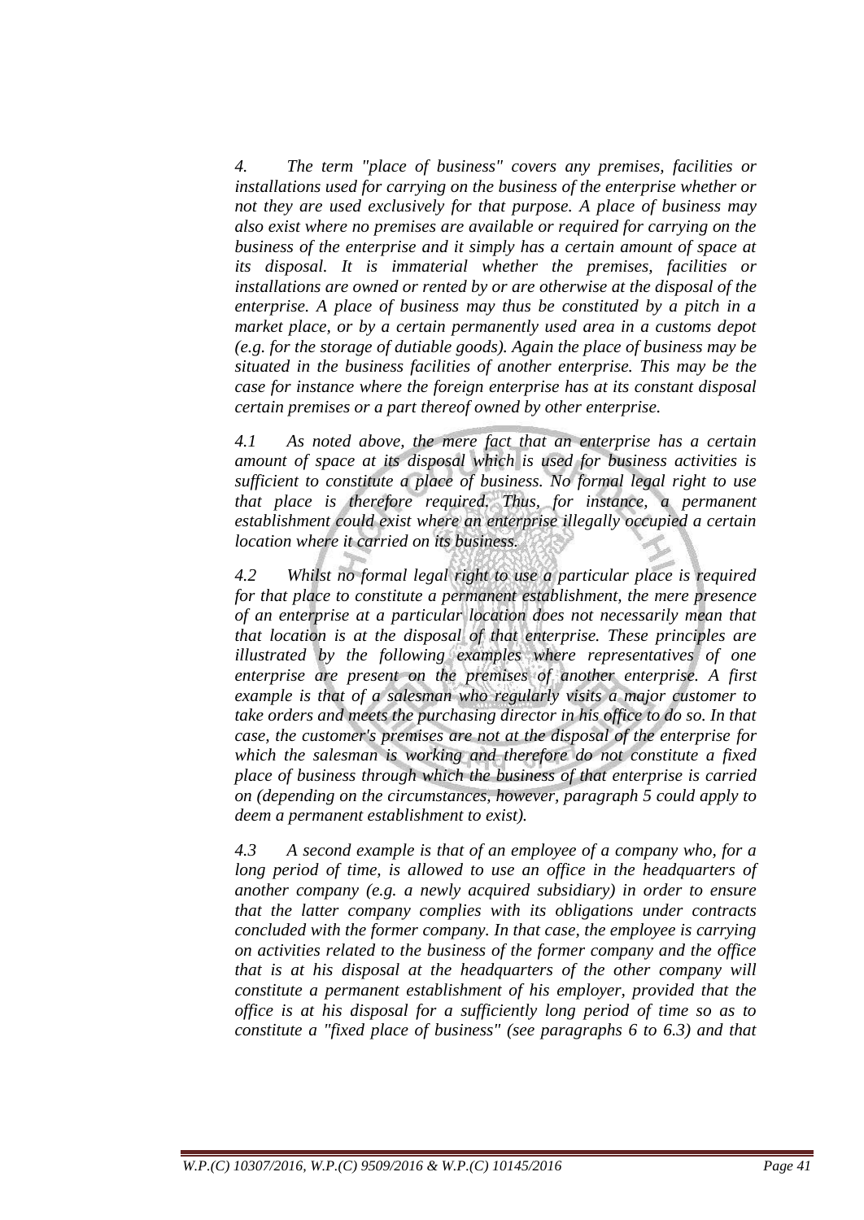*4. The term "place of business" covers any premises, facilities or installations used for carrying on the business of the enterprise whether or not they are used exclusively for that purpose. A place of business may also exist where no premises are available or required for carrying on the business of the enterprise and it simply has a certain amount of space at its disposal. It is immaterial whether the premises, facilities or installations are owned or rented by or are otherwise at the disposal of the enterprise. A place of business may thus be constituted by a pitch in a market place, or by a certain permanently used area in a customs depot (e.g. for the storage of dutiable goods). Again the place of business may be situated in the business facilities of another enterprise. This may be the case for instance where the foreign enterprise has at its constant disposal certain premises or a part thereof owned by other enterprise.*

*4.1 As noted above, the mere fact that an enterprise has a certain amount of space at its disposal which is used for business activities is sufficient to constitute a place of business. No formal legal right to use that place is therefore required. Thus, for instance, a permanent establishment could exist where an enterprise illegally occupied a certain location where it carried on its business.*

*4.2 Whilst no formal legal right to use a particular place is required for that place to constitute a permanent establishment, the mere presence of an enterprise at a particular location does not necessarily mean that that location is at the disposal of that enterprise. These principles are illustrated by the following examples where representatives of one enterprise are present on the premises of another enterprise. A first example is that of a salesman who regularly visits a major customer to take orders and meets the purchasing director in his office to do so. In that case, the customer's premises are not at the disposal of the enterprise for which the salesman is working and therefore do not constitute a fixed place of business through which the business of that enterprise is carried on (depending on the circumstances, however, paragraph 5 could apply to deem a permanent establishment to exist).*

*4.3 A second example is that of an employee of a company who, for a long period of time, is allowed to use an office in the headquarters of another company (e.g. a newly acquired subsidiary) in order to ensure that the latter company complies with its obligations under contracts concluded with the former company. In that case, the employee is carrying on activities related to the business of the former company and the office that is at his disposal at the headquarters of the other company will constitute a permanent establishment of his employer, provided that the office is at his disposal for a sufficiently long period of time so as to constitute a "fixed place of business" (see paragraphs 6 to 6.3) and that*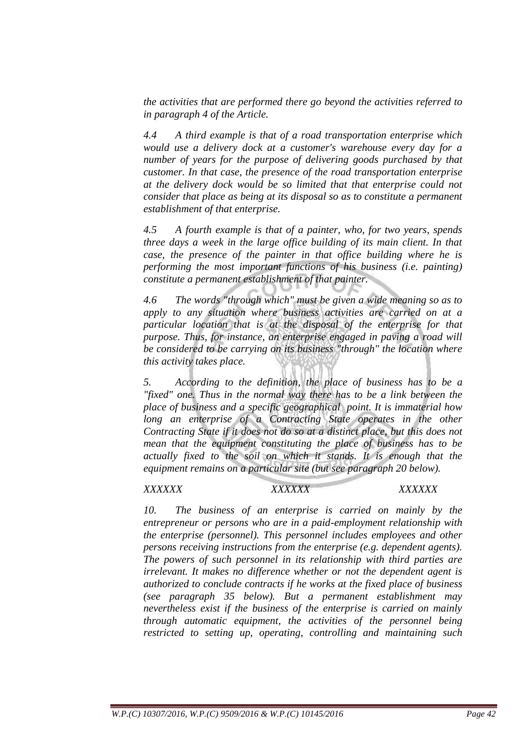*the activities that are performed there go beyond the activities referred to in paragraph 4 of the Article.*

*4.4 A third example is that of a road transportation enterprise which would use a delivery dock at a customer's warehouse every day for a number of years for the purpose of delivering goods purchased by that customer. In that case, the presence of the road transportation enterprise at the delivery dock would be so limited that that enterprise could not consider that place as being at its disposal so as to constitute a permanent establishment of that enterprise.*

*4.5 A fourth example is that of a painter, who, for two years, spends three days a week in the large office building of its main client. In that case, the presence of the painter in that office building where he is performing the most important functions of his business (i.e. painting) constitute a permanent establishment of that painter.*

*4.6 The words "through which" must be given a wide meaning so as to apply to any situation where business activities are carried on at a particular location that is at the disposal of the enterprise for that purpose. Thus, for instance, an enterprise engaged in paving a road will be considered to be carrying on its business "through" the location where this activity takes place.*

*5. According to the definition, the place of business has to be a "fixed" one. Thus in the normal way there has to be a link between the place of business and a specific geographical point. It is immaterial how long an enterprise of a Contracting State operates in the other Contracting State if it does not do so at a distinct place, but this does not mean that the equipment constituting the place of business has to be actually fixed to the soil on which it stands. It is enough that the equipment remains on a particular site (but see paragraph 20 below).*

*XXXXXX XXXXXX XXXXXX*

*10. The business of an enterprise is carried on mainly by the entrepreneur or persons who are in a paid-employment relationship with the enterprise (personnel). This personnel includes employees and other persons receiving instructions from the enterprise (e.g. dependent agents). The powers of such personnel in its relationship with third parties are irrelevant. It makes no difference whether or not the dependent agent is authorized to conclude contracts if he works at the fixed place of business (see paragraph 35 below). But a permanent establishment may nevertheless exist if the business of the enterprise is carried on mainly through automatic equipment, the activities of the personnel being restricted to setting up, operating, controlling and maintaining such*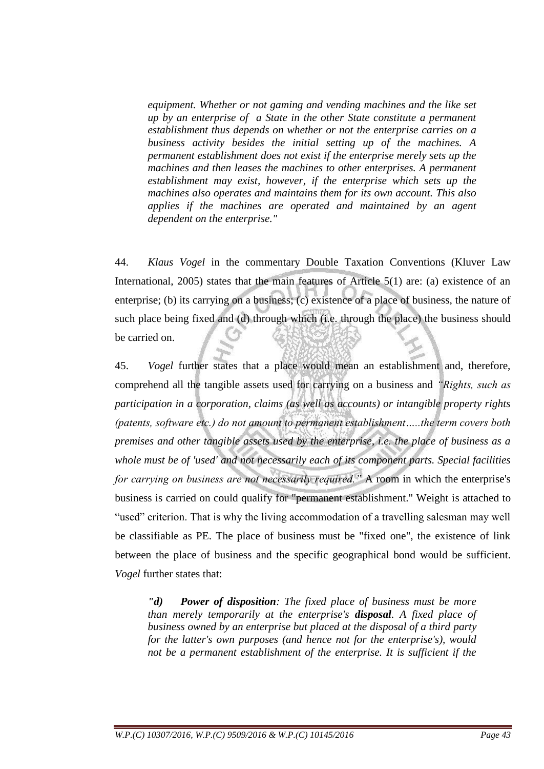*equipment. Whether or not gaming and vending machines and the like set up by an enterprise of a State in the other State constitute a permanent establishment thus depends on whether or not the enterprise carries on a business activity besides the initial setting up of the machines. A permanent establishment does not exist if the enterprise merely sets up the machines and then leases the machines to other enterprises. A permanent establishment may exist, however, if the enterprise which sets up the machines also operates and maintains them for its own account. This also applies if the machines are operated and maintained by an agent dependent on the enterprise."*

44. *Klaus Vogel* in the commentary Double Taxation Conventions (Kluver Law International, 2005) states that the main features of Article 5(1) are: (a) existence of an enterprise; (b) its carrying on a business; (c) existence of a place of business, the nature of such place being fixed and (d) through which (i.e. through the place) the business should be carried on.

45. *Vogel* further states that a place would mean an establishment and, therefore, comprehend all the tangible assets used for carrying on a business and *"Rights, such as participation in a corporation, claims (as well as accounts) or intangible property rights (patents, software etc.) do not amount to permanent establishment…..the term covers both premises and other tangible assets used by the enterprise, i.e. the place of business as a whole must be of 'used' and not necessarily each of its component parts. Special facilities for carrying on business are not necessarily required."* A room in which the enterprise's business is carried on could qualify for "permanent establishment." Weight is attached to "used" criterion. That is why the living accommodation of a travelling salesman may well be classifiable as PE. The place of business must be "fixed one", the existence of link between the place of business and the specific geographical bond would be sufficient. *Vogel* further states that:

> *"d) **Power of disposition**: The fixed place of business must be more than merely temporarily at the enterprise's **disposal**. A fixed place of business owned by an enterprise but placed at the disposal of a third party for the latter's own purposes (and hence not for the enterprise's), would not be a permanent establishment of the enterprise. It is sufficient if the*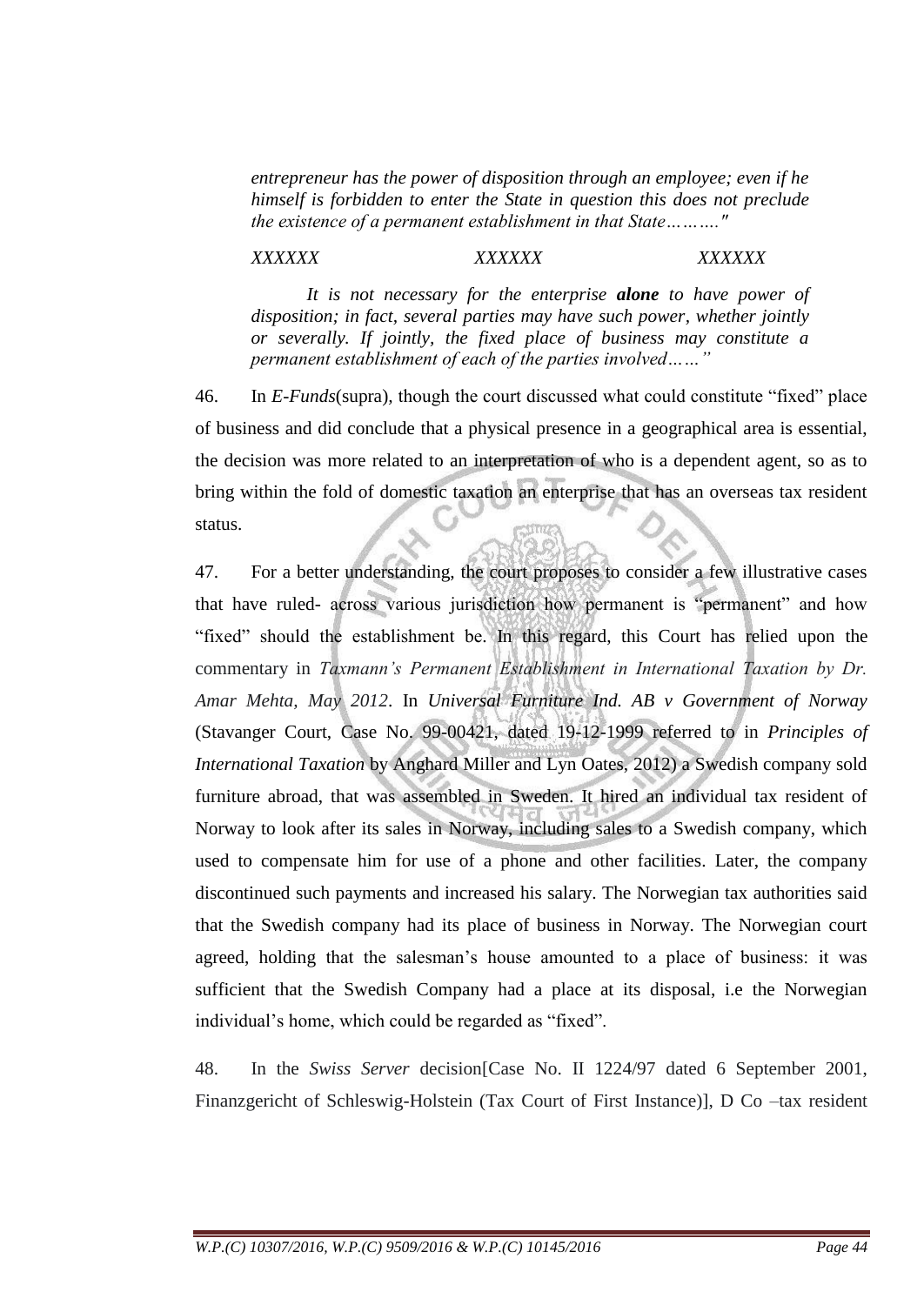*entrepreneur has the power of disposition through an employee; even if he himself is forbidden to enter the State in question this does not preclude the existence of a permanent establishment in that State………."*

*XXXXXX XXXXXX XXXXXX*

*It is not necessary for the enterprise **alone** to have power of disposition; in fact, several parties may have such power, whether jointly or severally. If jointly, the fixed place of business may constitute a permanent establishment of each of the parties involved……"*

46. In *E-Funds*(supra), though the court discussed what could constitute "fixed" place of business and did conclude that a physical presence in a geographical area is essential, the decision was more related to an interpretation of who is a dependent agent, so as to bring within the fold of domestic taxation an enterprise that has an overseas tax resident status.

47. For a better understanding, the court proposes to consider a few illustrative cases that have ruled- across various jurisdiction how permanent is "permanent" and how "fixed" should the establishment be. In this regard, this Court has relied upon the commentary in *Taxmann's Permanent Establishment in International Taxation by Dr. Amar Mehta, May 2012*. In *Universal Furniture Ind. AB v Government of Norway* (Stavanger Court, Case No. 99-00421, dated 19-12-1999 referred to in *Principles of International Taxation* by Anghard Miller and Lyn Oates, 2012) a Swedish company sold furniture abroad, that was assembled in Sweden. It hired an individual tax resident of Norway to look after its sales in Norway, including sales to a Swedish company, which used to compensate him for use of a phone and other facilities. Later, the company discontinued such payments and increased his salary. The Norwegian tax authorities said that the Swedish company had its place of business in Norway. The Norwegian court agreed, holding that the salesman's house amounted to a place of business: it was sufficient that the Swedish Company had a place at its disposal, i.e the Norwegian individual's home, which could be regarded as "fixed".

48. In the *Swiss Server* decision[Case No. II 1224/97 dated 6 September 2001, Finanzgericht of Schleswig-Holstein (Tax Court of First Instance)], D Co –tax resident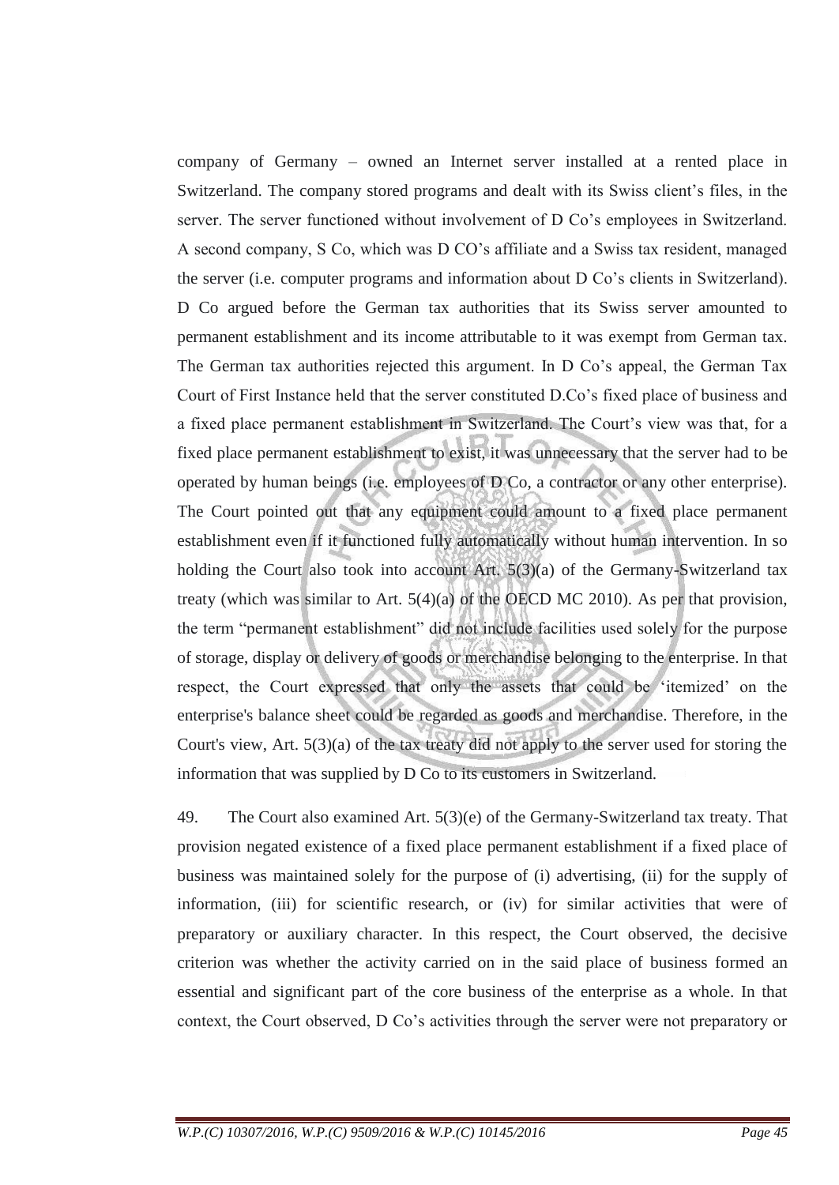company of Germany – owned an Internet server installed at a rented place in Switzerland. The company stored programs and dealt with its Swiss client's files, in the server. The server functioned without involvement of D Co's employees in Switzerland. A second company, S Co, which was D CO's affiliate and a Swiss tax resident, managed the server (i.e. computer programs and information about D Co's clients in Switzerland). D Co argued before the German tax authorities that its Swiss server amounted to permanent establishment and its income attributable to it was exempt from German tax. The German tax authorities rejected this argument. In D Co's appeal, the German Tax Court of First Instance held that the server constituted D.Co's fixed place of business and a fixed place permanent establishment in Switzerland. The Court's view was that, for a fixed place permanent establishment to exist, it was unnecessary that the server had to be operated by human beings (i.e. employees of D Co, a contractor or any other enterprise). The Court pointed out that any equipment could amount to a fixed place permanent establishment even if it functioned fully automatically without human intervention. In so holding the Court also took into account Art. 5(3)(a) of the Germany-Switzerland tax treaty (which was similar to Art. 5(4)(a) of the OECD MC 2010). As per that provision, the term "permanent establishment" did not include facilities used solely for the purpose of storage, display or delivery of goods or merchandise belonging to the enterprise. In that respect, the Court expressed that only the assets that could be 'itemized' on the enterprise's balance sheet could be regarded as goods and merchandise. Therefore, in the Court's view, Art. 5(3)(a) of the tax treaty did not apply to the server used for storing the information that was supplied by D Co to its customers in Switzerland.

49. The Court also examined Art. 5(3)(e) of the Germany-Switzerland tax treaty. That provision negated existence of a fixed place permanent establishment if a fixed place of business was maintained solely for the purpose of (i) advertising, (ii) for the supply of information, (iii) for scientific research, or (iv) for similar activities that were of preparatory or auxiliary character. In this respect, the Court observed, the decisive criterion was whether the activity carried on in the said place of business formed an essential and significant part of the core business of the enterprise as a whole. In that context, the Court observed, D Co's activities through the server were not preparatory or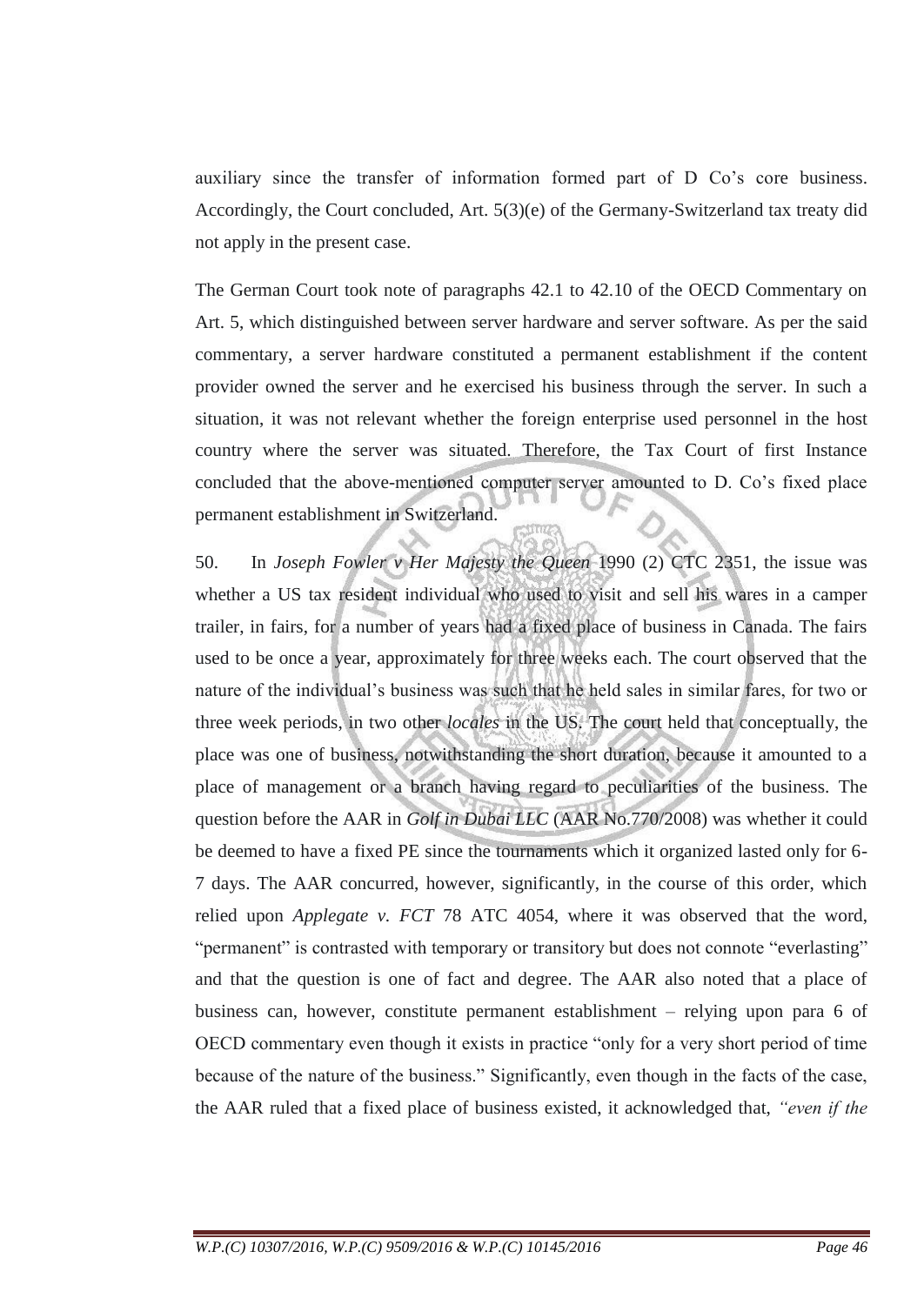auxiliary since the transfer of information formed part of D Co's core business. Accordingly, the Court concluded, Art. 5(3)(e) of the Germany-Switzerland tax treaty did not apply in the present case.

The German Court took note of paragraphs 42.1 to 42.10 of the OECD Commentary on Art. 5, which distinguished between server hardware and server software. As per the said commentary, a server hardware constituted a permanent establishment if the content provider owned the server and he exercised his business through the server. In such a situation, it was not relevant whether the foreign enterprise used personnel in the host country where the server was situated. Therefore, the Tax Court of first Instance concluded that the above-mentioned computer server amounted to D. Co's fixed place permanent establishment in Switzerland.

50. In *Joseph Fowler v Her Majesty the Queen* 1990 (2) CTC 2351, the issue was whether a US tax resident individual who used to visit and sell his wares in a camper trailer, in fairs, for a number of years had a fixed place of business in Canada. The fairs used to be once a year, approximately for three weeks each. The court observed that the nature of the individual's business was such that he held sales in similar fares, for two or three week periods, in two other *locales* in the US. The court held that conceptually, the place was one of business, notwithstanding the short duration, because it amounted to a place of management or a branch having regard to peculiarities of the business. The question before the AAR in *Golf in Dubai LLC* (AAR No.770/2008) was whether it could be deemed to have a fixed PE since the tournaments which it organized lasted only for 6-7 days. The AAR concurred, however, significantly, in the course of this order, which relied upon *Applegate v. FCT* 78 ATC 4054, where it was observed that the word, "permanent" is contrasted with temporary or transitory but does not connote "everlasting" and that the question is one of fact and degree. The AAR also noted that a place of business can, however, constitute permanent establishment – relying upon para 6 of OECD commentary even though it exists in practice "only for a very short period of time because of the nature of the business." Significantly, even though in the facts of the case, the AAR ruled that a fixed place of business existed, it acknowledged that, *"even if the*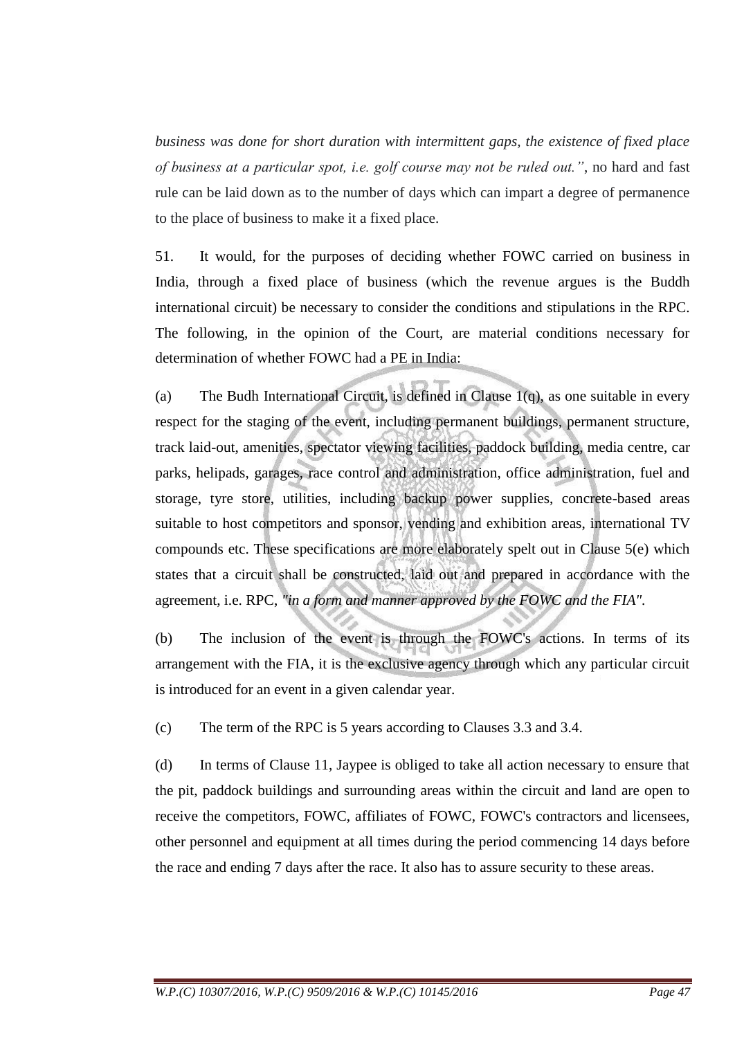*business was done for short duration with intermittent gaps, the existence of fixed place of business at a particular spot, i.e. golf course may not be ruled out."*, no hard and fast rule can be laid down as to the number of days which can impart a degree of permanence to the place of business to make it a fixed place.

51. It would, for the purposes of deciding whether FOWC carried on business in India, through a fixed place of business (which the revenue argues is the Buddh international circuit) be necessary to consider the conditions and stipulations in the RPC. The following, in the opinion of the Court, are material conditions necessary for determination of whether FOWC had a PE in India:

(a) The Budh International Circuit, is defined in Clause 1(q), as one suitable in every respect for the staging of the event, including permanent buildings, permanent structure, track laid-out, amenities, spectator viewing facilities, paddock building, media centre, car parks, helipads, garages, race control and administration, office administration, fuel and storage, tyre store, utilities, including backup power supplies, concrete-based areas suitable to host competitors and sponsor, vending and exhibition areas, international TV compounds etc. These specifications are more elaborately spelt out in Clause 5(e) which states that a circuit shall be constructed, laid out and prepared in accordance with the agreement, i.e. RPC, *"in a form and manner approved by the FOWC and the FIA"*.

(b) The inclusion of the event is through the FOWC's actions. In terms of its arrangement with the FIA, it is the exclusive agency through which any particular circuit is introduced for an event in a given calendar year.

(c) The term of the RPC is 5 years according to Clauses 3.3 and 3.4.

(d) In terms of Clause 11, Jaypee is obliged to take all action necessary to ensure that the pit, paddock buildings and surrounding areas within the circuit and land are open to receive the competitors, FOWC, affiliates of FOWC, FOWC's contractors and licensees, other personnel and equipment at all times during the period commencing 14 days before the race and ending 7 days after the race. It also has to assure security to these areas.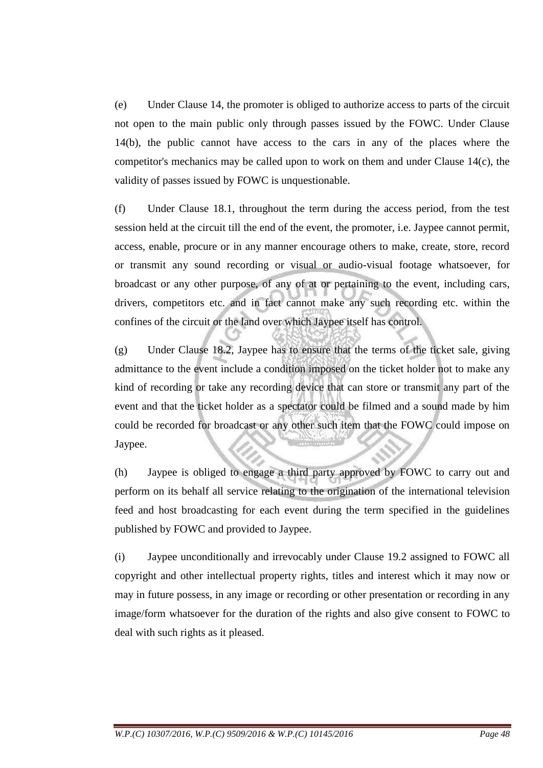(e) Under Clause 14, the promoter is obliged to authorize access to parts of the circuit not open to the main public only through passes issued by the FOWC. Under Clause 14(b), the public cannot have access to the cars in any of the places where the competitor's mechanics may be called upon to work on them and under Clause 14(c), the validity of passes issued by FOWC is unquestionable.

(f) Under Clause 18.1, throughout the term during the access period, from the test session held at the circuit till the end of the event, the promoter, i.e. Jaypee cannot permit, access, enable, procure or in any manner encourage others to make, create, store, record or transmit any sound recording or visual or audio-visual footage whatsoever, for broadcast or any other purpose, of any of at or pertaining to the event, including cars, drivers, competitors etc. and in fact cannot make any such recording etc. within the confines of the circuit or the land over which Jaypee itself has control.

(g) Under Clause 18.2, Jaypee has to ensure that the terms of the ticket sale, giving admittance to the event include a condition imposed on the ticket holder not to make any kind of recording or take any recording device that can store or transmit any part of the event and that the ticket holder as a spectator could be filmed and a sound made by him could be recorded for broadcast or any other such item that the FOWC could impose on Jaypee.

(h) Jaypee is obliged to engage a third party approved by FOWC to carry out and perform on its behalf all service relating to the origination of the international television feed and host broadcasting for each event during the term specified in the guidelines published by FOWC and provided to Jaypee.

(i) Jaypee unconditionally and irrevocably under Clause 19.2 assigned to FOWC all copyright and other intellectual property rights, titles and interest which it may now or may in future possess, in any image or recording or other presentation or recording in any image/form whatsoever for the duration of the rights and also give consent to FOWC to deal with such rights as it pleased.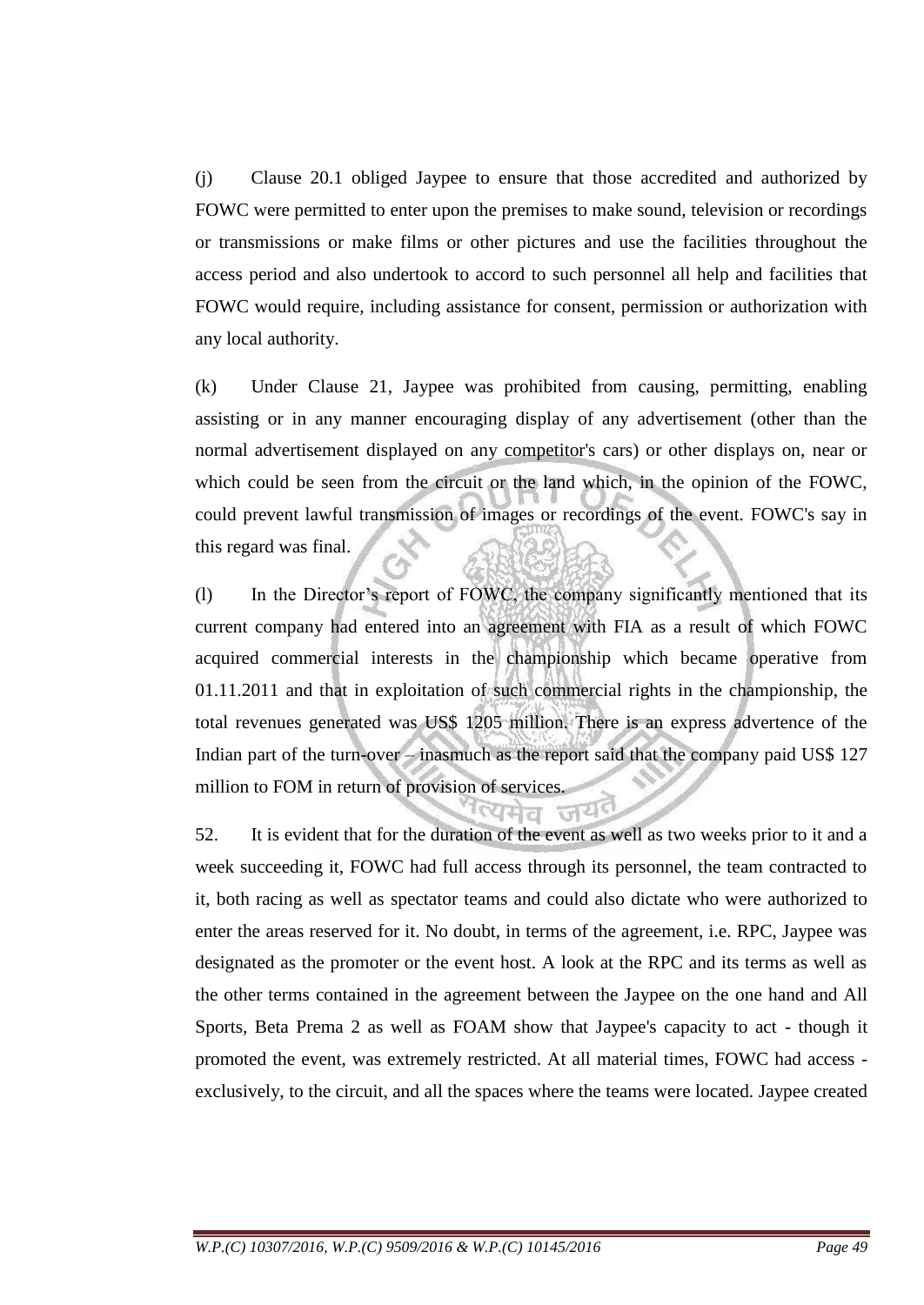(j) Clause 20.1 obliged Jaypee to ensure that those accredited and authorized by FOWC were permitted to enter upon the premises to make sound, television or recordings or transmissions or make films or other pictures and use the facilities throughout the access period and also undertook to accord to such personnel all help and facilities that FOWC would require, including assistance for consent, permission or authorization with any local authority.

(k) Under Clause 21, Jaypee was prohibited from causing, permitting, enabling assisting or in any manner encouraging display of any advertisement (other than the normal advertisement displayed on any competitor's cars) or other displays on, near or which could be seen from the circuit or the land which, in the opinion of the FOWC, could prevent lawful transmission of images or recordings of the event. FOWC's say in this regard was final.

(l) In the Director's report of FOWC, the company significantly mentioned that its current company had entered into an agreement with FIA as a result of which FOWC acquired commercial interests in the championship which became operative from 01.11.2011 and that in exploitation of such commercial rights in the championship, the total revenues generated was US$ 1205 million. There is an express advertence of the Indian part of the turn-over – inasmuch as the report said that the company paid US$ 127 million to FOM in return of provision of services.

52. It is evident that for the duration of the event as well as two weeks prior to it and a week succeeding it, FOWC had full access through its personnel, the team contracted to it, both racing as well as spectator teams and could also dictate who were authorized to enter the areas reserved for it. No doubt, in terms of the agreement, i.e. RPC, Jaypee was designated as the promoter or the event host. A look at the RPC and its terms as well as the other terms contained in the agreement between the Jaypee on the one hand and All Sports, Beta Prema 2 as well as FOAM show that Jaypee's capacity to act - though it promoted the event, was extremely restricted. At all material times, FOWC had access - exclusively, to the circuit, and all the spaces where the teams were located. Jaypee created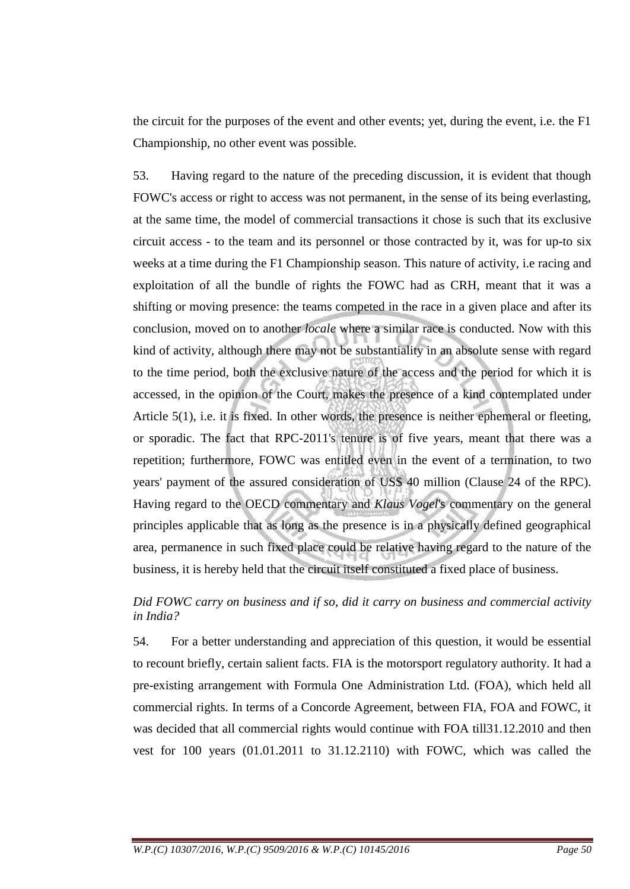the circuit for the purposes of the event and other events; yet, during the event, i.e. the F1 Championship, no other event was possible.

53. Having regard to the nature of the preceding discussion, it is evident that though FOWC's access or right to access was not permanent, in the sense of its being everlasting, at the same time, the model of commercial transactions it chose is such that its exclusive circuit access - to the team and its personnel or those contracted by it, was for up-to six weeks at a time during the F1 Championship season. This nature of activity, i.e racing and exploitation of all the bundle of rights the FOWC had as CRH, meant that it was a shifting or moving presence: the teams competed in the race in a given place and after its conclusion, moved on to another *locale* where a similar race is conducted. Now with this kind of activity, although there may not be substantiality in an absolute sense with regard to the time period, both the exclusive nature of the access and the period for which it is accessed, in the opinion of the Court, makes the presence of a kind contemplated under Article 5(1), i.e. it is fixed. In other words, the presence is neither ephemeral or fleeting, or sporadic. The fact that RPC-2011's tenure is of five years, meant that there was a repetition; furthermore, FOWC was entitled even in the event of a termination, to two years' payment of the assured consideration of US$ 40 million (Clause 24 of the RPC). Having regard to the OECD commentary and *Klaus Vogel*'s commentary on the general principles applicable that as long as the presence is in a physically defined geographical area, permanence in such fixed place could be relative having regard to the nature of the business, it is hereby held that the circuit itself constituted a fixed place of business.

*Did FOWC carry on business and if so, did it carry on business and commercial activity in India?*

54. For a better understanding and appreciation of this question, it would be essential to recount briefly, certain salient facts. FIA is the motorsport regulatory authority. It had a pre-existing arrangement with Formula One Administration Ltd. (FOA), which held all commercial rights. In terms of a Concorde Agreement, between FIA, FOA and FOWC, it was decided that all commercial rights would continue with FOA till31.12.2010 and then vest for 100 years (01.01.2011 to 31.12.2110) with FOWC, which was called the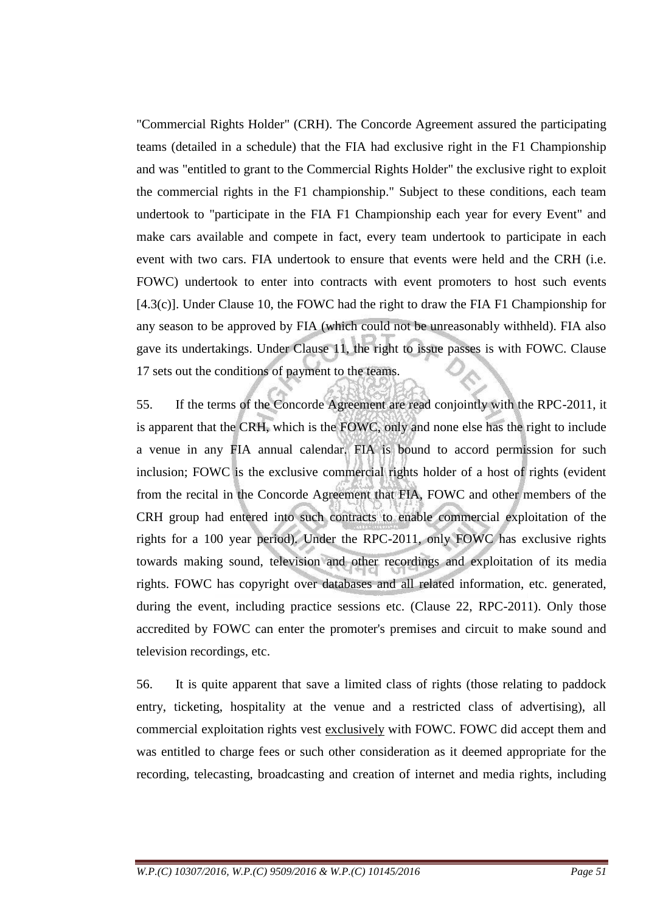"Commercial Rights Holder" (CRH). The Concorde Agreement assured the participating teams (detailed in a schedule) that the FIA had exclusive right in the F1 Championship and was "entitled to grant to the Commercial Rights Holder" the exclusive right to exploit the commercial rights in the F1 championship." Subject to these conditions, each team undertook to "participate in the FIA F1 Championship each year for every Event" and make cars available and compete in fact, every team undertook to participate in each event with two cars. FIA undertook to ensure that events were held and the CRH (i.e. FOWC) undertook to enter into contracts with event promoters to host such events [4.3(c)]. Under Clause 10, the FOWC had the right to draw the FIA F1 Championship for any season to be approved by FIA (which could not be unreasonably withheld). FIA also gave its undertakings. Under Clause 11, the right to issue passes is with FOWC. Clause 17 sets out the conditions of payment to the teams.

55. If the terms of the Concorde Agreement are read conjointly with the RPC-2011, it is apparent that the CRH, which is the FOWC, only and none else has the right to include a venue in any FIA annual calendar. FIA is bound to accord permission for such inclusion; FOWC is the exclusive commercial rights holder of a host of rights (evident from the recital in the Concorde Agreement that FIA, FOWC and other members of the CRH group had entered into such contracts to enable commercial exploitation of the rights for a 100 year period). Under the RPC-2011, only FOWC has exclusive rights towards making sound, television and other recordings and exploitation of its media rights. FOWC has copyright over databases and all related information, etc. generated, during the event, including practice sessions etc. (Clause 22, RPC-2011). Only those accredited by FOWC can enter the promoter's premises and circuit to make sound and television recordings, etc.

56. It is quite apparent that save a limited class of rights (those relating to paddock entry, ticketing, hospitality at the venue and a restricted class of advertising), all commercial exploitation rights vest <u>exclusively</u> with FOWC. FOWC did accept them and was entitled to charge fees or such other consideration as it deemed appropriate for the recording, telecasting, broadcasting and creation of internet and media rights, including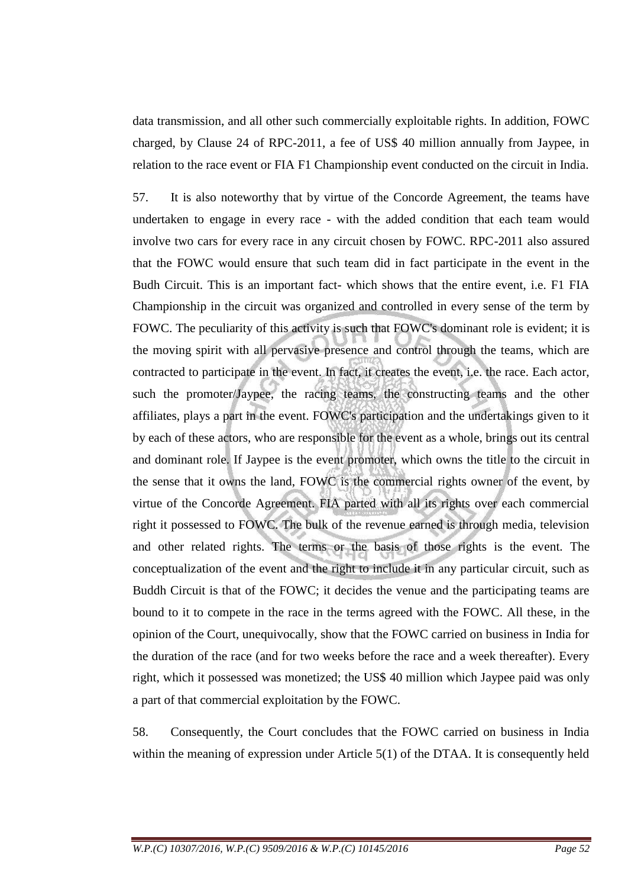data transmission, and all other such commercially exploitable rights. In addition, FOWC charged, by Clause 24 of RPC-2011, a fee of US$ 40 million annually from Jaypee, in relation to the race event or FIA F1 Championship event conducted on the circuit in India.

57. It is also noteworthy that by virtue of the Concorde Agreement, the teams have undertaken to engage in every race - with the added condition that each team would involve two cars for every race in any circuit chosen by FOWC. RPC-2011 also assured that the FOWC would ensure that such team did in fact participate in the event in the Budh Circuit. This is an important fact- which shows that the entire event, i.e. F1 FIA Championship in the circuit was organized and controlled in every sense of the term by FOWC. The peculiarity of this activity is such that FOWC's dominant role is evident; it is the moving spirit with all pervasive presence and control through the teams, which are contracted to participate in the event. In fact, it creates the event, i.e. the race. Each actor, such the promoter/Jaypee, the racing teams, the constructing teams and the other affiliates, plays a part in the event. FOWC's participation and the undertakings given to it by each of these actors, who are responsible for the event as a whole, brings out its central and dominant role. If Jaypee is the event promoter, which owns the title to the circuit in the sense that it owns the land, FOWC is the commercial rights owner of the event, by virtue of the Concorde Agreement. FIA parted with all its rights over each commercial right it possessed to FOWC. The bulk of the revenue earned is through media, television and other related rights. The terms or the basis of those rights is the event. The conceptualization of the event and the right to include it in any particular circuit, such as Buddh Circuit is that of the FOWC; it decides the venue and the participating teams are bound to it to compete in the race in the terms agreed with the FOWC. All these, in the opinion of the Court, unequivocally, show that the FOWC carried on business in India for the duration of the race (and for two weeks before the race and a week thereafter). Every right, which it possessed was monetized; the US$ 40 million which Jaypee paid was only a part of that commercial exploitation by the FOWC.

58. Consequently, the Court concludes that the FOWC carried on business in India within the meaning of expression under Article 5(1) of the DTAA. It is consequently held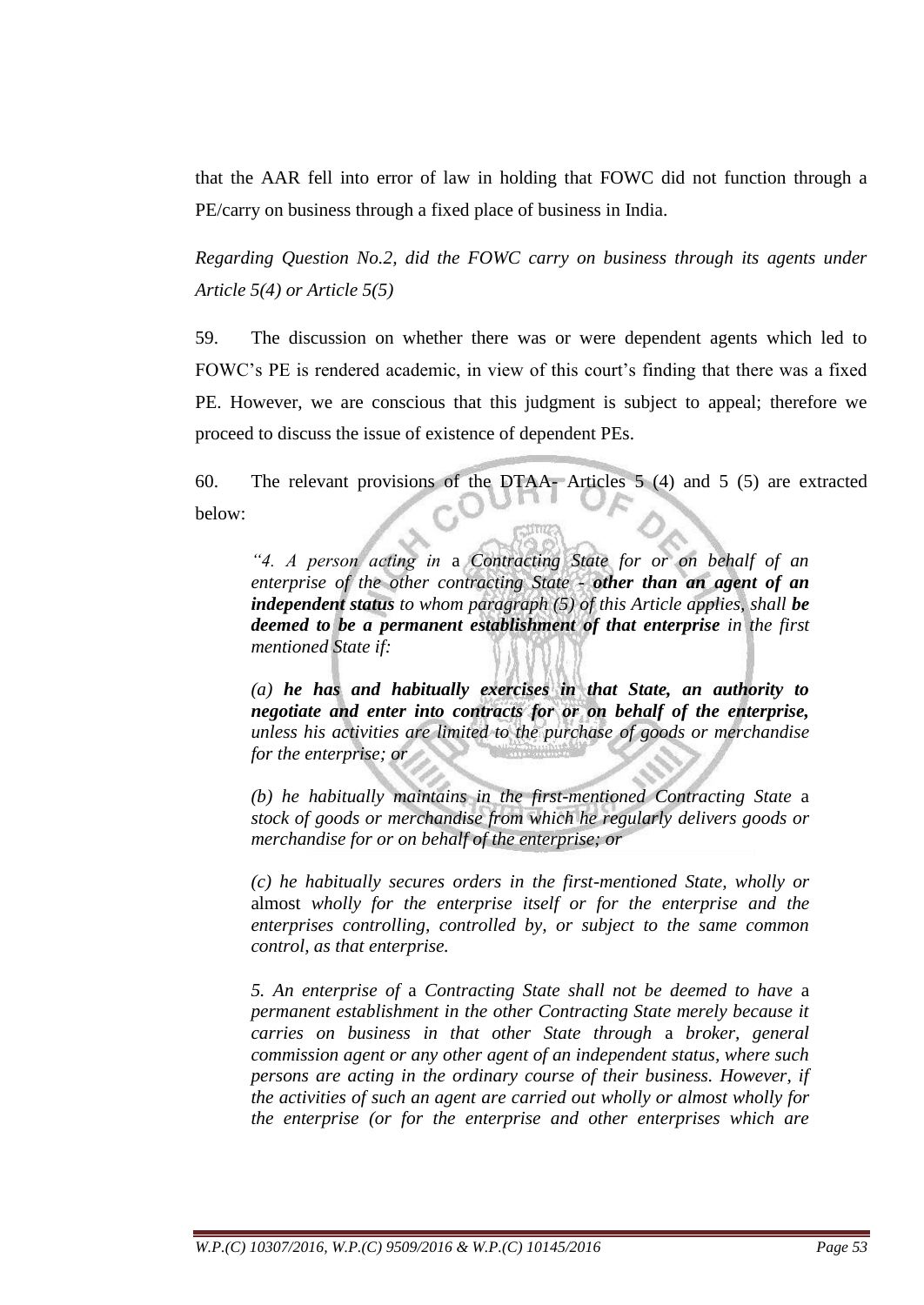that the AAR fell into error of law in holding that FOWC did not function through a PE/carry on business through a fixed place of business in India.

*Regarding Question No.2, did the FOWC carry on business through its agents under Article 5(4) or Article 5(5)*

59. The discussion on whether there was or were dependent agents which led to FOWC's PE is rendered academic, in view of this court's finding that there was a fixed PE. However, we are conscious that this judgment is subject to appeal; therefore we proceed to discuss the issue of existence of dependent PEs.

60. The relevant provisions of the DTAA- Articles 5 (4) and 5 (5) are extracted below:

> *"4. A person acting in* a *Contracting State for or on behalf of an enterprise of the other contracting State - **other than an agent of an independent status** to whom paragraph (5) of this Article applies, shall **be deemed to be a permanent establishment of that enterprise** in the first mentioned State if:*
>
> *(a) **he has and habitually exercises in that State, an authority to negotiate and enter into contracts for or on behalf of the enterprise,** unless his activities are limited to the purchase of goods or merchandise for the enterprise; or*
>
> *(b) he habitually maintains in the first-mentioned Contracting State* a *stock of goods or merchandise from which he regularly delivers goods or merchandise for or on behalf of the enterprise; or*
>
> *(c) he habitually secures orders in the first-mentioned State, wholly or* almost *wholly for the enterprise itself or for the enterprise and the enterprises controlling, controlled by, or subject to the same common control, as that enterprise.*
>
> *5. An enterprise of* a *Contracting State shall not be deemed to have* a *permanent establishment in the other Contracting State merely because it carries on business in that other State through* a *broker, general commission agent or any other agent of an independent status, where such persons are acting in the ordinary course of their business. However, if the activities of such an agent are carried out wholly or almost wholly for the enterprise (or for the enterprise and other enterprises which are*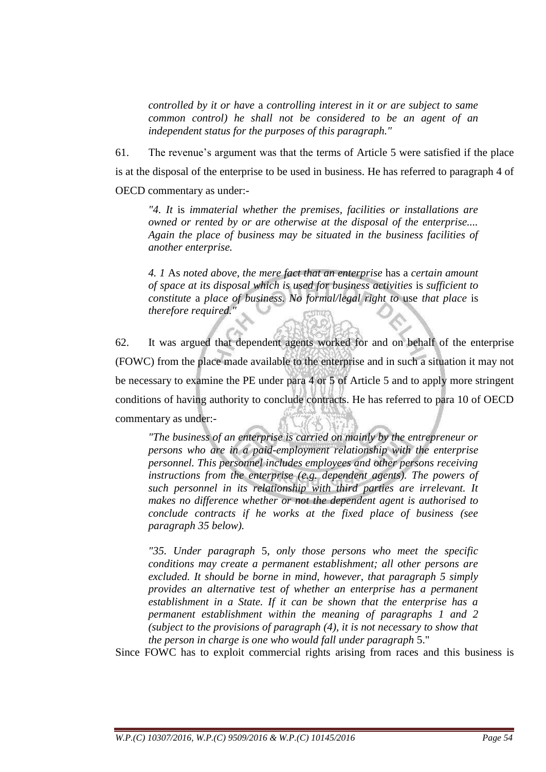*controlled by it or have a controlling interest in it or are subject to same common control) he shall not be considered to be an agent of an independent status for the purposes of this paragraph."*

61. The revenue's argument was that the terms of Article 5 were satisfied if the place is at the disposal of the enterprise to be used in business. He has referred to paragraph 4 of OECD commentary as under:-

> *"4. It is immaterial whether the premises, facilities or installations are owned or rented by or are otherwise at the disposal of the enterprise.... Again the place of business may be situated in the business facilities of another enterprise.*
>
> *4. 1 As noted above, the mere fact that an enterprise has a certain amount of space at its disposal which is used for business activities is sufficient to constitute a place of business. No formal/legal right to use that place is therefore required."*

62. It was argued that dependent agents worked for and on behalf of the enterprise (FOWC) from the place made available to the enterprise and in such a situation it may not be necessary to examine the PE under para 4 or 5 of Article 5 and to apply more stringent conditions of having authority to conclude contracts. He has referred to para 10 of OECD commentary as under:-

> *"The business of an enterprise is carried on mainly by the entrepreneur or persons who are in a paid-employment relationship with the enterprise personnel. This personnel includes employees and other persons receiving instructions from the enterprise (e.g. dependent agents). The powers of such personnel in its relationship with third parties are irrelevant. It makes no difference whether or not the dependent agent is authorised to conclude contracts if he works at the fixed place of business (see paragraph 35 below).*
>
> *"35. Under paragraph 5, only those persons who meet the specific conditions may create a permanent establishment; all other persons are excluded. It should be borne in mind, however, that paragraph 5 simply provides an alternative test of whether an enterprise has a permanent establishment in a State. If it can be shown that the enterprise has a permanent establishment within the meaning of paragraphs 1 and 2 (subject to the provisions of paragraph (4), it is not necessary to show that the person in charge is one who would fall under paragraph 5."*

Since FOWC has to exploit commercial rights arising from races and this business is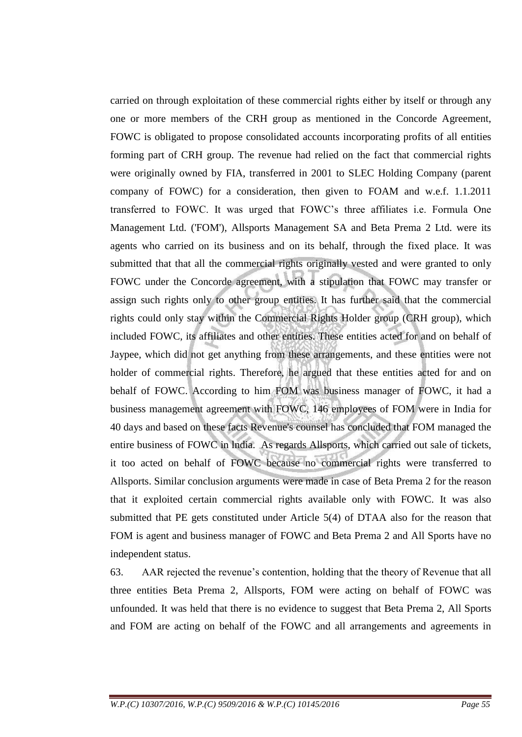carried on through exploitation of these commercial rights either by itself or through any one or more members of the CRH group as mentioned in the Concorde Agreement, FOWC is obligated to propose consolidated accounts incorporating profits of all entities forming part of CRH group. The revenue had relied on the fact that commercial rights were originally owned by FIA, transferred in 2001 to SLEC Holding Company (parent company of FOWC) for a consideration, then given to FOAM and w.e.f. 1.1.2011 transferred to FOWC. It was urged that FOWC's three affiliates i.e. Formula One Management Ltd. ('FOM'), Allsports Management SA and Beta Prema 2 Ltd. were its agents who carried on its business and on its behalf, through the fixed place. It was submitted that that all the commercial rights originally vested and were granted to only FOWC under the Concorde agreement, with a stipulation that FOWC may transfer or assign such rights only to other group entities. It has further said that the commercial rights could only stay within the Commercial Rights Holder group (CRH group), which included FOWC, its affiliates and other entities. These entities acted for and on behalf of Jaypee, which did not get anything from these arrangements, and these entities were not holder of commercial rights. Therefore, he argued that these entities acted for and on behalf of FOWC. According to him FOM was business manager of FOWC, it had a business management agreement with FOWC, 146 employees of FOM were in India for 40 days and based on these facts Revenue's counsel has concluded that FOM managed the entire business of FOWC in India. As regards Allsports, which carried out sale of tickets, it too acted on behalf of FOWC because no commercial rights were transferred to Allsports. Similar conclusion arguments were made in case of Beta Prema 2 for the reason that it exploited certain commercial rights available only with FOWC. It was also submitted that PE gets constituted under Article 5(4) of DTAA also for the reason that FOM is agent and business manager of FOWC and Beta Prema 2 and All Sports have no independent status.

63. AAR rejected the revenue's contention, holding that the theory of Revenue that all three entities Beta Prema 2, Allsports, FOM were acting on behalf of FOWC was unfounded. It was held that there is no evidence to suggest that Beta Prema 2, All Sports and FOM are acting on behalf of the FOWC and all arrangements and agreements in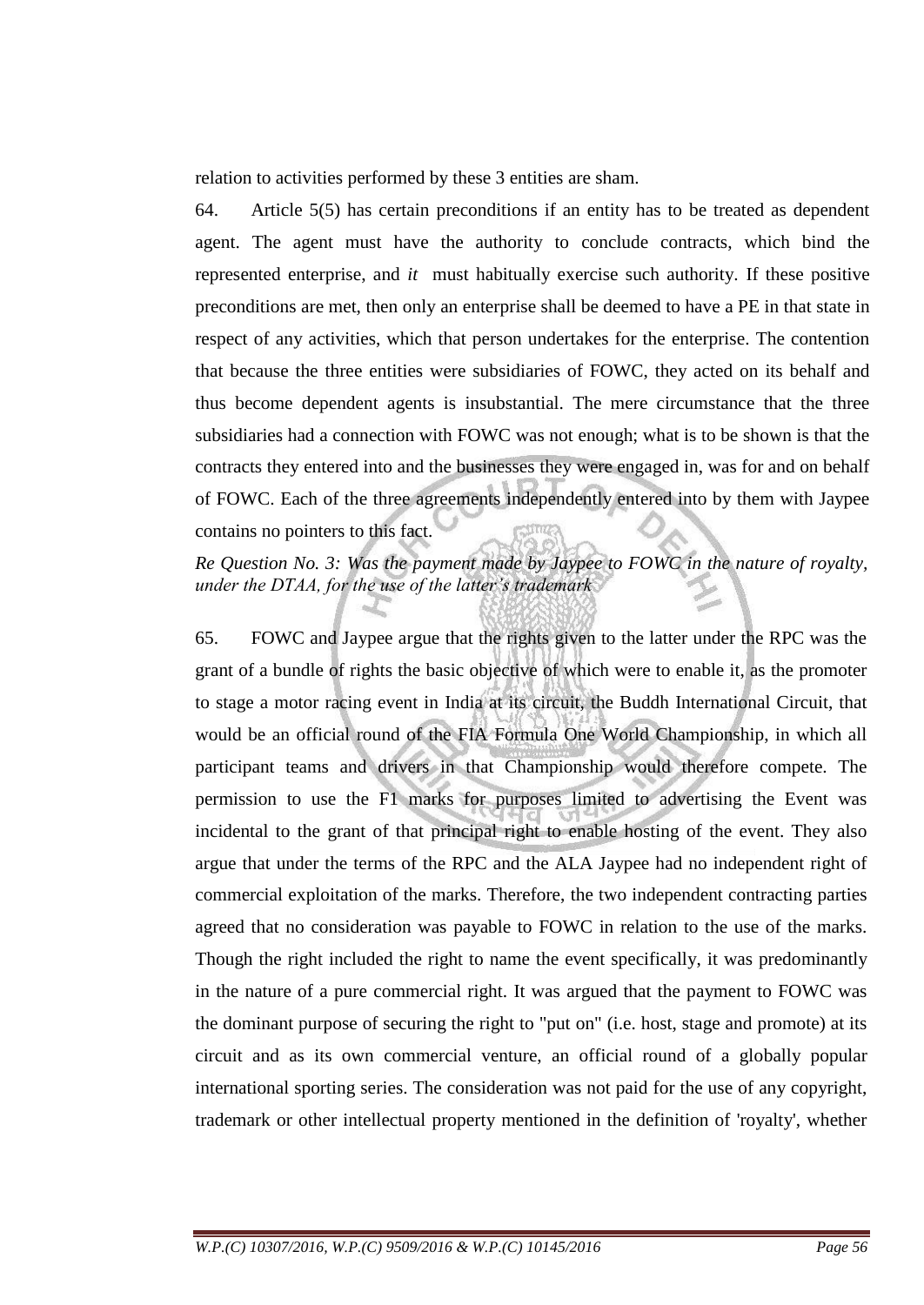relation to activities performed by these 3 entities are sham.

64. Article 5(5) has certain preconditions if an entity has to be treated as dependent agent. The agent must have the authority to conclude contracts, which bind the represented enterprise, and *it* must habitually exercise such authority. If these positive preconditions are met, then only an enterprise shall be deemed to have a PE in that state in respect of any activities, which that person undertakes for the enterprise. The contention that because the three entities were subsidiaries of FOWC, they acted on its behalf and thus become dependent agents is insubstantial. The mere circumstance that the three subsidiaries had a connection with FOWC was not enough; what is to be shown is that the contracts they entered into and the businesses they were engaged in, was for and on behalf of FOWC. Each of the three agreements independently entered into by them with Jaypee contains no pointers to this fact.

*Re Question No. 3: Was the payment made by Jaypee to FOWC in the nature of royalty, under the DTAA, for the use of the latter's trademark*

65. FOWC and Jaypee argue that the rights given to the latter under the RPC was the grant of a bundle of rights the basic objective of which were to enable it, as the promoter to stage a motor racing event in India at its circuit, the Buddh International Circuit, that would be an official round of the FIA Formula One World Championship, in which all participant teams and drivers in that Championship would therefore compete. The permission to use the F1 marks for purposes limited to advertising the Event was incidental to the grant of that principal right to enable hosting of the event. They also argue that under the terms of the RPC and the ALA Jaypee had no independent right of commercial exploitation of the marks. Therefore, the two independent contracting parties agreed that no consideration was payable to FOWC in relation to the use of the marks. Though the right included the right to name the event specifically, it was predominantly in the nature of a pure commercial right. It was argued that the payment to FOWC was the dominant purpose of securing the right to "put on" (i.e. host, stage and promote) at its circuit and as its own commercial venture, an official round of a globally popular international sporting series. The consideration was not paid for the use of any copyright, trademark or other intellectual property mentioned in the definition of 'royalty', whether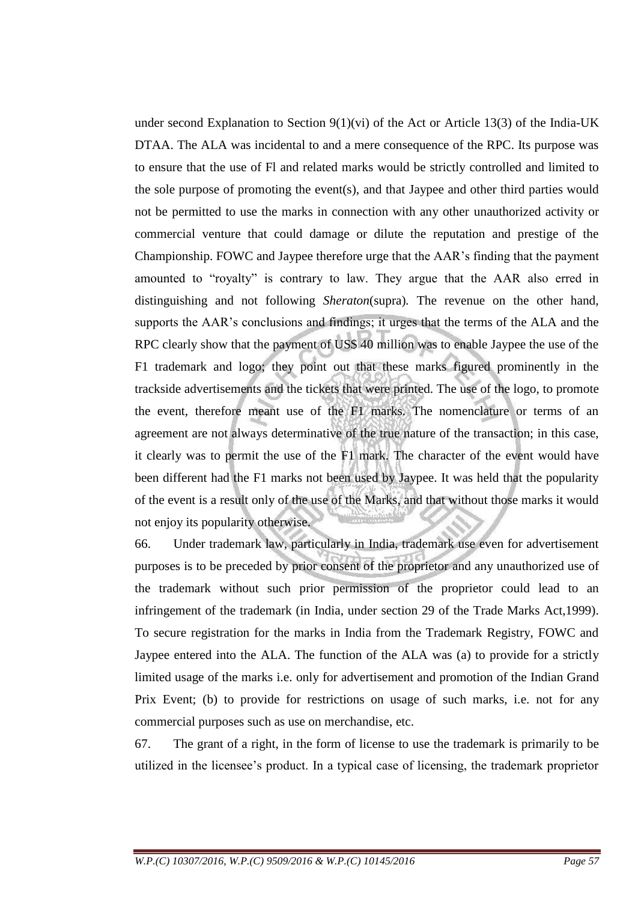under second Explanation to Section 9(1)(vi) of the Act or Article 13(3) of the India-UK DTAA. The ALA was incidental to and a mere consequence of the RPC. Its purpose was to ensure that the use of Fl and related marks would be strictly controlled and limited to the sole purpose of promoting the event(s), and that Jaypee and other third parties would not be permitted to use the marks in connection with any other unauthorized activity or commercial venture that could damage or dilute the reputation and prestige of the Championship. FOWC and Jaypee therefore urge that the AAR's finding that the payment amounted to "royalty" is contrary to law. They argue that the AAR also erred in distinguishing and not following *Sheraton*(supra). The revenue on the other hand, supports the AAR's conclusions and findings; it urges that the terms of the ALA and the RPC clearly show that the payment of US$ 40 million was to enable Jaypee the use of the F1 trademark and logo; they point out that these marks figured prominently in the trackside advertisements and the tickets that were printed. The use of the logo, to promote the event, therefore meant use of the F1 marks. The nomenclature or terms of an agreement are not always determinative of the true nature of the transaction; in this case, it clearly was to permit the use of the F1 mark. The character of the event would have been different had the F1 marks not been used by Jaypee. It was held that the popularity of the event is a result only of the use of the Marks, and that without those marks it would not enjoy its popularity otherwise.

66. Under trademark law, particularly in India, trademark use even for advertisement purposes is to be preceded by prior consent of the proprietor and any unauthorized use of the trademark without such prior permission of the proprietor could lead to an infringement of the trademark (in India, under section 29 of the Trade Marks Act,1999). To secure registration for the marks in India from the Trademark Registry, FOWC and Jaypee entered into the ALA. The function of the ALA was (a) to provide for a strictly limited usage of the marks i.e. only for advertisement and promotion of the Indian Grand Prix Event; (b) to provide for restrictions on usage of such marks, i.e. not for any commercial purposes such as use on merchandise, etc.

67. The grant of a right, in the form of license to use the trademark is primarily to be utilized in the licensee's product. In a typical case of licensing, the trademark proprietor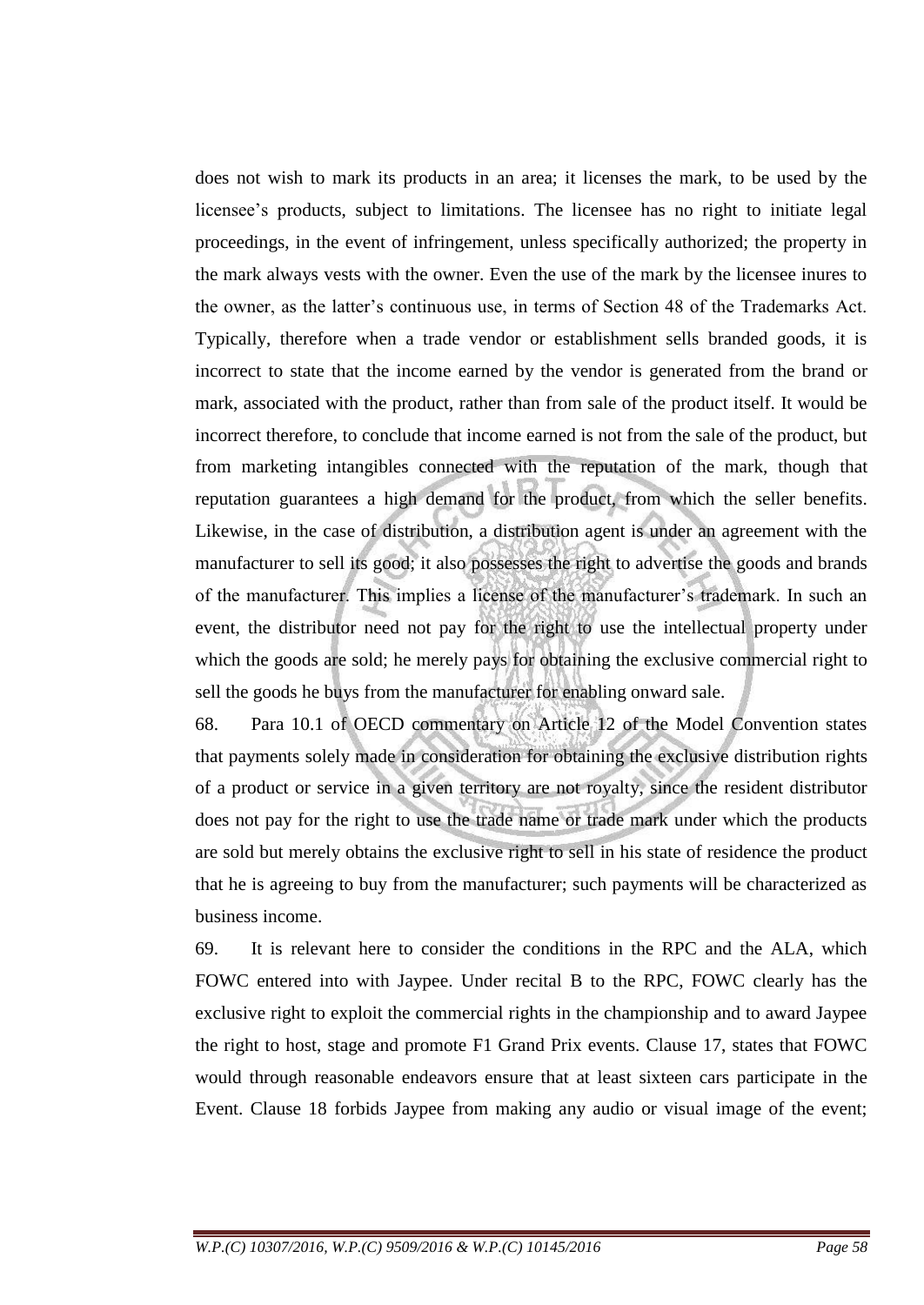does not wish to mark its products in an area; it licenses the mark, to be used by the licensee's products, subject to limitations. The licensee has no right to initiate legal proceedings, in the event of infringement, unless specifically authorized; the property in the mark always vests with the owner. Even the use of the mark by the licensee inures to the owner, as the latter's continuous use, in terms of Section 48 of the Trademarks Act. Typically, therefore when a trade vendor or establishment sells branded goods, it is incorrect to state that the income earned by the vendor is generated from the brand or mark, associated with the product, rather than from sale of the product itself. It would be incorrect therefore, to conclude that income earned is not from the sale of the product, but from marketing intangibles connected with the reputation of the mark, though that reputation guarantees a high demand for the product, from which the seller benefits. Likewise, in the case of distribution, a distribution agent is under an agreement with the manufacturer to sell its good; it also possesses the right to advertise the goods and brands of the manufacturer. This implies a license of the manufacturer's trademark. In such an event, the distributor need not pay for the right to use the intellectual property under which the goods are sold; he merely pays for obtaining the exclusive commercial right to sell the goods he buys from the manufacturer for enabling onward sale.

68. Para 10.1 of OECD commentary on Article 12 of the Model Convention states that payments solely made in consideration for obtaining the exclusive distribution rights of a product or service in a given territory are not royalty, since the resident distributor does not pay for the right to use the trade name or trade mark under which the products are sold but merely obtains the exclusive right to sell in his state of residence the product that he is agreeing to buy from the manufacturer; such payments will be characterized as business income.

69. It is relevant here to consider the conditions in the RPC and the ALA, which FOWC entered into with Jaypee. Under recital B to the RPC, FOWC clearly has the exclusive right to exploit the commercial rights in the championship and to award Jaypee the right to host, stage and promote F1 Grand Prix events. Clause 17, states that FOWC would through reasonable endeavors ensure that at least sixteen cars participate in the Event. Clause 18 forbids Jaypee from making any audio or visual image of the event;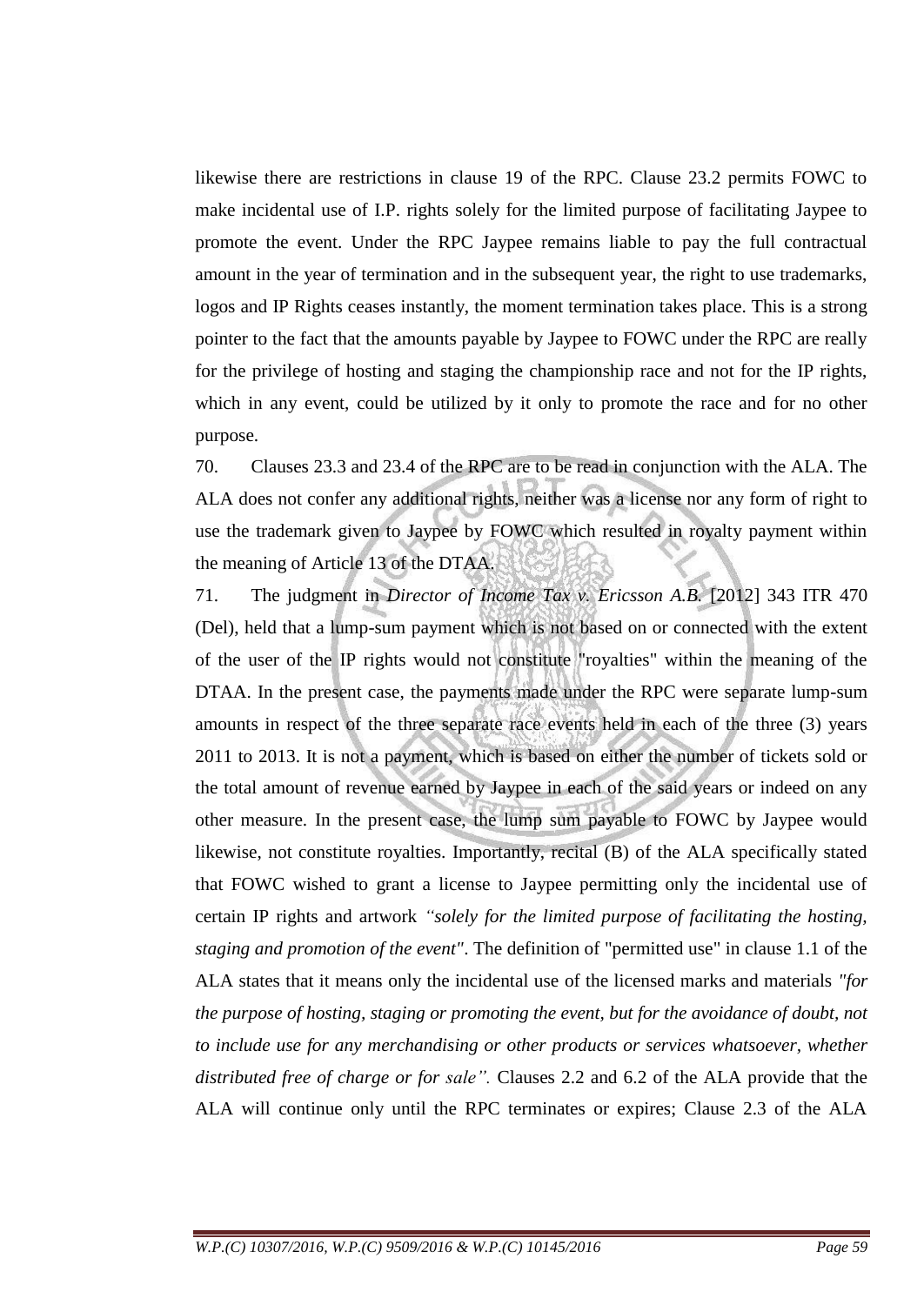likewise there are restrictions in clause 19 of the RPC. Clause 23.2 permits FOWC to make incidental use of I.P. rights solely for the limited purpose of facilitating Jaypee to promote the event. Under the RPC Jaypee remains liable to pay the full contractual amount in the year of termination and in the subsequent year, the right to use trademarks, logos and IP Rights ceases instantly, the moment termination takes place. This is a strong pointer to the fact that the amounts payable by Jaypee to FOWC under the RPC are really for the privilege of hosting and staging the championship race and not for the IP rights, which in any event, could be utilized by it only to promote the race and for no other purpose.

70. Clauses 23.3 and 23.4 of the RPC are to be read in conjunction with the ALA. The ALA does not confer any additional rights, neither was a license nor any form of right to use the trademark given to Jaypee by FOWC which resulted in royalty payment within the meaning of Article 13 of the DTAA.

71. The judgment in *Director of Income Tax v. Ericsson A.B.* [2012] 343 ITR 470 (Del), held that a lump-sum payment which is not based on or connected with the extent of the user of the IP rights would not constitute "royalties" within the meaning of the DTAA. In the present case, the payments made under the RPC were separate lump-sum amounts in respect of the three separate race events held in each of the three (3) years 2011 to 2013. It is not a payment, which is based on either the number of tickets sold or the total amount of revenue earned by Jaypee in each of the said years or indeed on any other measure. In the present case, the lump sum payable to FOWC by Jaypee would likewise, not constitute royalties. Importantly, recital (B) of the ALA specifically stated that FOWC wished to grant a license to Jaypee permitting only the incidental use of certain IP rights and artwork *"solely for the limited purpose of facilitating the hosting, staging and promotion of the event"*. The definition of "permitted use" in clause 1.1 of the ALA states that it means only the incidental use of the licensed marks and materials *"for the purpose of hosting, staging or promoting the event, but for the avoidance of doubt, not to include use for any merchandising or other products or services whatsoever, whether distributed free of charge or for sale".* Clauses 2.2 and 6.2 of the ALA provide that the ALA will continue only until the RPC terminates or expires; Clause 2.3 of the ALA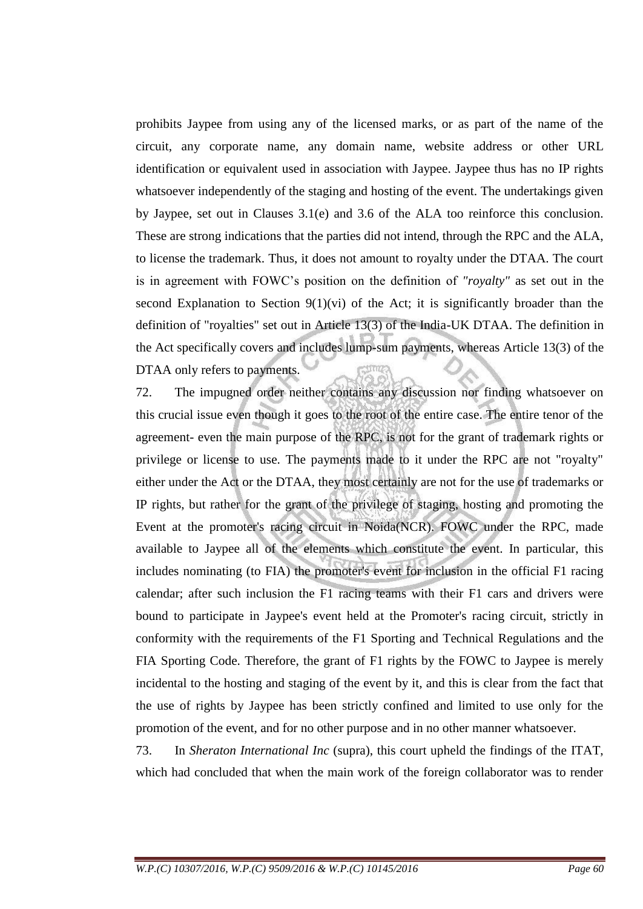prohibits Jaypee from using any of the licensed marks, or as part of the name of the circuit, any corporate name, any domain name, website address or other URL identification or equivalent used in association with Jaypee. Jaypee thus has no IP rights whatsoever independently of the staging and hosting of the event. The undertakings given by Jaypee, set out in Clauses 3.1(e) and 3.6 of the ALA too reinforce this conclusion. These are strong indications that the parties did not intend, through the RPC and the ALA, to license the trademark. Thus, it does not amount to royalty under the DTAA. The court is in agreement with FOWC's position on the definition of *"royalty"* as set out in the second Explanation to Section 9(1)(vi) of the Act; it is significantly broader than the definition of "royalties" set out in Article 13(3) of the India-UK DTAA. The definition in the Act specifically covers and includes lump-sum payments, whereas Article 13(3) of the DTAA only refers to payments.

72. The impugned order neither contains any discussion nor finding whatsoever on this crucial issue even though it goes to the root of the entire case. The entire tenor of the agreement- even the main purpose of the RPC, is not for the grant of trademark rights or privilege or license to use. The payments made to it under the RPC are not "royalty" either under the Act or the DTAA, they most certainly are not for the use of trademarks or IP rights, but rather for the grant of the privilege of staging, hosting and promoting the Event at the promoter's racing circuit in Noida(NCR). FOWC under the RPC, made available to Jaypee all of the elements which constitute the event. In particular, this includes nominating (to FIA) the promoter's event for inclusion in the official F1 racing calendar; after such inclusion the F1 racing teams with their F1 cars and drivers were bound to participate in Jaypee's event held at the Promoter's racing circuit, strictly in conformity with the requirements of the F1 Sporting and Technical Regulations and the FIA Sporting Code. Therefore, the grant of F1 rights by the FOWC to Jaypee is merely incidental to the hosting and staging of the event by it, and this is clear from the fact that the use of rights by Jaypee has been strictly confined and limited to use only for the promotion of the event, and for no other purpose and in no other manner whatsoever.

73. In *Sheraton International Inc* (supra), this court upheld the findings of the ITAT, which had concluded that when the main work of the foreign collaborator was to render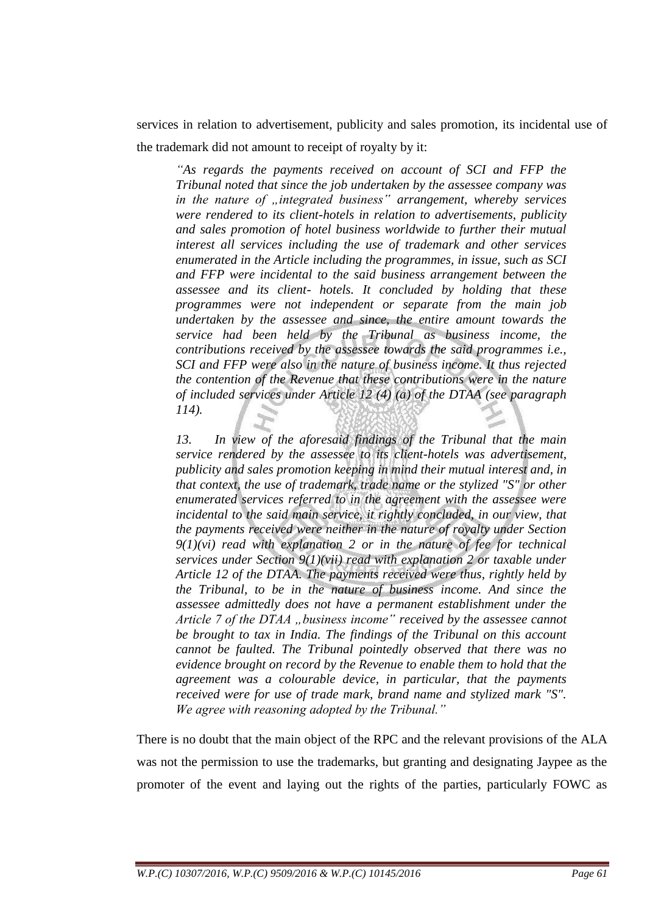services in relation to advertisement, publicity and sales promotion, its incidental use of the trademark did not amount to receipt of royalty by it:

> *"As regards the payments received on account of SCI and FFP the Tribunal noted that since the job undertaken by the assessee company was in the nature of „integrated business" arrangement, whereby services were rendered to its client-hotels in relation to advertisements, publicity and sales promotion of hotel business worldwide to further their mutual interest all services including the use of trademark and other services enumerated in the Article including the programmes, in issue, such as SCI and FFP were incidental to the said business arrangement between the assessee and its client- hotels. It concluded by holding that these programmes were not independent or separate from the main job undertaken by the assessee and since, the entire amount towards the service had been held by the Tribunal as business income, the contributions received by the assessee towards the said programmes i.e., SCI and FFP were also in the nature of business income. It thus rejected the contention of the Revenue that these contributions were in the nature of included services under Article 12 (4) (a) of the DTAA (see paragraph 114).*
>
> *13. In view of the aforesaid findings of the Tribunal that the main service rendered by the assessee to its client-hotels was advertisement, publicity and sales promotion keeping in mind their mutual interest and, in that context, the use of trademark, trade name or the stylized "S" or other enumerated services referred to in the agreement with the assessee were incidental to the said main service, it rightly concluded, in our view, that the payments received were neither in the nature of royalty under Section 9(1)(vi) read with explanation 2 or in the nature of fee for technical services under Section 9(1)(vii) read with explanation 2 or taxable under Article 12 of the DTAA. The payments received were thus, rightly held by the Tribunal, to be in the nature of business income. And since the assessee admittedly does not have a permanent establishment under the Article 7 of the DTAA „business income" received by the assessee cannot be brought to tax in India. The findings of the Tribunal on this account cannot be faulted. The Tribunal pointedly observed that there was no evidence brought on record by the Revenue to enable them to hold that the agreement was a colourable device, in particular, that the payments received were for use of trade mark, brand name and stylized mark "S". We agree with reasoning adopted by the Tribunal."*

There is no doubt that the main object of the RPC and the relevant provisions of the ALA was not the permission to use the trademarks, but granting and designating Jaypee as the promoter of the event and laying out the rights of the parties, particularly FOWC as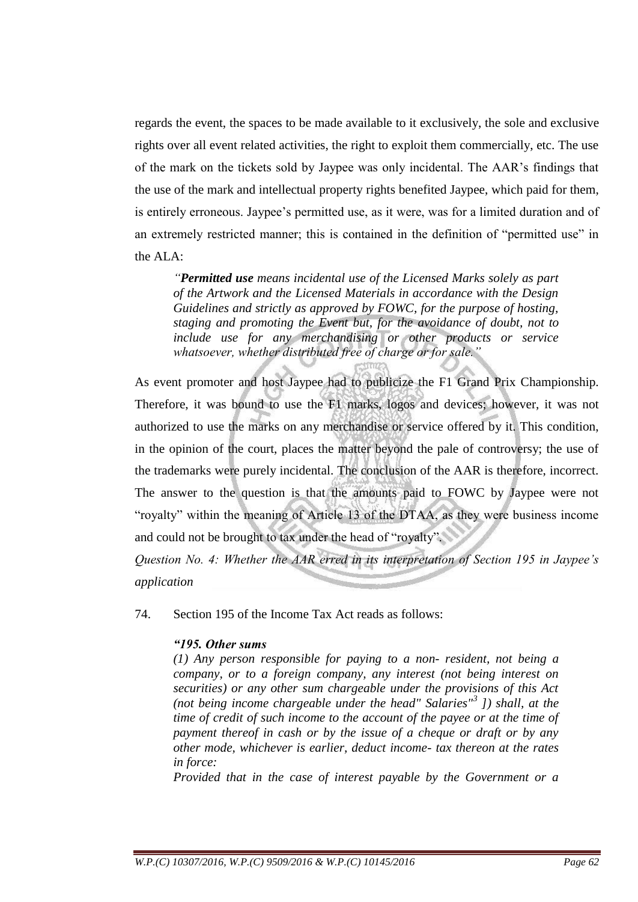regards the event, the spaces to be made available to it exclusively, the sole and exclusive rights over all event related activities, the right to exploit them commercially, etc. The use of the mark on the tickets sold by Jaypee was only incidental. The AAR's findings that the use of the mark and intellectual property rights benefited Jaypee, which paid for them, is entirely erroneous. Jaypee's permitted use, as it were, was for a limited duration and of an extremely restricted manner; this is contained in the definition of "permitted use" in the ALA:

> *"**Permitted use** means incidental use of the Licensed Marks solely as part of the Artwork and the Licensed Materials in accordance with the Design Guidelines and strictly as approved by FOWC, for the purpose of hosting, staging and promoting the Event but, for the avoidance of doubt, not to include use for any merchandising or other products or service whatsoever, whether distributed free of charge or for sale."*

As event promoter and host Jaypee had to publicize the F1 Grand Prix Championship. Therefore, it was bound to use the F1 marks, logos and devices; however, it was not authorized to use the marks on any merchandise or service offered by it. This condition, in the opinion of the court, places the matter beyond the pale of controversy; the use of the trademarks were purely incidental. The conclusion of the AAR is therefore, incorrect. The answer to the question is that the amounts paid to FOWC by Jaypee were not "royalty" within the meaning of Article 13 of the DTAA, as they were business income and could not be brought to tax under the head of "royalty".

*Question No. 4: Whether the AAR erred in its interpretation of Section 195 in Jaypee's application*

74. Section 195 of the Income Tax Act reads as follows:

> ***"195. Other sums***
>
> *(1) Any person responsible for paying to a non- resident, not being a company, or to a foreign company, any interest (not being interest on securities) or any other sum chargeable under the provisions of this Act (not being income chargeable under the head" Salaries"[3] ]) shall, at the time of credit of such income to the account of the payee or at the time of payment thereof in cash or by the issue of a cheque or draft or by any other mode, whichever is earlier, deduct income- tax thereon at the rates in force:*
>
> *Provided that in the case of interest payable by the Government or a*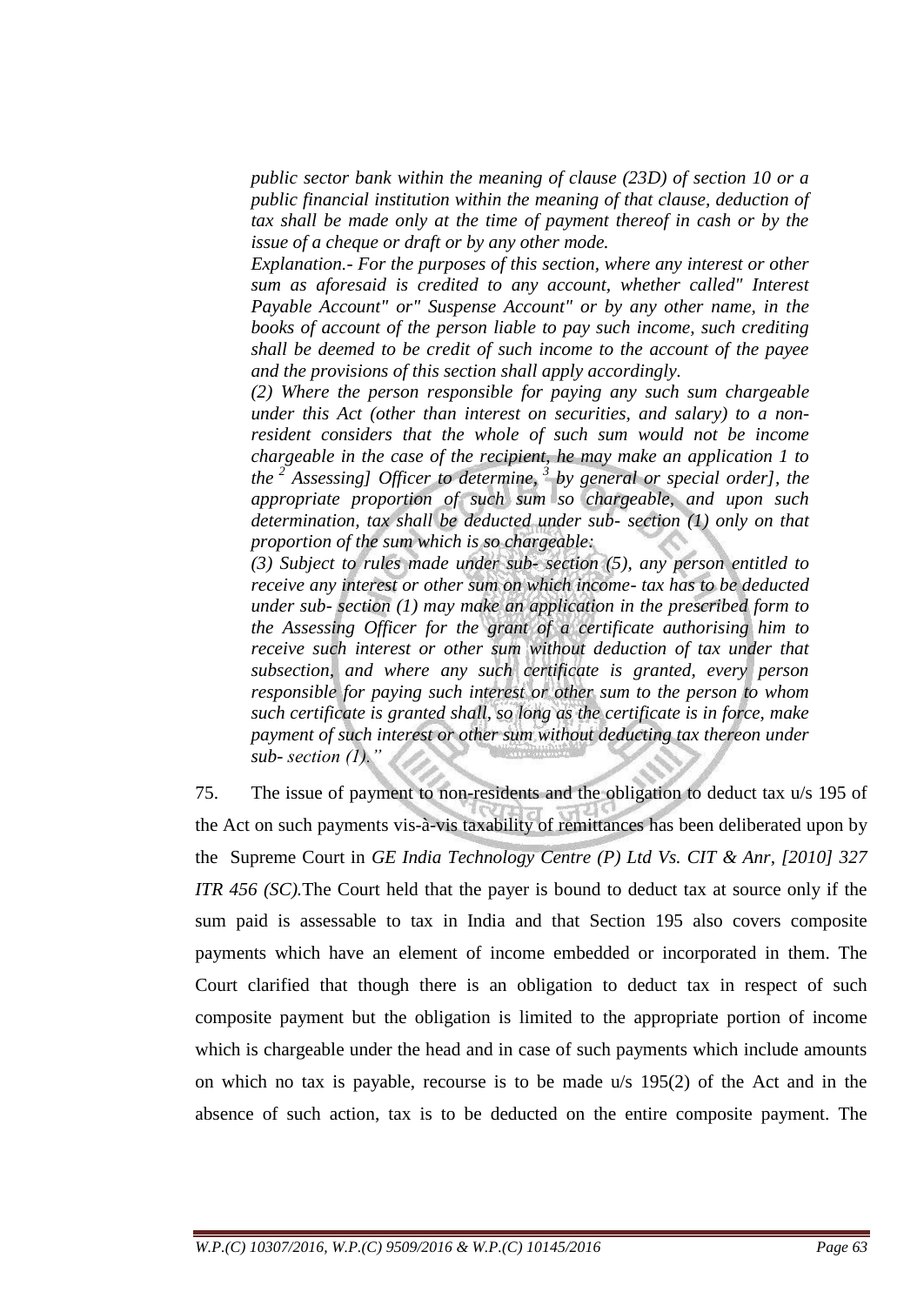*public sector bank within the meaning of clause (23D) of section 10 or a public financial institution within the meaning of that clause, deduction of tax shall be made only at the time of payment thereof in cash or by the issue of a cheque or draft or by any other mode.*

*Explanation.- For the purposes of this section, where any interest or other sum as aforesaid is credited to any account, whether called" Interest Payable Account" or" Suspense Account" or by any other name, in the books of account of the person liable to pay such income, such crediting shall be deemed to be credit of such income to the account of the payee and the provisions of this section shall apply accordingly.*

*(2) Where the person responsible for paying any such sum chargeable under this Act (other than interest on securities, and salary) to a non-resident considers that the whole of such sum would not be income chargeable in the case of the recipient, he may make an application 1 to the [2] Assessing] Officer to determine, [3] by general or special order], the appropriate proportion of such sum so chargeable, and upon such determination, tax shall be deducted under sub- section (1) only on that proportion of the sum which is so chargeable:*

*(3) Subject to rules made under sub- section (5), any person entitled to receive any interest or other sum on which income- tax has to be deducted under sub- section (1) may make an application in the prescribed form to the Assessing Officer for the grant of a certificate authorising him to receive such interest or other sum without deduction of tax under that subsection, and where any such certificate is granted, every person responsible for paying such interest or other sum to the person to whom such certificate is granted shall, so long as the certificate is in force, make payment of such interest or other sum without deducting tax thereon under sub- section (1)."*

75. The issue of payment to non-residents and the obligation to deduct tax u/s 195 of the Act on such payments vis-à-vis taxability of remittances has been deliberated upon by the Supreme Court in *GE India Technology Centre (P) Ltd Vs. CIT & Anr, [2010] 327 ITR 456 (SC).* The Court held that the payer is bound to deduct tax at source only if the sum paid is assessable to tax in India and that Section 195 also covers composite payments which have an element of income embedded or incorporated in them. The Court clarified that though there is an obligation to deduct tax in respect of such composite payment but the obligation is limited to the appropriate portion of income which is chargeable under the head and in case of such payments which include amounts on which no tax is payable, recourse is to be made u/s 195(2) of the Act and in the absence of such action, tax is to be deducted on the entire composite payment. The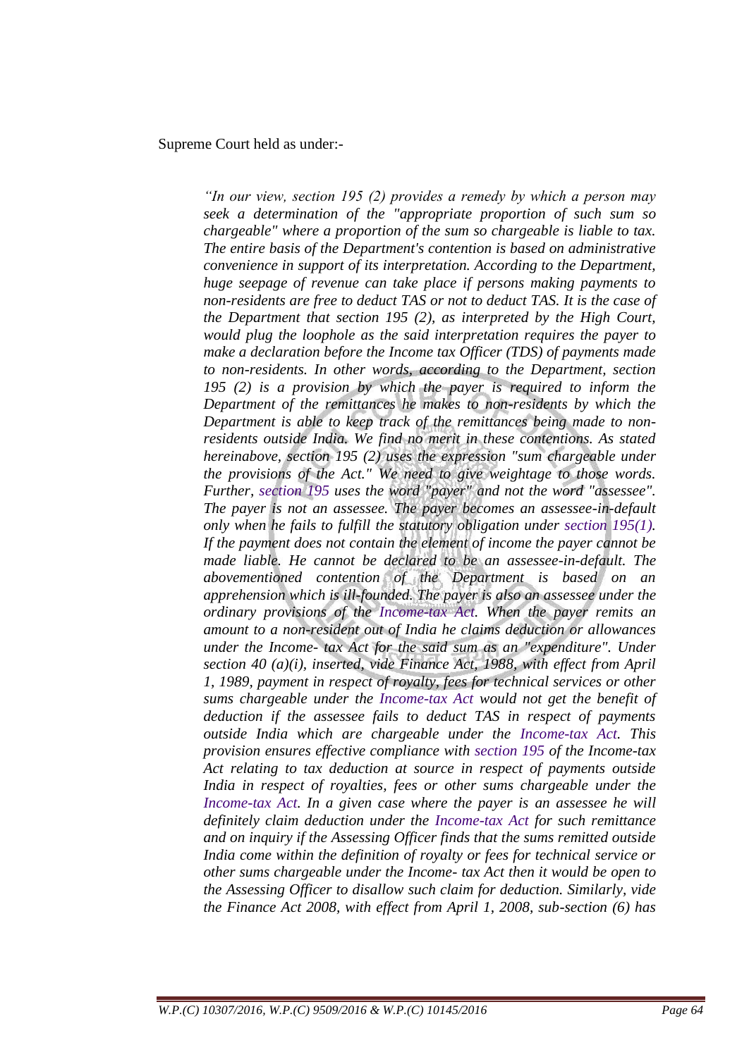Supreme Court held as under:-

> *"In our view, section 195 (2) provides a remedy by which a person may seek a determination of the "appropriate proportion of such sum so chargeable" where a proportion of the sum so chargeable is liable to tax. The entire basis of the Department's contention is based on administrative convenience in support of its interpretation. According to the Department, huge seepage of revenue can take place if persons making payments to non-residents are free to deduct TAS or not to deduct TAS. It is the case of the Department that section 195 (2), as interpreted by the High Court, would plug the loophole as the said interpretation requires the payer to make a declaration before the Income tax Officer (TDS) of payments made to non-residents. In other words, according to the Department, section 195 (2) is a provision by which the payer is required to inform the Department of the remittances he makes to non-residents by which the Department is able to keep track of the remittances being made to non-residents outside India. We find no merit in these contentions. As stated hereinabove, section 195 (2) uses the expression "sum chargeable under the provisions of the Act." We need to give weightage to those words. Further, section 195 uses the word "payer" and not the word "assessee". The payer is not an assessee. The payer becomes an assessee-in-default only when he fails to fulfill the statutory obligation under section 195(1). If the payment does not contain the element of income the payer cannot be made liable. He cannot be declared to be an assessee-in-default. The abovementioned contention of the Department is based on an apprehension which is ill-founded. The payer is also an assessee under the ordinary provisions of the Income-tax Act. When the payer remits an amount to a non-resident out of India he claims deduction or allowances under the Income- tax Act for the said sum as an "expenditure". Under section 40 (a)(i), inserted, vide Finance Act, 1988, with effect from April 1, 1989, payment in respect of royalty, fees for technical services or other sums chargeable under the Income-tax Act would not get the benefit of deduction if the assessee fails to deduct TAS in respect of payments outside India which are chargeable under the Income-tax Act. This provision ensures effective compliance with section 195 of the Income-tax Act relating to tax deduction at source in respect of payments outside India in respect of royalties, fees or other sums chargeable under the Income-tax Act. In a given case where the payer is an assessee he will definitely claim deduction under the Income-tax Act for such remittance and on inquiry if the Assessing Officer finds that the sums remitted outside India come within the definition of royalty or fees for technical service or other sums chargeable under the Income- tax Act then it would be open to the Assessing Officer to disallow such claim for deduction. Similarly, vide the Finance Act 2008, with effect from April 1, 2008, sub-section (6) has*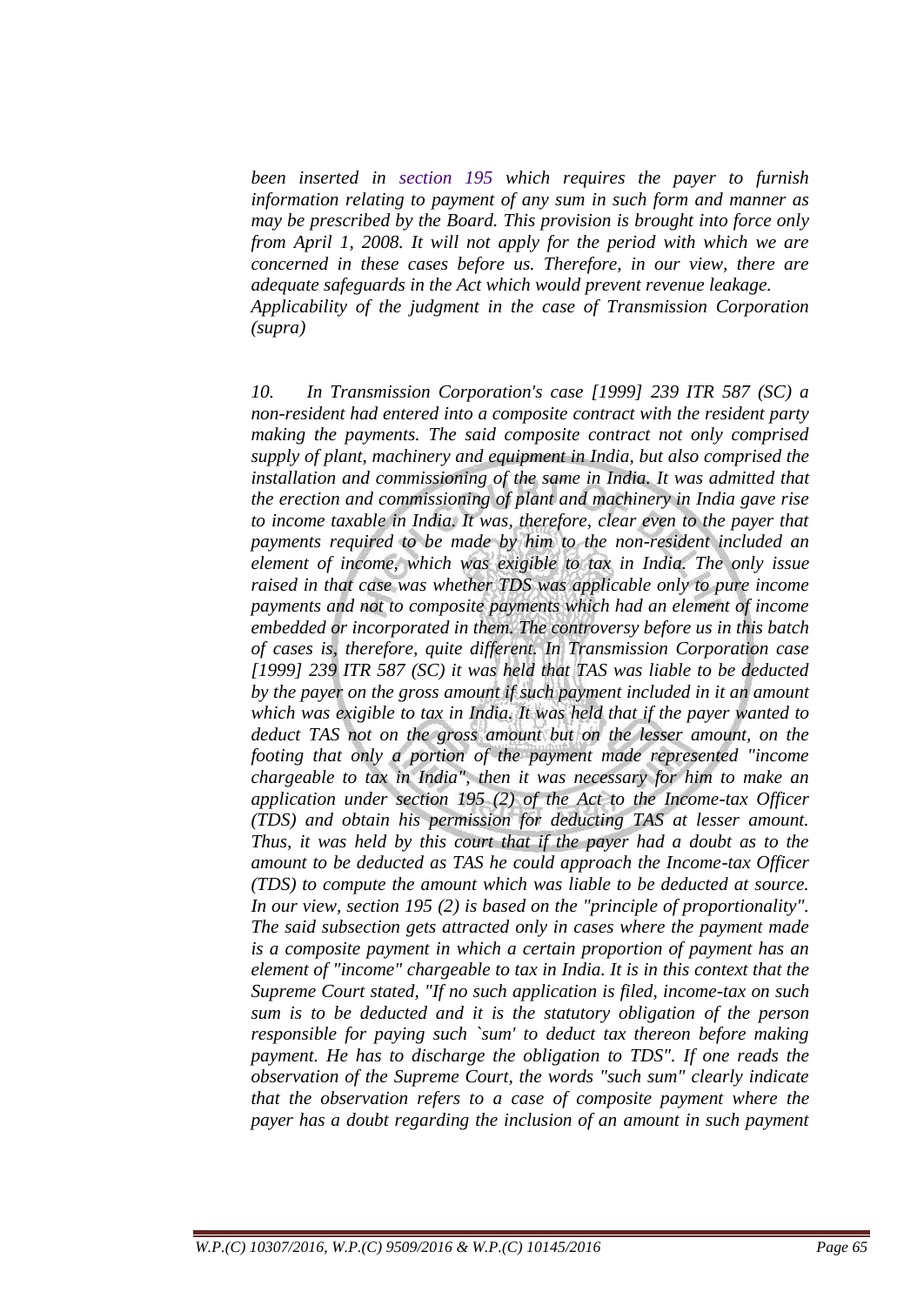*been inserted in section 195 which requires the payer to furnish information relating to payment of any sum in such form and manner as may be prescribed by the Board. This provision is brought into force only from April 1, 2008. It will not apply for the period with which we are concerned in these cases before us. Therefore, in our view, there are adequate safeguards in the Act which would prevent revenue leakage.*

*Applicability of the judgment in the case of Transmission Corporation (supra)*

*10. In Transmission Corporation's case [1999] 239 ITR 587 (SC) a non-resident had entered into a composite contract with the resident party making the payments. The said composite contract not only comprised supply of plant, machinery and equipment in India, but also comprised the installation and commissioning of the same in India. It was admitted that the erection and commissioning of plant and machinery in India gave rise to income taxable in India. It was, therefore, clear even to the payer that payments required to be made by him to the non-resident included an element of income, which was exigible to tax in India. The only issue raised in that case was whether TDS was applicable only to pure income payments and not to composite payments which had an element of income embedded or incorporated in them. The controversy before us in this batch of cases is, therefore, quite different. In Transmission Corporation case [1999] 239 ITR 587 (SC) it was held that TAS was liable to be deducted by the payer on the gross amount if such payment included in it an amount which was exigible to tax in India. It was held that if the payer wanted to deduct TAS not on the gross amount but on the lesser amount, on the footing that only a portion of the payment made represented "income chargeable to tax in India", then it was necessary for him to make an application under section 195 (2) of the Act to the Income-tax Officer (TDS) and obtain his permission for deducting TAS at lesser amount. Thus, it was held by this court that if the payer had a doubt as to the amount to be deducted as TAS he could approach the Income-tax Officer (TDS) to compute the amount which was liable to be deducted at source. In our view, section 195 (2) is based on the "principle of proportionality". The said subsection gets attracted only in cases where the payment made is a composite payment in which a certain proportion of payment has an element of "income" chargeable to tax in India. It is in this context that the Supreme Court stated, "If no such application is filed, income-tax on such sum is to be deducted and it is the statutory obligation of the person responsible for paying such `sum' to deduct tax thereon before making payment. He has to discharge the obligation to TDS". If one reads the observation of the Supreme Court, the words "such sum" clearly indicate that the observation refers to a case of composite payment where the payer has a doubt regarding the inclusion of an amount in such payment*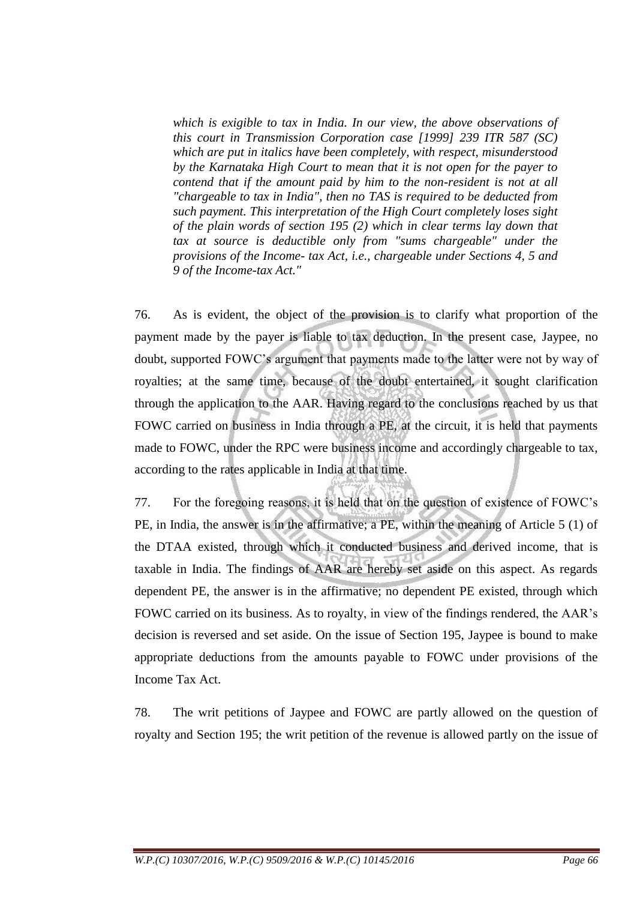*which is exigible to tax in India. In our view, the above observations of this court in Transmission Corporation case [1999] 239 ITR 587 (SC) which are put in italics have been completely, with respect, misunderstood by the Karnataka High Court to mean that it is not open for the payer to contend that if the amount paid by him to the non-resident is not at all "chargeable to tax in India", then no TAS is required to be deducted from such payment. This interpretation of the High Court completely loses sight of the plain words of section 195 (2) which in clear terms lay down that tax at source is deductible only from "sums chargeable" under the provisions of the Income- tax Act, i.e., chargeable under Sections 4, 5 and 9 of the Income-tax Act."*

76. As is evident, the object of the provision is to clarify what proportion of the payment made by the payer is liable to tax deduction. In the present case, Jaypee, no doubt, supported FOWC's argument that payments made to the latter were not by way of royalties; at the same time, because of the doubt entertained, it sought clarification through the application to the AAR. Having regard to the conclusions reached by us that FOWC carried on business in India through a PE, at the circuit, it is held that payments made to FOWC, under the RPC were business income and accordingly chargeable to tax, according to the rates applicable in India at that time.

77. For the foregoing reasons, it is held that on the question of existence of FOWC's PE, in India, the answer is in the affirmative; a PE, within the meaning of Article 5 (1) of the DTAA existed, through which it conducted business and derived income, that is taxable in India. The findings of AAR are hereby set aside on this aspect. As regards dependent PE, the answer is in the affirmative; no dependent PE existed, through which FOWC carried on its business. As to royalty, in view of the findings rendered, the AAR's decision is reversed and set aside. On the issue of Section 195, Jaypee is bound to make appropriate deductions from the amounts payable to FOWC under provisions of the Income Tax Act.

78. The writ petitions of Jaypee and FOWC are partly allowed on the question of royalty and Section 195; the writ petition of the revenue is allowed partly on the issue of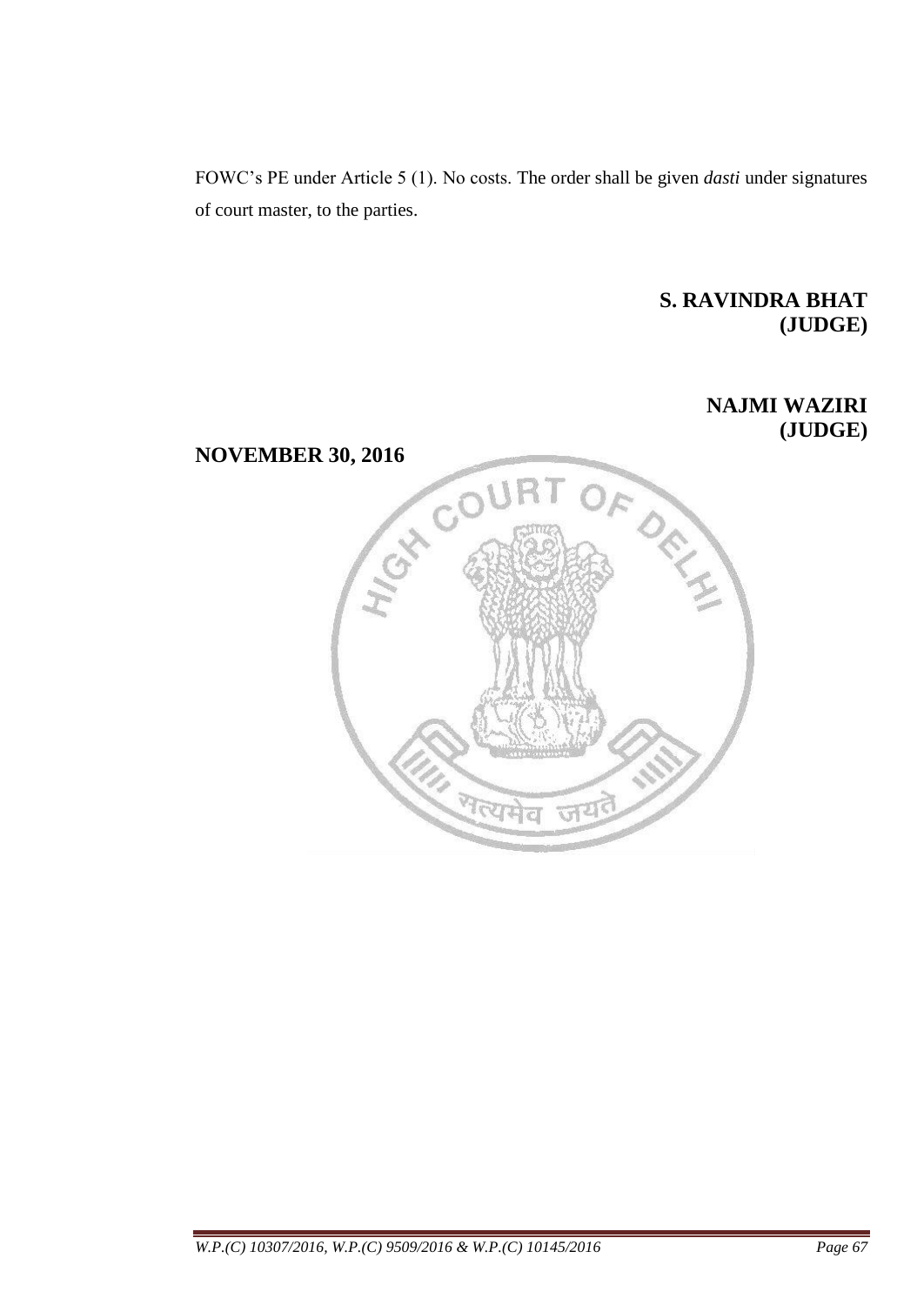FOWC's PE under Article 5 (1). No costs. The order shall be given *dasti* under signatures of court master, to the parties.

**S. RAVINDRA BHAT**
**(JUDGE)**

**NAJMI WAZIRI**
**(JUDGE)**

**NOVEMBER 30, 2016**